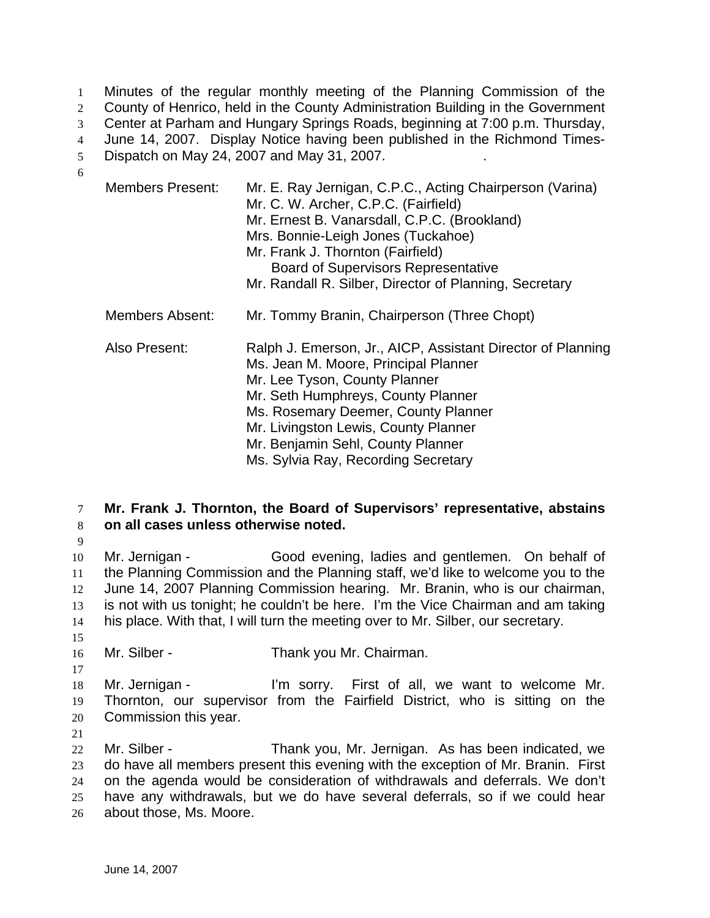Minutes of the regular monthly meeting of the Planning Commission of the County of Henrico, held in the County Administration Building in the Government Center at Parham and Hungary Springs Roads, beginning at 7:00 p.m. Thursday, June 14, 2007. Display Notice having been published in the Richmond Times-Dispatch on May 24, 2007 and May 31, 2007.

| | |
|---|---|
| Members Present: | Mr. E. Ray Jernigan, C.P.C., Acting Chairperson (Varina)<br>Mr. C. W. Archer, C.P.C. (Fairfield)<br>Mr. Ernest B. Vanarsdall, C.P.C. (Brookland)<br>Mrs. Bonnie-Leigh Jones (Tuckahoe)<br>Mr. Frank J. Thornton (Fairfield)<br>Board of Supervisors Representative<br>Mr. Randall R. Silber, Director of Planning, Secretary |
| Members Absent: | Mr. Tommy Branin, Chairperson (Three Chopt) |
| Also Present: | Ralph J. Emerson, Jr., AICP, Assistant Director of Planning<br>Ms. Jean M. Moore, Principal Planner<br>Mr. Lee Tyson, County Planner<br>Mr. Seth Humphreys, County Planner<br>Ms. Rosemary Deemer, County Planner<br>Mr. Livingston Lewis, County Planner<br>Mr. Benjamin Sehl, County Planner<br>Ms. Sylvia Ray, Recording Secretary |

**Mr. Frank J. Thornton, the Board of Supervisors' representative, abstains on all cases unless otherwise noted.**

Mr. Jernigan - Good evening, ladies and gentlemen. On behalf of the Planning Commission and the Planning staff, we'd like to welcome you to the June 14, 2007 Planning Commission hearing. Mr. Branin, who is our chairman, is not with us tonight; he couldn't be here. I'm the Vice Chairman and am taking his place. With that, I will turn the meeting over to Mr. Silber, our secretary.

Mr. Silber - Thank you Mr. Chairman.

Mr. Jernigan - I'm sorry. First of all, we want to welcome Mr. Thornton, our supervisor from the Fairfield District, who is sitting on the Commission this year.

Mr. Silber - Thank you, Mr. Jernigan. As has been indicated, we do have all members present this evening with the exception of Mr. Branin. First on the agenda would be consideration of withdrawals and deferrals. We don't have any withdrawals, but we do have several deferrals, so if we could hear about those, Ms. Moore.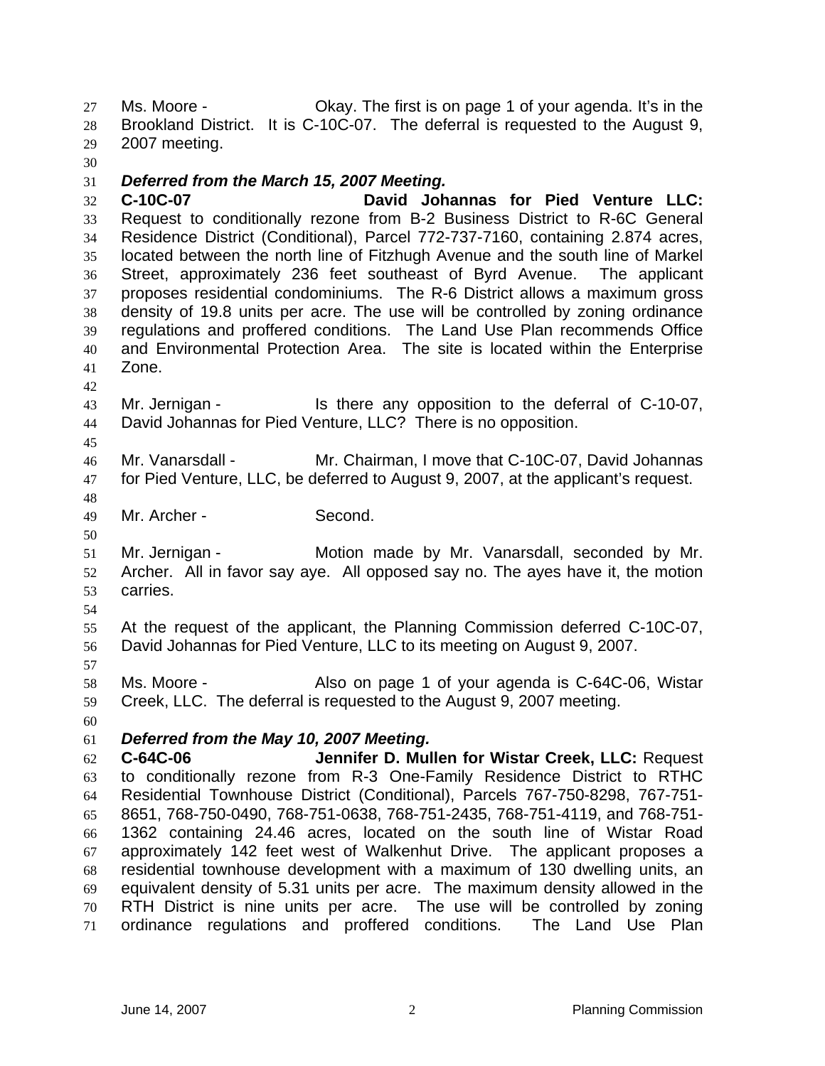Ms. Moore - Okay. The first is on page 1 of your agenda. It's in the Brookland District. It is C-10C-07. The deferral is requested to the August 9, 2007 meeting.

***Deferred from the March 15, 2007 Meeting.***

**C-10C-07 David Johannas for Pied Venture LLC:** Request to conditionally rezone from B-2 Business District to R-6C General Residence District (Conditional), Parcel 772-737-7160, containing 2.874 acres, located between the north line of Fitzhugh Avenue and the south line of Markel Street, approximately 236 feet southeast of Byrd Avenue. The applicant proposes residential condominiums. The R-6 District allows a maximum gross density of 19.8 units per acre. The use will be controlled by zoning ordinance regulations and proffered conditions. The Land Use Plan recommends Office and Environmental Protection Area. The site is located within the Enterprise Zone.

Mr. Jernigan - Is there any opposition to the deferral of C-10-07, David Johannas for Pied Venture, LLC? There is no opposition.

Mr. Vanarsdall - Mr. Chairman, I move that C-10C-07, David Johannas for Pied Venture, LLC, be deferred to August 9, 2007, at the applicant's request.

Mr. Archer - Second.

Mr. Jernigan - Motion made by Mr. Vanarsdall, seconded by Mr. Archer. All in favor say aye. All opposed say no. The ayes have it, the motion carries.

At the request of the applicant, the Planning Commission deferred C-10C-07, David Johannas for Pied Venture, LLC to its meeting on August 9, 2007.

Ms. Moore - Also on page 1 of your agenda is C-64C-06, Wistar Creek, LLC. The deferral is requested to the August 9, 2007 meeting.

***Deferred from the May 10, 2007 Meeting.***

**C-64C-06 Jennifer D. Mullen for Wistar Creek, LLC:** Request to conditionally rezone from R-3 One-Family Residence District to RTHC Residential Townhouse District (Conditional), Parcels 767-750-8298, 767-751-8651, 768-750-0490, 768-751-0638, 768-751-2435, 768-751-4119, and 768-751-1362 containing 24.46 acres, located on the south line of Wistar Road approximately 142 feet west of Walkenhut Drive. The applicant proposes a residential townhouse development with a maximum of 130 dwelling units, an equivalent density of 5.31 units per acre. The maximum density allowed in the RTH District is nine units per acre. The use will be controlled by zoning ordinance regulations and proffered conditions. The Land Use Plan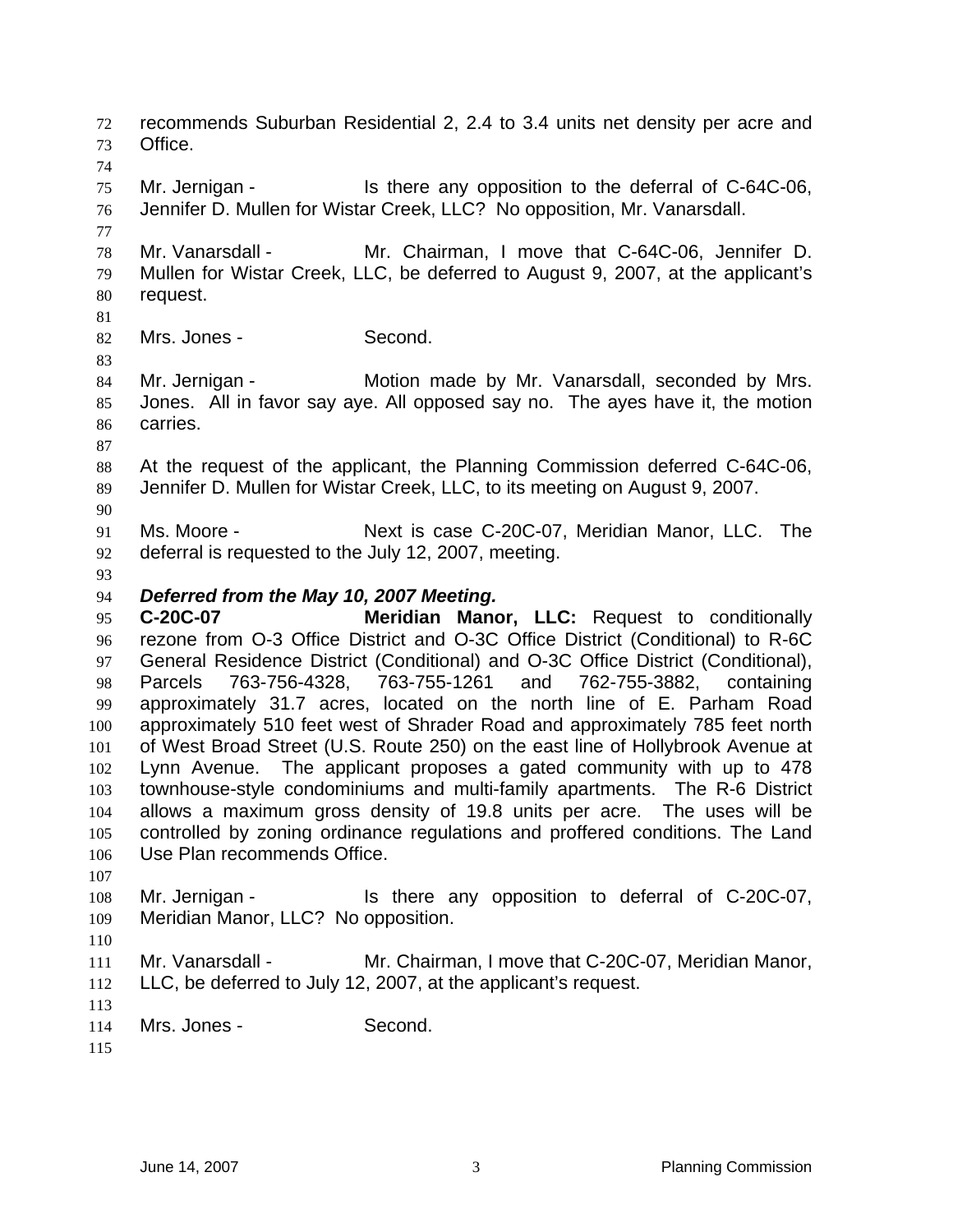recommends Suburban Residential 2, 2.4 to 3.4 units net density per acre and Office.

Mr. Jernigan - Is there any opposition to the deferral of C-64C-06, Jennifer D. Mullen for Wistar Creek, LLC? No opposition, Mr. Vanarsdall.

Mr. Vanarsdall - Mr. Chairman, I move that C-64C-06, Jennifer D. Mullen for Wistar Creek, LLC, be deferred to August 9, 2007, at the applicant's request.

Mrs. Jones - Second.

Mr. Jernigan - Motion made by Mr. Vanarsdall, seconded by Mrs. Jones. All in favor say aye. All opposed say no. The ayes have it, the motion carries.

At the request of the applicant, the Planning Commission deferred C-64C-06, Jennifer D. Mullen for Wistar Creek, LLC, to its meeting on August 9, 2007.

Ms. Moore - Next is case C-20C-07, Meridian Manor, LLC. The deferral is requested to the July 12, 2007, meeting.

***Deferred from the May 10, 2007 Meeting.***

**C-20C-07** **Meridian Manor, LLC:** Request to conditionally rezone from O-3 Office District and O-3C Office District (Conditional) to R-6C General Residence District (Conditional) and O-3C Office District (Conditional), Parcels 763-756-4328, 763-755-1261 and 762-755-3882, containing approximately 31.7 acres, located on the north line of E. Parham Road approximately 510 feet west of Shrader Road and approximately 785 feet north of West Broad Street (U.S. Route 250) on the east line of Hollybrook Avenue at Lynn Avenue. The applicant proposes a gated community with up to 478 townhouse-style condominiums and multi-family apartments. The R-6 District allows a maximum gross density of 19.8 units per acre. The uses will be controlled by zoning ordinance regulations and proffered conditions. The Land Use Plan recommends Office.

Mr. Jernigan - Is there any opposition to deferral of C-20C-07, Meridian Manor, LLC? No opposition.

Mr. Vanarsdall - Mr. Chairman, I move that C-20C-07, Meridian Manor, LLC, be deferred to July 12, 2007, at the applicant's request.

Mrs. Jones - Second.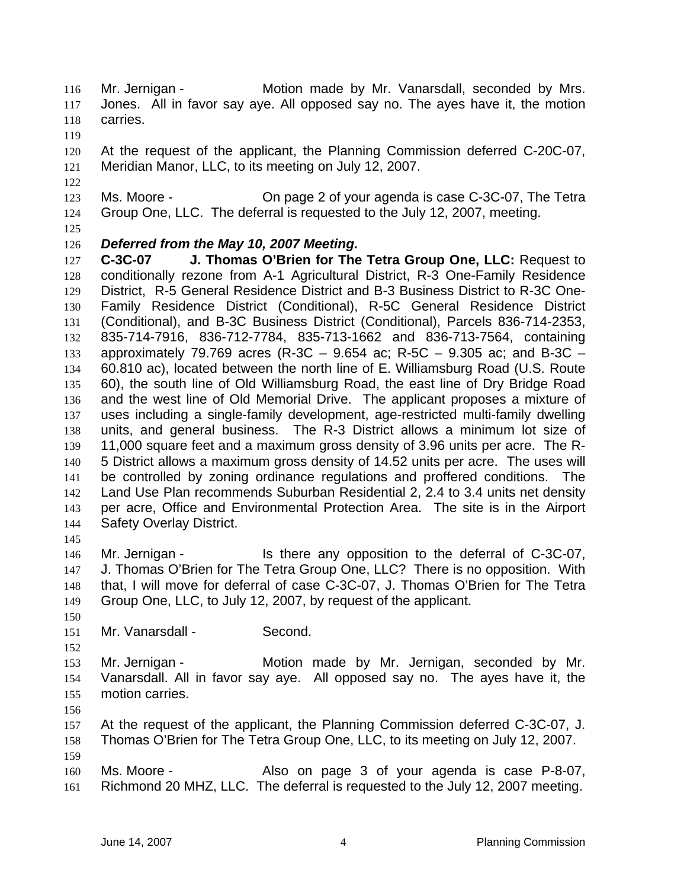Mr. Jernigan - Motion made by Mr. Vanarsdall, seconded by Mrs. Jones. All in favor say aye. All opposed say no. The ayes have it, the motion carries.

At the request of the applicant, the Planning Commission deferred C-20C-07, Meridian Manor, LLC, to its meeting on July 12, 2007.

Ms. Moore - On page 2 of your agenda is case C-3C-07, The Tetra Group One, LLC. The deferral is requested to the July 12, 2007, meeting.

***Deferred from the May 10, 2007 Meeting.***

**C-3C-07 J. Thomas O'Brien for The Tetra Group One, LLC:** Request to conditionally rezone from A-1 Agricultural District, R-3 One-Family Residence District, R-5 General Residence District and B-3 Business District to R-3C One-Family Residence District (Conditional), R-5C General Residence District (Conditional), and B-3C Business District (Conditional), Parcels 836-714-2353, 835-714-7916, 836-712-7784, 835-713-1662 and 836-713-7564, containing approximately 79.769 acres (R-3C – 9.654 ac; R-5C – 9.305 ac; and B-3C – 60.810 ac), located between the north line of E. Williamsburg Road (U.S. Route 60), the south line of Old Williamsburg Road, the east line of Dry Bridge Road and the west line of Old Memorial Drive. The applicant proposes a mixture of uses including a single-family development, age-restricted multi-family dwelling units, and general business. The R-3 District allows a minimum lot size of 11,000 square feet and a maximum gross density of 3.96 units per acre. The R-5 District allows a maximum gross density of 14.52 units per acre. The uses will be controlled by zoning ordinance regulations and proffered conditions. The Land Use Plan recommends Suburban Residential 2, 2.4 to 3.4 units net density per acre, Office and Environmental Protection Area. The site is in the Airport Safety Overlay District.

Mr. Jernigan - Is there any opposition to the deferral of C-3C-07, J. Thomas O'Brien for The Tetra Group One, LLC? There is no opposition. With that, I will move for deferral of case C-3C-07, J. Thomas O'Brien for The Tetra Group One, LLC, to July 12, 2007, by request of the applicant.

Mr. Vanarsdall - Second.

Mr. Jernigan - Motion made by Mr. Jernigan, seconded by Mr. Vanarsdall. All in favor say aye. All opposed say no. The ayes have it, the motion carries.

At the request of the applicant, the Planning Commission deferred C-3C-07, J. Thomas O'Brien for The Tetra Group One, LLC, to its meeting on July 12, 2007.

Ms. Moore - Also on page 3 of your agenda is case P-8-07, Richmond 20 MHZ, LLC. The deferral is requested to the July 12, 2007 meeting.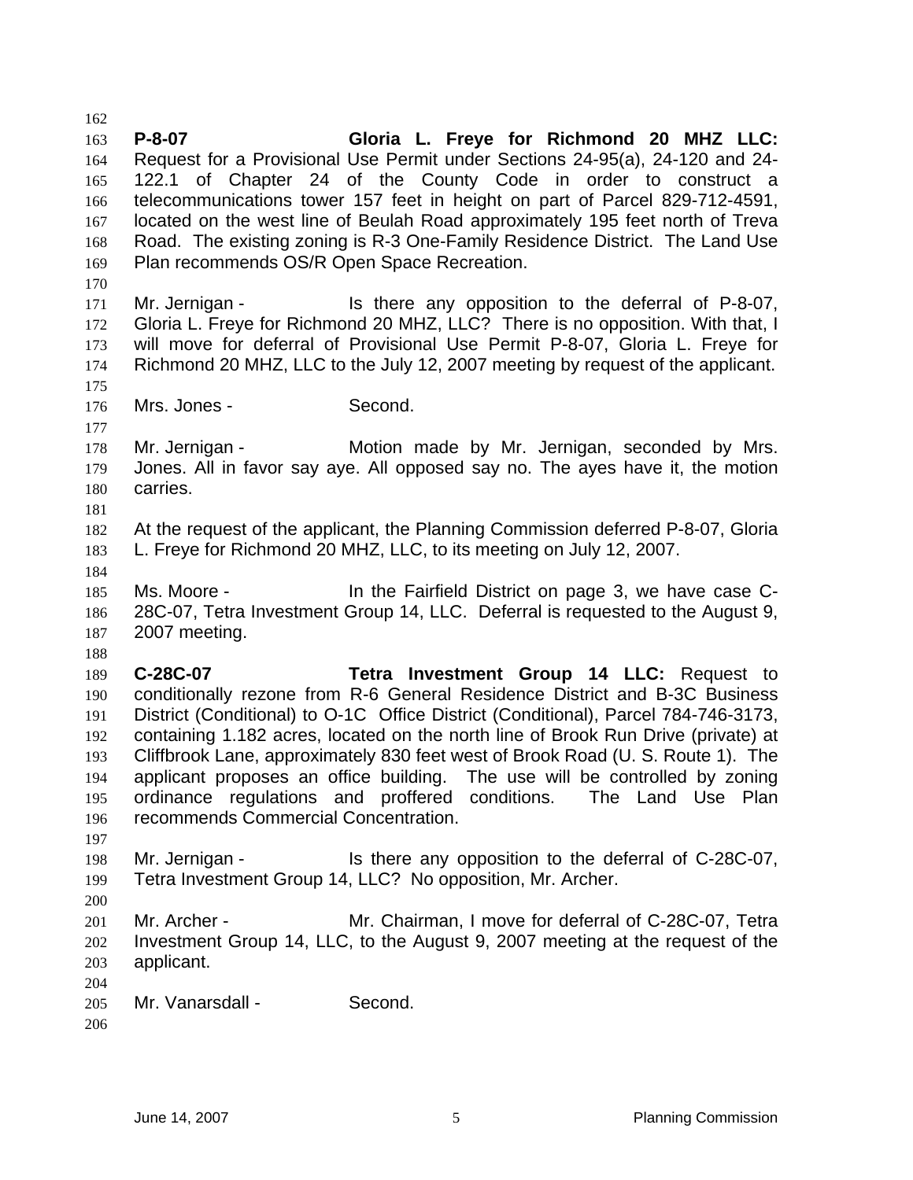**P-8-07 Gloria L. Freye for Richmond 20 MHZ LLC:** Request for a Provisional Use Permit under Sections 24-95(a), 24-120 and 24-122.1 of Chapter 24 of the County Code in order to construct a telecommunications tower 157 feet in height on part of Parcel 829-712-4591, located on the west line of Beulah Road approximately 195 feet north of Treva Road. The existing zoning is R-3 One-Family Residence District. The Land Use Plan recommends OS/R Open Space Recreation.

Mr. Jernigan - Is there any opposition to the deferral of P-8-07, Gloria L. Freye for Richmond 20 MHZ, LLC? There is no opposition. With that, I will move for deferral of Provisional Use Permit P-8-07, Gloria L. Freye for Richmond 20 MHZ, LLC to the July 12, 2007 meeting by request of the applicant.

Mrs. Jones - Second.

Mr. Jernigan - Motion made by Mr. Jernigan, seconded by Mrs. Jones. All in favor say aye. All opposed say no. The ayes have it, the motion carries.

At the request of the applicant, the Planning Commission deferred P-8-07, Gloria L. Freye for Richmond 20 MHZ, LLC, to its meeting on July 12, 2007.

Ms. Moore - In the Fairfield District on page 3, we have case C-28C-07, Tetra Investment Group 14, LLC. Deferral is requested to the August 9, 2007 meeting.

**C-28C-07 Tetra Investment Group 14 LLC:** Request to conditionally rezone from R-6 General Residence District and B-3C Business District (Conditional) to O-1C Office District (Conditional), Parcel 784-746-3173, containing 1.182 acres, located on the north line of Brook Run Drive (private) at Cliffbrook Lane, approximately 830 feet west of Brook Road (U. S. Route 1). The applicant proposes an office building. The use will be controlled by zoning ordinance regulations and proffered conditions. The Land Use Plan recommends Commercial Concentration.

Mr. Jernigan - Is there any opposition to the deferral of C-28C-07, Tetra Investment Group 14, LLC? No opposition, Mr. Archer.

Mr. Archer - Mr. Chairman, I move for deferral of C-28C-07, Tetra Investment Group 14, LLC, to the August 9, 2007 meeting at the request of the applicant.

Mr. Vanarsdall - Second.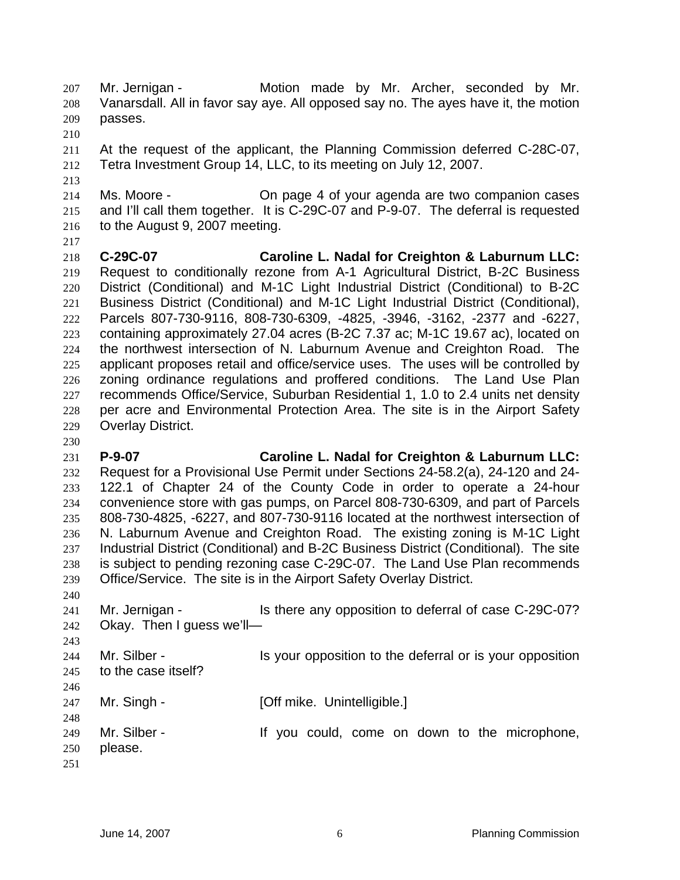Mr. Jernigan - Motion made by Mr. Archer, seconded by Mr. Vanarsdall. All in favor say aye. All opposed say no. The ayes have it, the motion passes.

At the request of the applicant, the Planning Commission deferred C-28C-07, Tetra Investment Group 14, LLC, to its meeting on July 12, 2007.

Ms. Moore - On page 4 of your agenda are two companion cases and I'll call them together. It is C-29C-07 and P-9-07. The deferral is requested to the August 9, 2007 meeting.

**C-29C-07 Caroline L. Nadal for Creighton & Laburnum LLC:** Request to conditionally rezone from A-1 Agricultural District, B-2C Business District (Conditional) and M-1C Light Industrial District (Conditional) to B-2C Business District (Conditional) and M-1C Light Industrial District (Conditional), Parcels 807-730-9116, 808-730-6309, -4825, -3946, -3162, -2377 and -6227, containing approximately 27.04 acres (B-2C 7.37 ac; M-1C 19.67 ac), located on the northwest intersection of N. Laburnum Avenue and Creighton Road. The applicant proposes retail and office/service uses. The uses will be controlled by zoning ordinance regulations and proffered conditions. The Land Use Plan recommends Office/Service, Suburban Residential 1, 1.0 to 2.4 units net density per acre and Environmental Protection Area. The site is in the Airport Safety Overlay District.

**P-9-07 Caroline L. Nadal for Creighton & Laburnum LLC:** Request for a Provisional Use Permit under Sections 24-58.2(a), 24-120 and 24-122.1 of Chapter 24 of the County Code in order to operate a 24-hour convenience store with gas pumps, on Parcel 808-730-6309, and part of Parcels 808-730-4825, -6227, and 807-730-9116 located at the northwest intersection of N. Laburnum Avenue and Creighton Road. The existing zoning is M-1C Light Industrial District (Conditional) and B-2C Business District (Conditional). The site is subject to pending rezoning case C-29C-07. The Land Use Plan recommends Office/Service. The site is in the Airport Safety Overlay District.

Mr. Jernigan - Is there any opposition to deferral of case C-29C-07? Okay. Then I guess we'll—

Mr. Silber - Is your opposition to the deferral or is your opposition to the case itself?

Mr. Singh - [Off mike. Unintelligible.]

Mr. Silber - If you could, come on down to the microphone, please.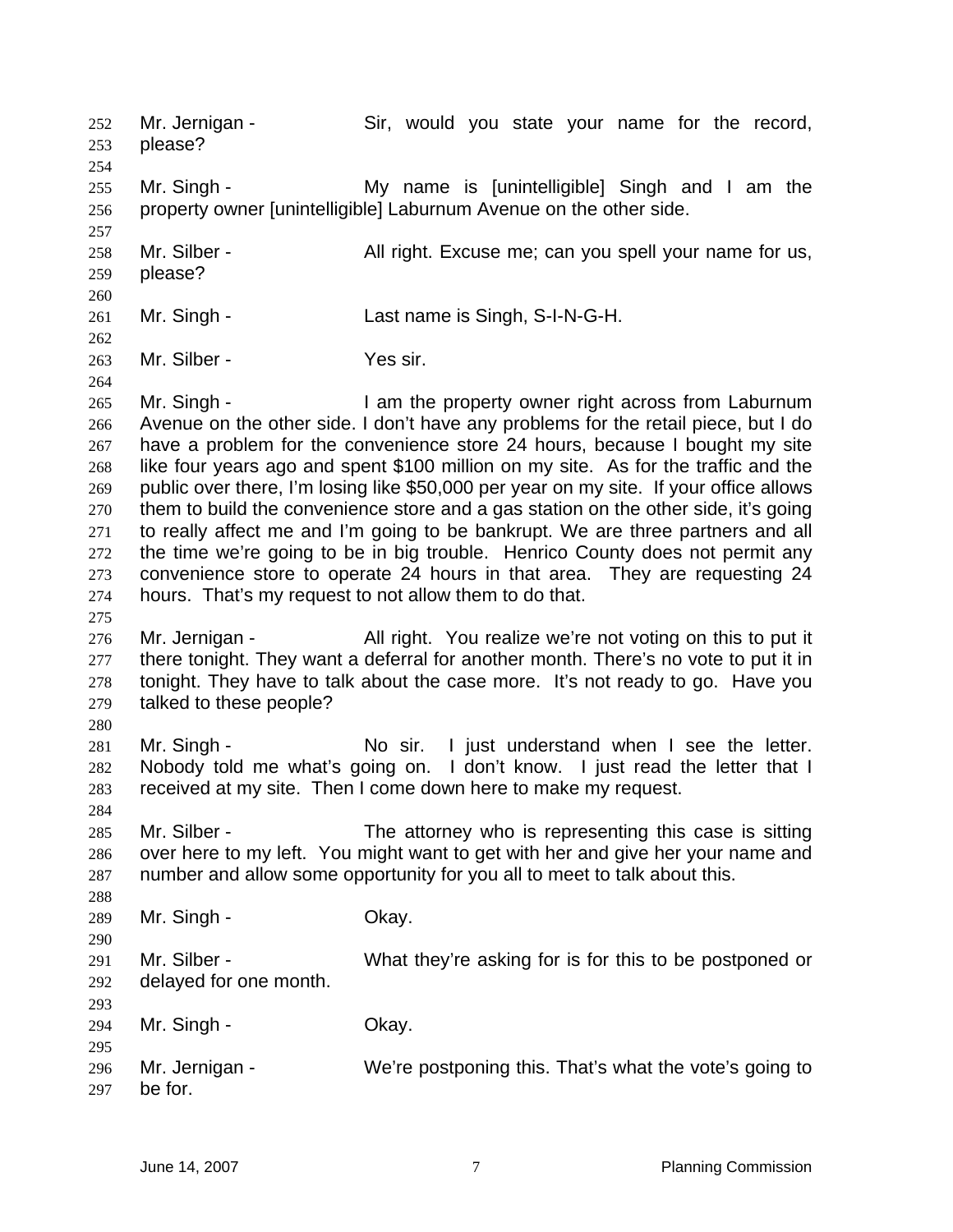Mr. Jernigan - Sir, would you state your name for the record, please?

Mr. Singh - My name is [unintelligible] Singh and I am the property owner [unintelligible] Laburnum Avenue on the other side.

Mr. Silber - All right. Excuse me; can you spell your name for us, please?

Mr. Singh - Last name is Singh, S-I-N-G-H.

Mr. Silber - Yes sir.

Mr. Singh - I am the property owner right across from Laburnum Avenue on the other side. I don't have any problems for the retail piece, but I do have a problem for the convenience store 24 hours, because I bought my site like four years ago and spent $100 million on my site. As for the traffic and the public over there, I'm losing like $50,000 per year on my site. If your office allows them to build the convenience store and a gas station on the other side, it's going to really affect me and I'm going to be bankrupt. We are three partners and all the time we're going to be in big trouble. Henrico County does not permit any convenience store to operate 24 hours in that area. They are requesting 24 hours. That's my request to not allow them to do that.

Mr. Jernigan - All right. You realize we're not voting on this to put it there tonight. They want a deferral for another month. There's no vote to put it in tonight. They have to talk about the case more. It's not ready to go. Have you talked to these people?

Mr. Singh - No sir. I just understand when I see the letter. Nobody told me what's going on. I don't know. I just read the letter that I received at my site. Then I come down here to make my request.

Mr. Silber - The attorney who is representing this case is sitting over here to my left. You might want to get with her and give her your name and number and allow some opportunity for you all to meet to talk about this.

Mr. Singh - Okay.

Mr. Silber - What they're asking for is for this to be postponed or delayed for one month.

Mr. Singh - Okay.

Mr. Jernigan - We're postponing this. That's what the vote's going to be for.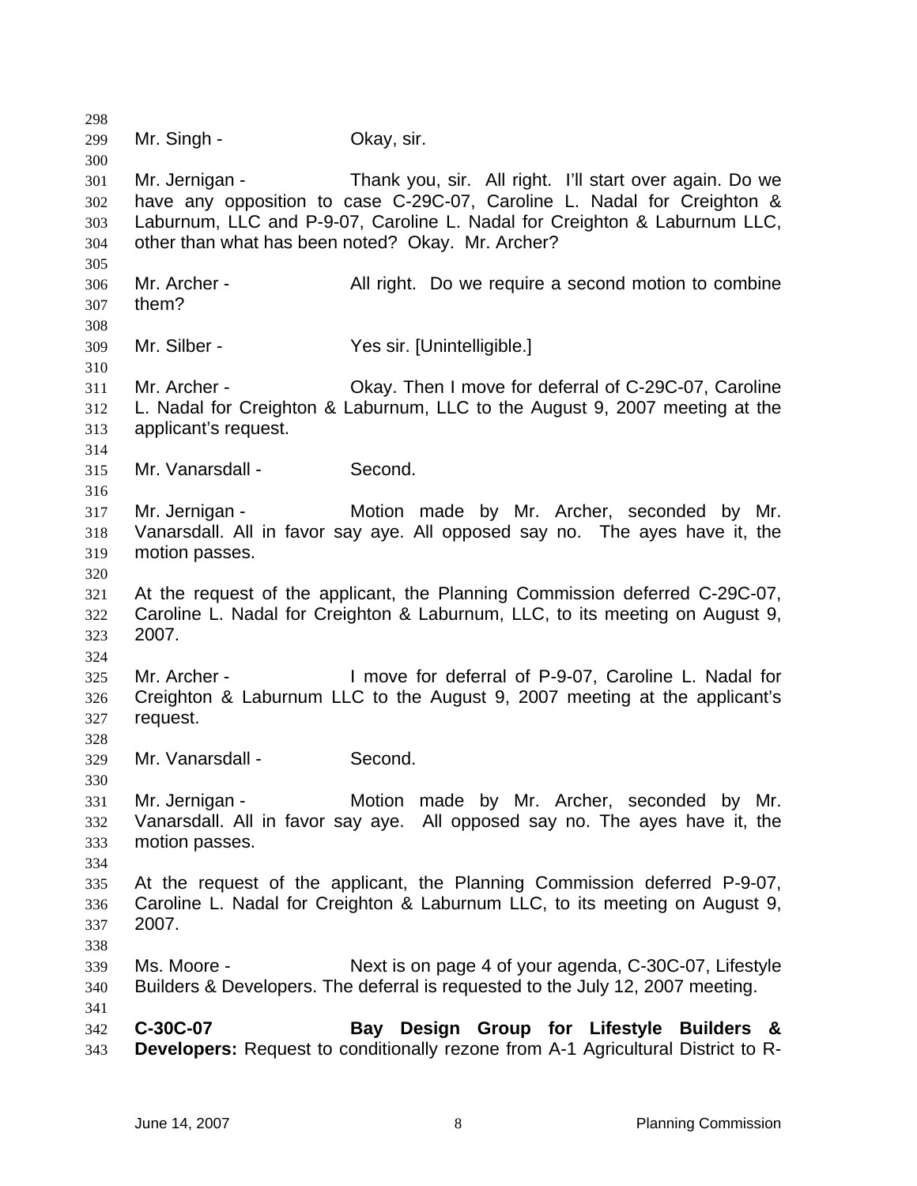Mr. Singh - Okay, sir.

Mr. Jernigan - Thank you, sir. All right. I'll start over again. Do we have any opposition to case C-29C-07, Caroline L. Nadal for Creighton & Laburnum, LLC and P-9-07, Caroline L. Nadal for Creighton & Laburnum LLC, other than what has been noted? Okay. Mr. Archer?

Mr. Archer - All right. Do we require a second motion to combine them?

Mr. Silber - Yes sir. [Unintelligible.]

Mr. Archer - Okay. Then I move for deferral of C-29C-07, Caroline L. Nadal for Creighton & Laburnum, LLC to the August 9, 2007 meeting at the applicant's request.

Mr. Vanarsdall - Second.

Mr. Jernigan - Motion made by Mr. Archer, seconded by Mr. Vanarsdall. All in favor say aye. All opposed say no. The ayes have it, the motion passes.

At the request of the applicant, the Planning Commission deferred C-29C-07, Caroline L. Nadal for Creighton & Laburnum, LLC, to its meeting on August 9, 2007.

Mr. Archer - I move for deferral of P-9-07, Caroline L. Nadal for Creighton & Laburnum LLC to the August 9, 2007 meeting at the applicant's request.

Mr. Vanarsdall - Second.

Mr. Jernigan - Motion made by Mr. Archer, seconded by Mr. Vanarsdall. All in favor say aye. All opposed say no. The ayes have it, the motion passes.

At the request of the applicant, the Planning Commission deferred P-9-07, Caroline L. Nadal for Creighton & Laburnum LLC, to its meeting on August 9, 2007.

Ms. Moore - Next is on page 4 of your agenda, C-30C-07, Lifestyle Builders & Developers. The deferral is requested to the July 12, 2007 meeting.

**C-30C-07 Bay Design Group for Lifestyle Builders & Developers:** Request to conditionally rezone from A-1 Agricultural District to R-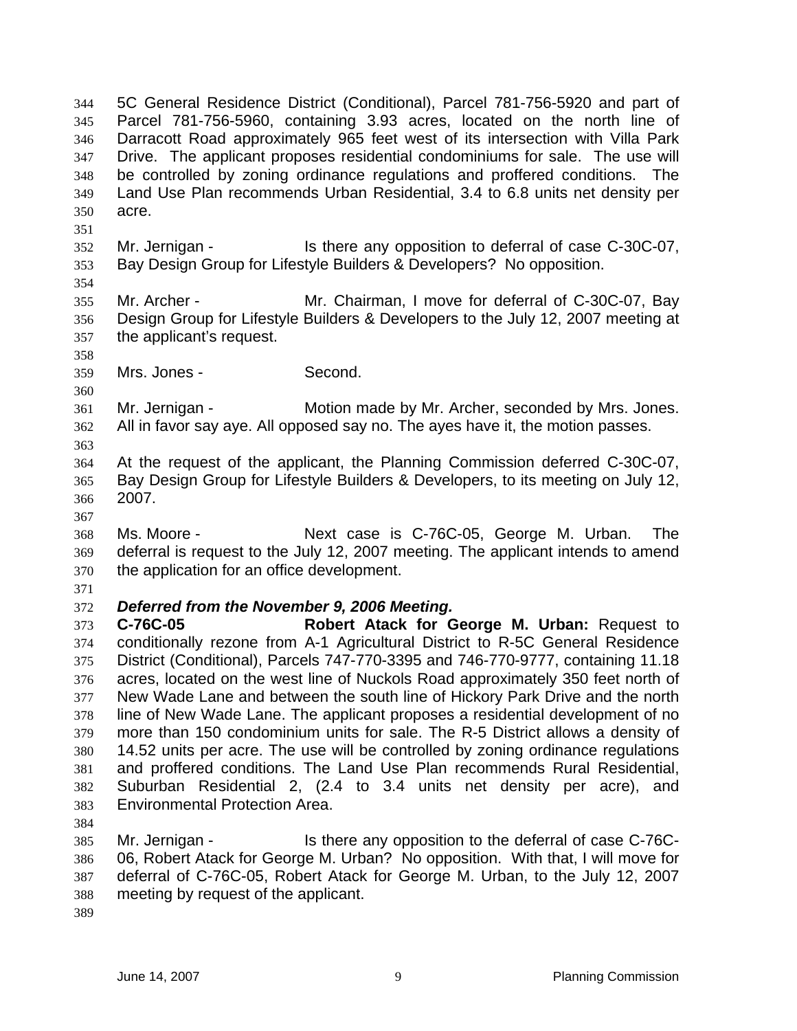5C General Residence District (Conditional), Parcel 781-756-5920 and part of Parcel 781-756-5960, containing 3.93 acres, located on the north line of Darracott Road approximately 965 feet west of its intersection with Villa Park Drive. The applicant proposes residential condominiums for sale. The use will be controlled by zoning ordinance regulations and proffered conditions. The Land Use Plan recommends Urban Residential, 3.4 to 6.8 units net density per acre.

Mr. Jernigan - Is there any opposition to deferral of case C-30C-07, Bay Design Group for Lifestyle Builders & Developers? No opposition.

Mr. Archer - Mr. Chairman, I move for deferral of C-30C-07, Bay Design Group for Lifestyle Builders & Developers to the July 12, 2007 meeting at the applicant's request.

Mrs. Jones - Second.

Mr. Jernigan - Motion made by Mr. Archer, seconded by Mrs. Jones. All in favor say aye. All opposed say no. The ayes have it, the motion passes.

At the request of the applicant, the Planning Commission deferred C-30C-07, Bay Design Group for Lifestyle Builders & Developers, to its meeting on July 12, 2007.

Ms. Moore - Next case is C-76C-05, George M. Urban. The deferral is request to the July 12, 2007 meeting. The applicant intends to amend the application for an office development.

***Deferred from the November 9, 2006 Meeting.***

**C-76C-05 Robert Atack for George M. Urban:** Request to conditionally rezone from A-1 Agricultural District to R-5C General Residence District (Conditional), Parcels 747-770-3395 and 746-770-9777, containing 11.18 acres, located on the west line of Nuckols Road approximately 350 feet north of New Wade Lane and between the south line of Hickory Park Drive and the north line of New Wade Lane. The applicant proposes a residential development of no more than 150 condominium units for sale. The R-5 District allows a density of 14.52 units per acre. The use will be controlled by zoning ordinance regulations and proffered conditions. The Land Use Plan recommends Rural Residential, Suburban Residential 2, (2.4 to 3.4 units net density per acre), and Environmental Protection Area.

Mr. Jernigan - Is there any opposition to the deferral of case C-76C-06, Robert Atack for George M. Urban? No opposition. With that, I will move for deferral of C-76C-05, Robert Atack for George M. Urban, to the July 12, 2007 meeting by request of the applicant.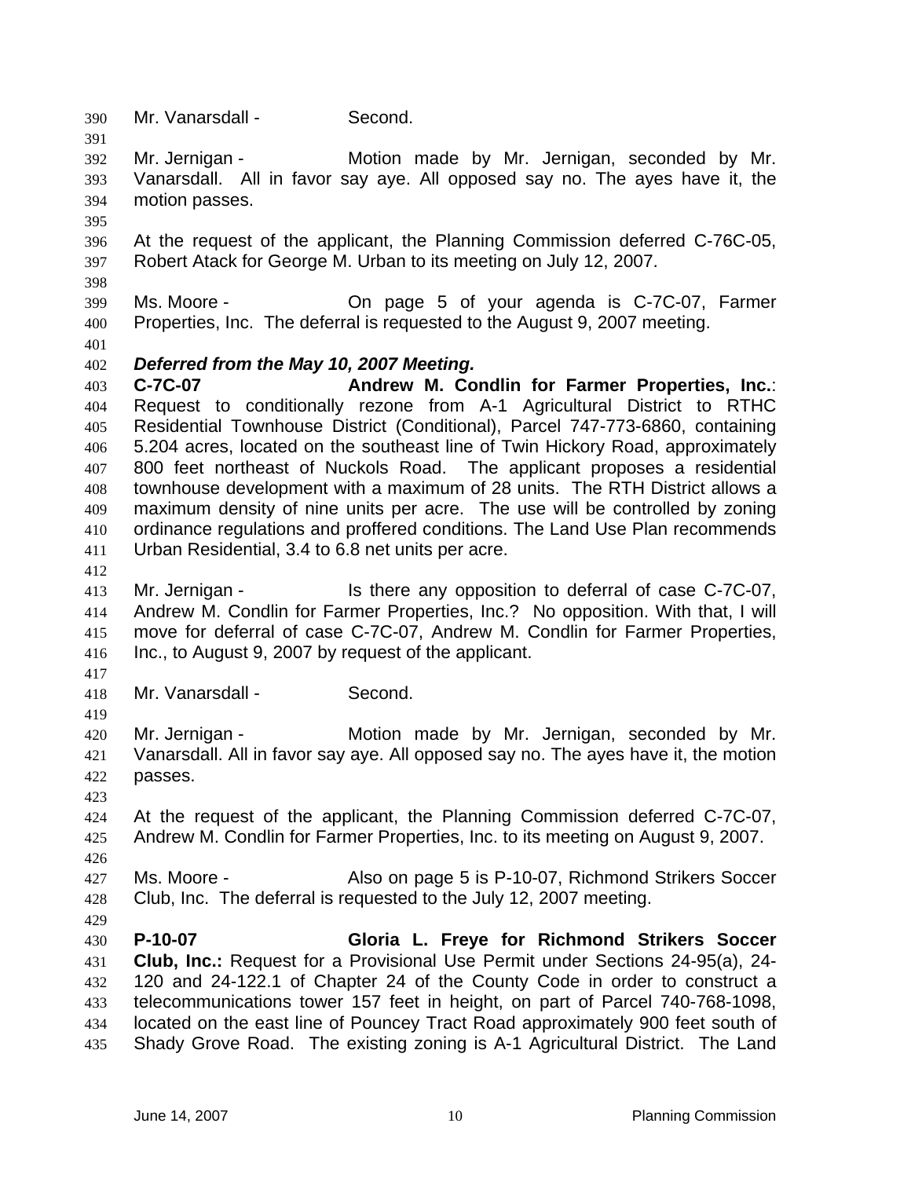Mr. Vanarsdall - Second.

Mr. Jernigan - Motion made by Mr. Jernigan, seconded by Mr. Vanarsdall. All in favor say aye. All opposed say no. The ayes have it, the motion passes.

At the request of the applicant, the Planning Commission deferred C-76C-05, Robert Atack for George M. Urban to its meeting on July 12, 2007.

Ms. Moore - On page 5 of your agenda is C-7C-07, Farmer Properties, Inc. The deferral is requested to the August 9, 2007 meeting.

***Deferred from the May 10, 2007 Meeting.***

**C-7C-07 Andrew M. Condlin for Farmer Properties, Inc.**: Request to conditionally rezone from A-1 Agricultural District to RTHC Residential Townhouse District (Conditional), Parcel 747-773-6860, containing 5.204 acres, located on the southeast line of Twin Hickory Road, approximately 800 feet northeast of Nuckols Road. The applicant proposes a residential townhouse development with a maximum of 28 units. The RTH District allows a maximum density of nine units per acre. The use will be controlled by zoning ordinance regulations and proffered conditions. The Land Use Plan recommends Urban Residential, 3.4 to 6.8 net units per acre.

Mr. Jernigan - Is there any opposition to deferral of case C-7C-07, Andrew M. Condlin for Farmer Properties, Inc.? No opposition. With that, I will move for deferral of case C-7C-07, Andrew M. Condlin for Farmer Properties, Inc., to August 9, 2007 by request of the applicant.

Mr. Vanarsdall - Second.

Mr. Jernigan - Motion made by Mr. Jernigan, seconded by Mr. Vanarsdall. All in favor say aye. All opposed say no. The ayes have it, the motion passes.

At the request of the applicant, the Planning Commission deferred C-7C-07, Andrew M. Condlin for Farmer Properties, Inc. to its meeting on August 9, 2007.

Ms. Moore - Also on page 5 is P-10-07, Richmond Strikers Soccer Club, Inc. The deferral is requested to the July 12, 2007 meeting.

**P-10-07 Gloria L. Freye for Richmond Strikers Soccer Club, Inc.:** Request for a Provisional Use Permit under Sections 24-95(a), 24-120 and 24-122.1 of Chapter 24 of the County Code in order to construct a telecommunications tower 157 feet in height, on part of Parcel 740-768-1098, located on the east line of Pouncey Tract Road approximately 900 feet south of Shady Grove Road. The existing zoning is A-1 Agricultural District. The Land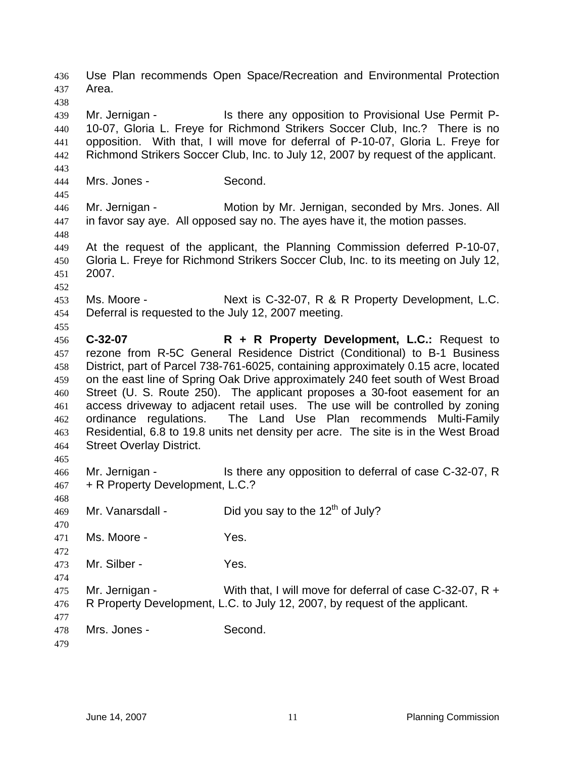Use Plan recommends Open Space/Recreation and Environmental Protection Area.

Mr. Jernigan - Is there any opposition to Provisional Use Permit P-10-07, Gloria L. Freye for Richmond Strikers Soccer Club, Inc.? There is no opposition. With that, I will move for deferral of P-10-07, Gloria L. Freye for Richmond Strikers Soccer Club, Inc. to July 12, 2007 by request of the applicant.

Mrs. Jones - Second.

Mr. Jernigan - Motion by Mr. Jernigan, seconded by Mrs. Jones. All in favor say aye. All opposed say no. The ayes have it, the motion passes.

At the request of the applicant, the Planning Commission deferred P-10-07, Gloria L. Freye for Richmond Strikers Soccer Club, Inc. to its meeting on July 12, 2007.

Ms. Moore - Next is C-32-07, R & R Property Development, L.C. Deferral is requested to the July 12, 2007 meeting.

**C-32-07 R + R Property Development, L.C.:** Request to rezone from R-5C General Residence District (Conditional) to B-1 Business District, part of Parcel 738-761-6025, containing approximately 0.15 acre, located on the east line of Spring Oak Drive approximately 240 feet south of West Broad Street (U. S. Route 250). The applicant proposes a 30-foot easement for an access driveway to adjacent retail uses. The use will be controlled by zoning ordinance regulations. The Land Use Plan recommends Multi-Family Residential, 6.8 to 19.8 units net density per acre. The site is in the West Broad Street Overlay District.

Mr. Jernigan - Is there any opposition to deferral of case C-32-07, R + R Property Development, L.C.?

Mr. Vanarsdall - Did you say to the 12th of July?

Ms. Moore - Yes.

Mr. Silber - Yes.

Mr. Jernigan - With that, I will move for deferral of case C-32-07, R + R Property Development, L.C. to July 12, 2007, by request of the applicant.

Mrs. Jones - Second.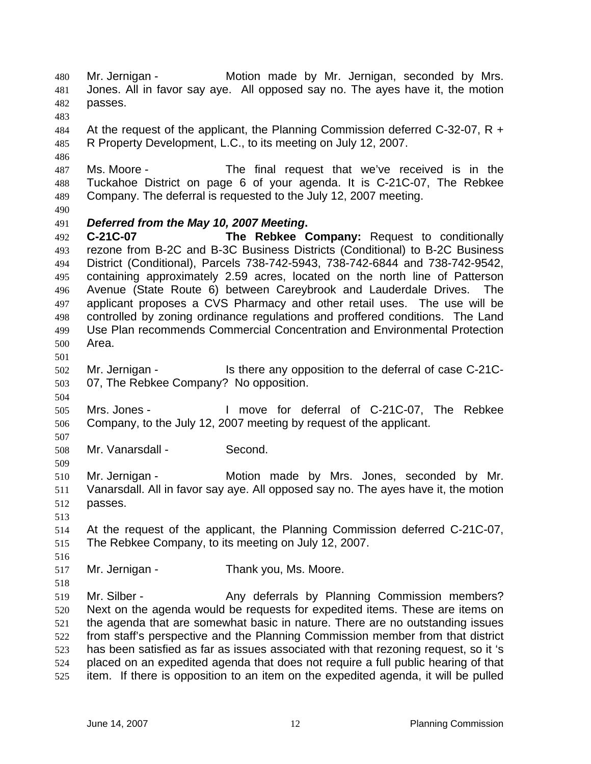Mr. Jernigan - Motion made by Mr. Jernigan, seconded by Mrs. Jones. All in favor say aye. All opposed say no. The ayes have it, the motion passes.

At the request of the applicant, the Planning Commission deferred C-32-07, R + R Property Development, L.C., to its meeting on July 12, 2007.

Ms. Moore - The final request that we've received is in the Tuckahoe District on page 6 of your agenda. It is C-21C-07, The Rebkee Company. The deferral is requested to the July 12, 2007 meeting.

***Deferred from the May 10, 2007 Meeting*.**
**C-21C-07 The Rebkee Company:** Request to conditionally rezone from B-2C and B-3C Business Districts (Conditional) to B-2C Business District (Conditional), Parcels 738-742-5943, 738-742-6844 and 738-742-9542, containing approximately 2.59 acres, located on the north line of Patterson Avenue (State Route 6) between Careybrook and Lauderdale Drives. The applicant proposes a CVS Pharmacy and other retail uses. The use will be controlled by zoning ordinance regulations and proffered conditions. The Land Use Plan recommends Commercial Concentration and Environmental Protection Area.

Mr. Jernigan - Is there any opposition to the deferral of case C-21C-07, The Rebkee Company? No opposition.

Mrs. Jones - I move for deferral of C-21C-07, The Rebkee Company, to the July 12, 2007 meeting by request of the applicant.

Mr. Vanarsdall - Second.

Mr. Jernigan - Motion made by Mrs. Jones, seconded by Mr. Vanarsdall. All in favor say aye. All opposed say no. The ayes have it, the motion passes.

At the request of the applicant, the Planning Commission deferred C-21C-07, The Rebkee Company, to its meeting on July 12, 2007.

Mr. Jernigan - Thank you, Ms. Moore.

Mr. Silber - Any deferrals by Planning Commission members? Next on the agenda would be requests for expedited items. These are items on the agenda that are somewhat basic in nature. There are no outstanding issues from staff's perspective and the Planning Commission member from that district has been satisfied as far as issues associated with that rezoning request, so it 's placed on an expedited agenda that does not require a full public hearing of that item. If there is opposition to an item on the expedited agenda, it will be pulled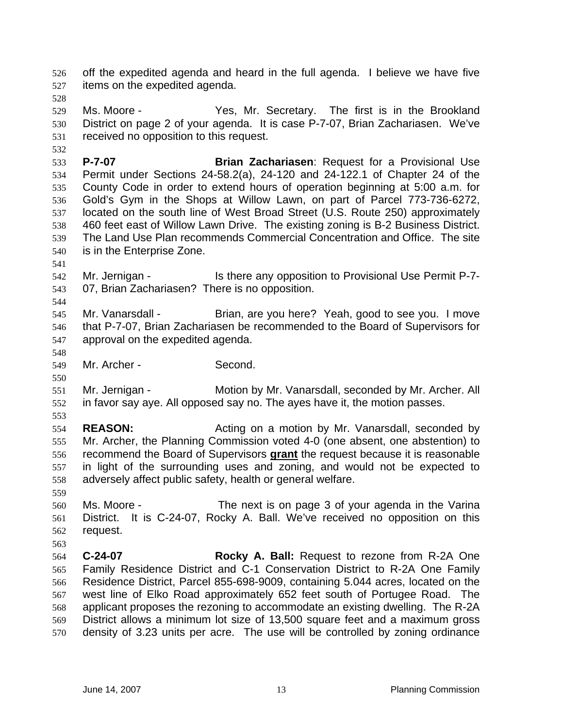off the expedited agenda and heard in the full agenda. I believe we have five items on the expedited agenda.

Ms. Moore - Yes, Mr. Secretary. The first is in the Brookland District on page 2 of your agenda. It is case P-7-07, Brian Zachariasen. We've received no opposition to this request.

**P-7-07** **Brian Zachariasen**: Request for a Provisional Use Permit under Sections 24-58.2(a), 24-120 and 24-122.1 of Chapter 24 of the County Code in order to extend hours of operation beginning at 5:00 a.m. for Gold's Gym in the Shops at Willow Lawn, on part of Parcel 773-736-6272, located on the south line of West Broad Street (U.S. Route 250) approximately 460 feet east of Willow Lawn Drive. The existing zoning is B-2 Business District. The Land Use Plan recommends Commercial Concentration and Office. The site is in the Enterprise Zone.

Mr. Jernigan - Is there any opposition to Provisional Use Permit P-7-07, Brian Zachariasen? There is no opposition.

Mr. Vanarsdall - Brian, are you here? Yeah, good to see you. I move that P-7-07, Brian Zachariasen be recommended to the Board of Supervisors for approval on the expedited agenda.

Mr. Archer - Second.

Mr. Jernigan - Motion by Mr. Vanarsdall, seconded by Mr. Archer. All in favor say aye. All opposed say no. The ayes have it, the motion passes.

**REASON:** Acting on a motion by Mr. Vanarsdall, seconded by Mr. Archer, the Planning Commission voted 4-0 (one absent, one abstention) to recommend the Board of Supervisors **grant** the request because it is reasonable in light of the surrounding uses and zoning, and would not be expected to adversely affect public safety, health or general welfare.

Ms. Moore - The next is on page 3 of your agenda in the Varina District. It is C-24-07, Rocky A. Ball. We've received no opposition on this request.

**C-24-07** **Rocky A. Ball:** Request to rezone from R-2A One Family Residence District and C-1 Conservation District to R-2A One Family Residence District, Parcel 855-698-9009, containing 5.044 acres, located on the west line of Elko Road approximately 652 feet south of Portugee Road. The applicant proposes the rezoning to accommodate an existing dwelling. The R-2A District allows a minimum lot size of 13,500 square feet and a maximum gross density of 3.23 units per acre. The use will be controlled by zoning ordinance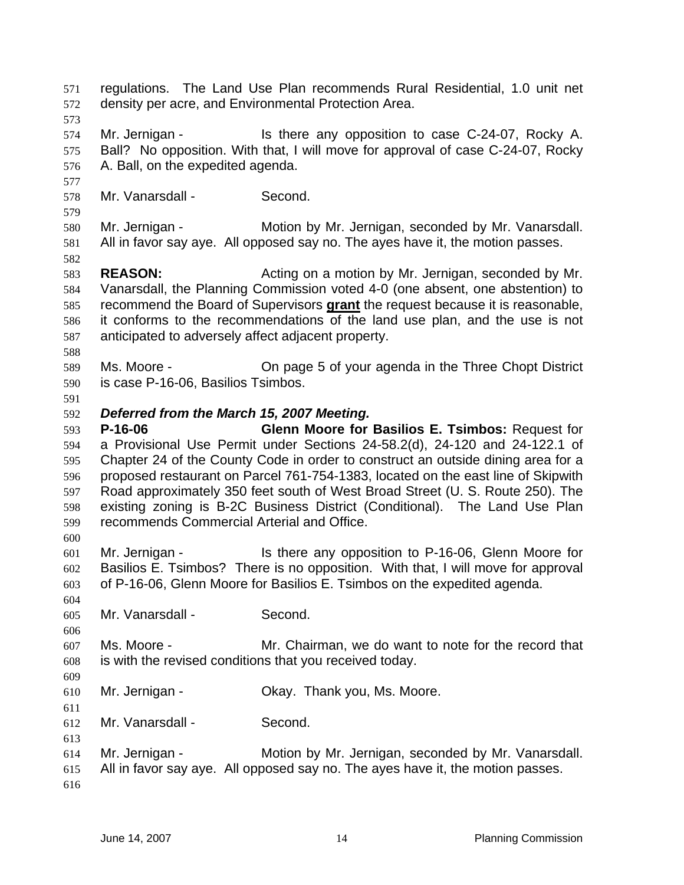regulations. The Land Use Plan recommends Rural Residential, 1.0 unit net density per acre, and Environmental Protection Area.

Mr. Jernigan - Is there any opposition to case C-24-07, Rocky A. Ball? No opposition. With that, I will move for approval of case C-24-07, Rocky A. Ball, on the expedited agenda.

Mr. Vanarsdall - Second.

Mr. Jernigan - Motion by Mr. Jernigan, seconded by Mr. Vanarsdall. All in favor say aye. All opposed say no. The ayes have it, the motion passes.

**REASON:** Acting on a motion by Mr. Jernigan, seconded by Mr. Vanarsdall, the Planning Commission voted 4-0 (one absent, one abstention) to recommend the Board of Supervisors **grant** the request because it is reasonable, it conforms to the recommendations of the land use plan, and the use is not anticipated to adversely affect adjacent property.

Ms. Moore - On page 5 of your agenda in the Three Chopt District is case P-16-06, Basilios Tsimbos.

***Deferred from the March 15, 2007 Meeting.***

**P-16-06 Glenn Moore for Basilios E. Tsimbos:** Request for a Provisional Use Permit under Sections 24-58.2(d), 24-120 and 24-122.1 of Chapter 24 of the County Code in order to construct an outside dining area for a proposed restaurant on Parcel 761-754-1383, located on the east line of Skipwith Road approximately 350 feet south of West Broad Street (U. S. Route 250). The existing zoning is B-2C Business District (Conditional). The Land Use Plan recommends Commercial Arterial and Office.

Mr. Jernigan - Is there any opposition to P-16-06, Glenn Moore for Basilios E. Tsimbos? There is no opposition. With that, I will move for approval of P-16-06, Glenn Moore for Basilios E. Tsimbos on the expedited agenda.

Mr. Vanarsdall - Second.

Ms. Moore - Mr. Chairman, we do want to note for the record that is with the revised conditions that you received today.

Mr. Jernigan - Okay. Thank you, Ms. Moore.

Mr. Vanarsdall - Second.

Mr. Jernigan - Motion by Mr. Jernigan, seconded by Mr. Vanarsdall. All in favor say aye. All opposed say no. The ayes have it, the motion passes.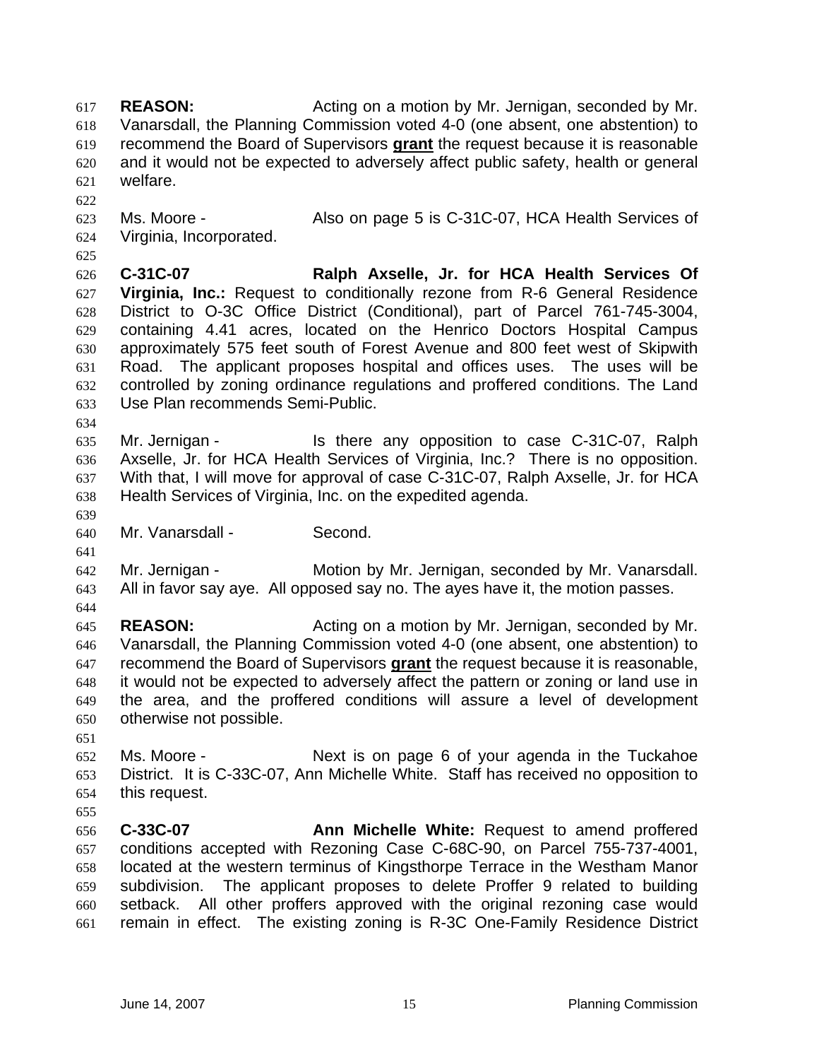**REASON:** Acting on a motion by Mr. Jernigan, seconded by Mr. Vanarsdall, the Planning Commission voted 4-0 (one absent, one abstention) to recommend the Board of Supervisors **grant** the request because it is reasonable and it would not be expected to adversely affect public safety, health or general welfare.

Ms. Moore - Also on page 5 is C-31C-07, HCA Health Services of Virginia, Incorporated.

**C-31C-07 Ralph Axselle, Jr. for HCA Health Services Of Virginia, Inc.:** Request to conditionally rezone from R-6 General Residence District to O-3C Office District (Conditional), part of Parcel 761-745-3004, containing 4.41 acres, located on the Henrico Doctors Hospital Campus approximately 575 feet south of Forest Avenue and 800 feet west of Skipwith Road. The applicant proposes hospital and offices uses. The uses will be controlled by zoning ordinance regulations and proffered conditions. The Land Use Plan recommends Semi-Public.

Mr. Jernigan - Is there any opposition to case C-31C-07, Ralph Axselle, Jr. for HCA Health Services of Virginia, Inc.? There is no opposition. With that, I will move for approval of case C-31C-07, Ralph Axselle, Jr. for HCA Health Services of Virginia, Inc. on the expedited agenda.

Mr. Vanarsdall - Second.

Mr. Jernigan - Motion by Mr. Jernigan, seconded by Mr. Vanarsdall. All in favor say aye. All opposed say no. The ayes have it, the motion passes.

**REASON:** Acting on a motion by Mr. Jernigan, seconded by Mr. Vanarsdall, the Planning Commission voted 4-0 (one absent, one abstention) to recommend the Board of Supervisors **grant** the request because it is reasonable, it would not be expected to adversely affect the pattern or zoning or land use in the area, and the proffered conditions will assure a level of development otherwise not possible.

Ms. Moore - Next is on page 6 of your agenda in the Tuckahoe District. It is C-33C-07, Ann Michelle White. Staff has received no opposition to this request.

**C-33C-07 Ann Michelle White:** Request to amend proffered conditions accepted with Rezoning Case C-68C-90, on Parcel 755-737-4001, located at the western terminus of Kingsthorpe Terrace in the Westham Manor subdivision. The applicant proposes to delete Proffer 9 related to building setback. All other proffers approved with the original rezoning case would remain in effect. The existing zoning is R-3C One-Family Residence District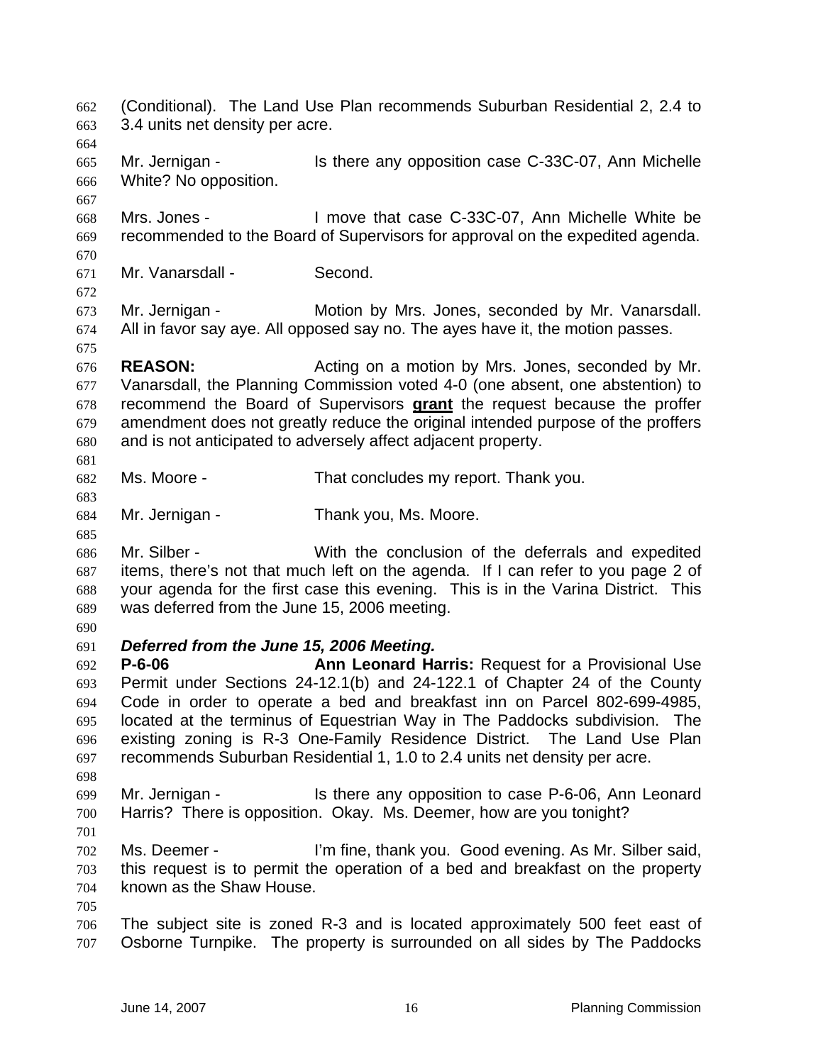(Conditional). The Land Use Plan recommends Suburban Residential 2, 2.4 to 3.4 units net density per acre.

Mr. Jernigan - Is there any opposition case C-33C-07, Ann Michelle White? No opposition.

Mrs. Jones - I move that case C-33C-07, Ann Michelle White be recommended to the Board of Supervisors for approval on the expedited agenda.

Mr. Vanarsdall - Second.

Mr. Jernigan - Motion by Mrs. Jones, seconded by Mr. Vanarsdall. All in favor say aye. All opposed say no. The ayes have it, the motion passes.

**REASON:** Acting on a motion by Mrs. Jones, seconded by Mr. Vanarsdall, the Planning Commission voted 4-0 (one absent, one abstention) to recommend the Board of Supervisors **grant** the request because the proffer amendment does not greatly reduce the original intended purpose of the proffers and is not anticipated to adversely affect adjacent property.

Ms. Moore - That concludes my report. Thank you.

Mr. Jernigan - Thank you, Ms. Moore.

Mr. Silber - With the conclusion of the deferrals and expedited items, there's not that much left on the agenda. If I can refer to you page 2 of your agenda for the first case this evening. This is in the Varina District. This was deferred from the June 15, 2006 meeting.

***Deferred from the June 15, 2006 Meeting.***
**P-6-06** **Ann Leonard Harris:** Request for a Provisional Use Permit under Sections 24-12.1(b) and 24-122.1 of Chapter 24 of the County Code in order to operate a bed and breakfast inn on Parcel 802-699-4985, located at the terminus of Equestrian Way in The Paddocks subdivision. The existing zoning is R-3 One-Family Residence District. The Land Use Plan recommends Suburban Residential 1, 1.0 to 2.4 units net density per acre.

Mr. Jernigan - Is there any opposition to case P-6-06, Ann Leonard Harris? There is opposition. Okay. Ms. Deemer, how are you tonight?

Ms. Deemer - I'm fine, thank you. Good evening. As Mr. Silber said, this request is to permit the operation of a bed and breakfast on the property known as the Shaw House.

The subject site is zoned R-3 and is located approximately 500 feet east of Osborne Turnpike. The property is surrounded on all sides by The Paddocks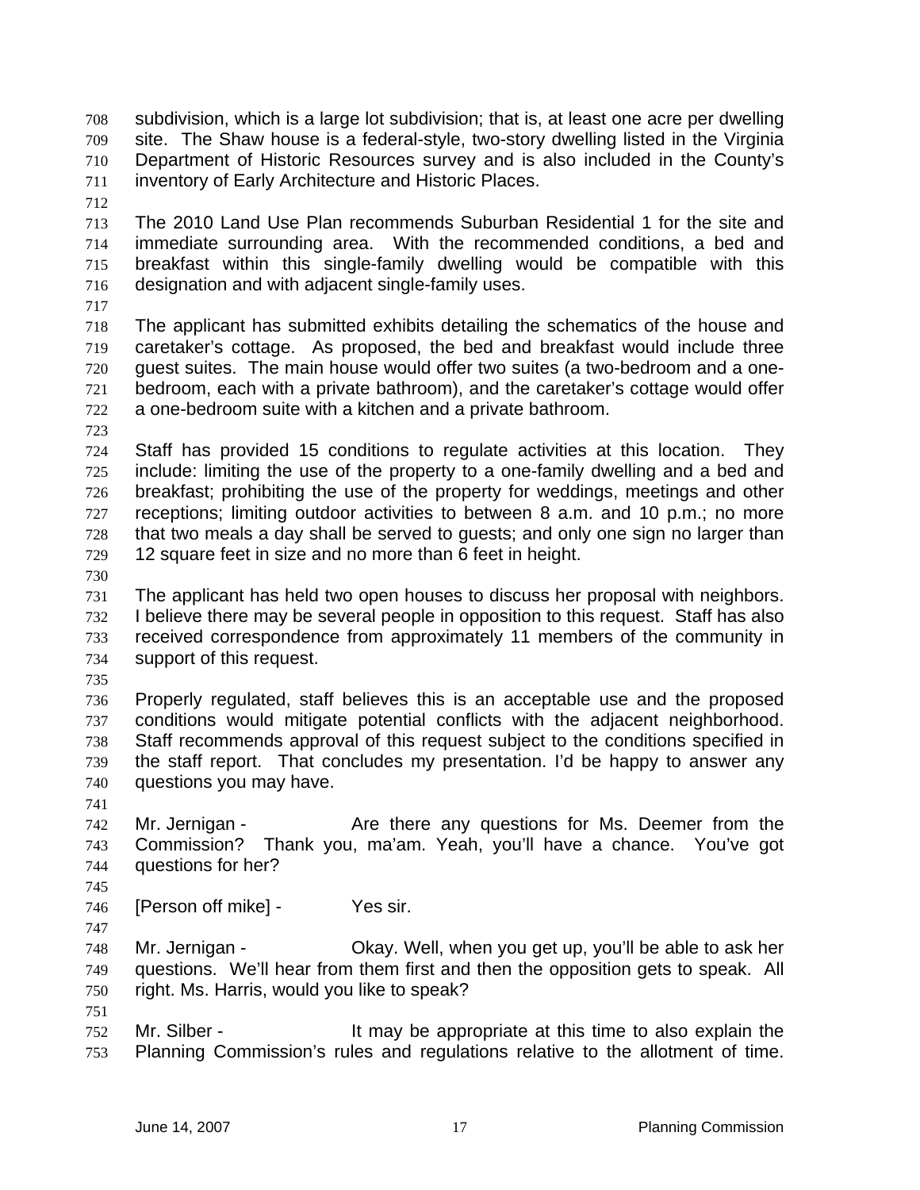subdivision, which is a large lot subdivision; that is, at least one acre per dwelling site. The Shaw house is a federal-style, two-story dwelling listed in the Virginia Department of Historic Resources survey and is also included in the County's inventory of Early Architecture and Historic Places.

The 2010 Land Use Plan recommends Suburban Residential 1 for the site and immediate surrounding area. With the recommended conditions, a bed and breakfast within this single-family dwelling would be compatible with this designation and with adjacent single-family uses.

The applicant has submitted exhibits detailing the schematics of the house and caretaker's cottage. As proposed, the bed and breakfast would include three guest suites. The main house would offer two suites (a two-bedroom and a one-bedroom, each with a private bathroom), and the caretaker's cottage would offer a one-bedroom suite with a kitchen and a private bathroom.

Staff has provided 15 conditions to regulate activities at this location. They include: limiting the use of the property to a one-family dwelling and a bed and breakfast; prohibiting the use of the property for weddings, meetings and other receptions; limiting outdoor activities to between 8 a.m. and 10 p.m.; no more that two meals a day shall be served to guests; and only one sign no larger than 12 square feet in size and no more than 6 feet in height.

The applicant has held two open houses to discuss her proposal with neighbors. I believe there may be several people in opposition to this request. Staff has also received correspondence from approximately 11 members of the community in support of this request.

Properly regulated, staff believes this is an acceptable use and the proposed conditions would mitigate potential conflicts with the adjacent neighborhood. Staff recommends approval of this request subject to the conditions specified in the staff report. That concludes my presentation. I'd be happy to answer any questions you may have.

Mr. Jernigan - Are there any questions for Ms. Deemer from the Commission? Thank you, ma'am. Yeah, you'll have a chance. You've got questions for her?

[Person off mike] - Yes sir.

Mr. Jernigan - Okay. Well, when you get up, you'll be able to ask her questions. We'll hear from them first and then the opposition gets to speak. All right. Ms. Harris, would you like to speak?

Mr. Silber - It may be appropriate at this time to also explain the Planning Commission's rules and regulations relative to the allotment of time.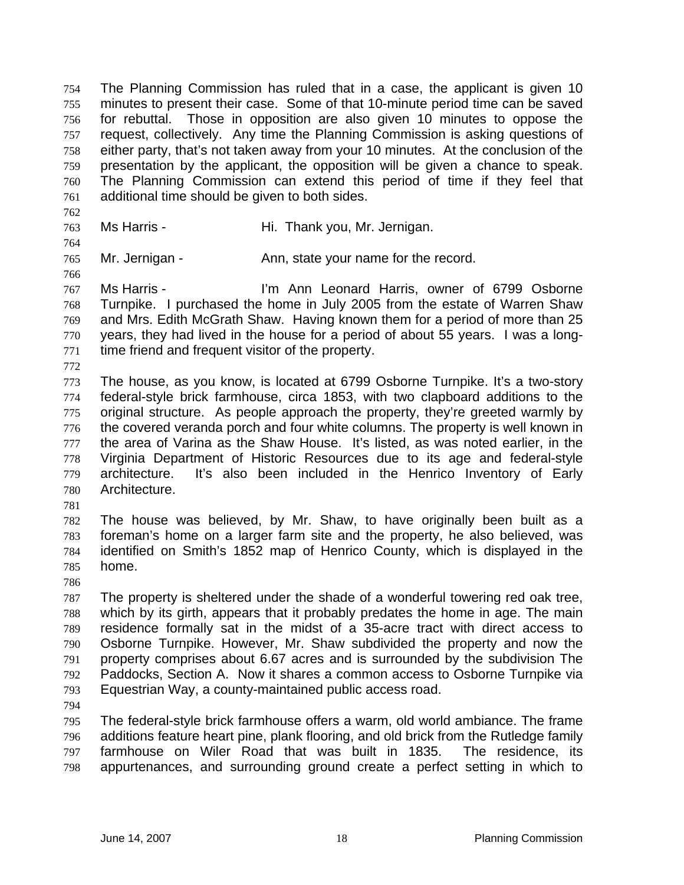The Planning Commission has ruled that in a case, the applicant is given 10 minutes to present their case. Some of that 10-minute period time can be saved for rebuttal. Those in opposition are also given 10 minutes to oppose the request, collectively. Any time the Planning Commission is asking questions of either party, that's not taken away from your 10 minutes. At the conclusion of the presentation by the applicant, the opposition will be given a chance to speak. The Planning Commission can extend this period of time if they feel that additional time should be given to both sides.

Ms Harris - Hi. Thank you, Mr. Jernigan.

Mr. Jernigan - Ann, state your name for the record.

Ms Harris - I'm Ann Leonard Harris, owner of 6799 Osborne Turnpike. I purchased the home in July 2005 from the estate of Warren Shaw and Mrs. Edith McGrath Shaw. Having known them for a period of more than 25 years, they had lived in the house for a period of about 55 years. I was a long-time friend and frequent visitor of the property.

The house, as you know, is located at 6799 Osborne Turnpike. It's a two-story federal-style brick farmhouse, circa 1853, with two clapboard additions to the original structure. As people approach the property, they're greeted warmly by the covered veranda porch and four white columns. The property is well known in the area of Varina as the Shaw House. It's listed, as was noted earlier, in the Virginia Department of Historic Resources due to its age and federal-style architecture. It's also been included in the Henrico Inventory of Early Architecture.

The house was believed, by Mr. Shaw, to have originally been built as a foreman's home on a larger farm site and the property, he also believed, was identified on Smith's 1852 map of Henrico County, which is displayed in the home.

The property is sheltered under the shade of a wonderful towering red oak tree, which by its girth, appears that it probably predates the home in age. The main residence formally sat in the midst of a 35-acre tract with direct access to Osborne Turnpike. However, Mr. Shaw subdivided the property and now the property comprises about 6.67 acres and is surrounded by the subdivision The Paddocks, Section A. Now it shares a common access to Osborne Turnpike via Equestrian Way, a county-maintained public access road.

The federal-style brick farmhouse offers a warm, old world ambiance. The frame additions feature heart pine, plank flooring, and old brick from the Rutledge family farmhouse on Wiler Road that was built in 1835. The residence, its appurtenances, and surrounding ground create a perfect setting in which to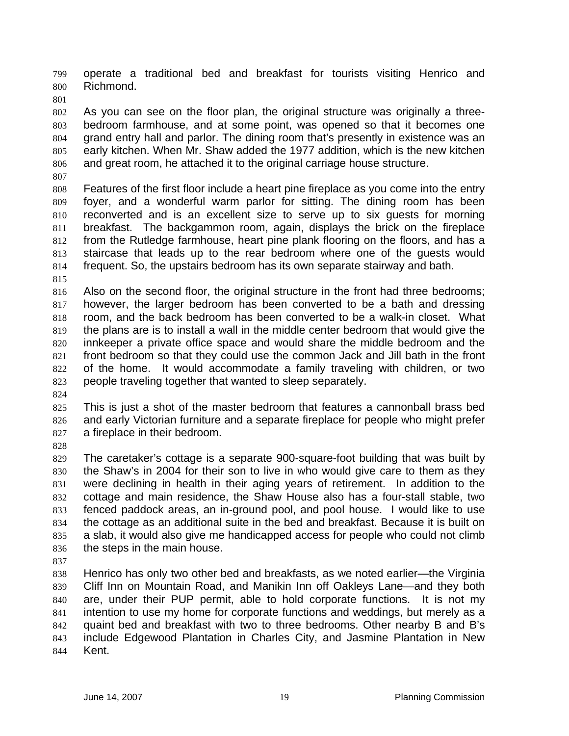operate a traditional bed and breakfast for tourists visiting Henrico and Richmond.

As you can see on the floor plan, the original structure was originally a three-bedroom farmhouse, and at some point, was opened so that it becomes one grand entry hall and parlor. The dining room that's presently in existence was an early kitchen. When Mr. Shaw added the 1977 addition, which is the new kitchen and great room, he attached it to the original carriage house structure.

Features of the first floor include a heart pine fireplace as you come into the entry foyer, and a wonderful warm parlor for sitting. The dining room has been reconverted and is an excellent size to serve up to six guests for morning breakfast. The backgammon room, again, displays the brick on the fireplace from the Rutledge farmhouse, heart pine plank flooring on the floors, and has a staircase that leads up to the rear bedroom where one of the guests would frequent. So, the upstairs bedroom has its own separate stairway and bath.

Also on the second floor, the original structure in the front had three bedrooms; however, the larger bedroom has been converted to be a bath and dressing room, and the back bedroom has been converted to be a walk-in closet. What the plans are is to install a wall in the middle center bedroom that would give the innkeeper a private office space and would share the middle bedroom and the front bedroom so that they could use the common Jack and Jill bath in the front of the home. It would accommodate a family traveling with children, or two people traveling together that wanted to sleep separately.

This is just a shot of the master bedroom that features a cannonball brass bed and early Victorian furniture and a separate fireplace for people who might prefer a fireplace in their bedroom.

The caretaker's cottage is a separate 900-square-foot building that was built by the Shaw's in 2004 for their son to live in who would give care to them as they were declining in health in their aging years of retirement. In addition to the cottage and main residence, the Shaw House also has a four-stall stable, two fenced paddock areas, an in-ground pool, and pool house. I would like to use the cottage as an additional suite in the bed and breakfast. Because it is built on a slab, it would also give me handicapped access for people who could not climb the steps in the main house.

Henrico has only two other bed and breakfasts, as we noted earlier—the Virginia Cliff Inn on Mountain Road, and Manikin Inn off Oakleys Lane—and they both are, under their PUP permit, able to hold corporate functions. It is not my intention to use my home for corporate functions and weddings, but merely as a quaint bed and breakfast with two to three bedrooms. Other nearby B and B's include Edgewood Plantation in Charles City, and Jasmine Plantation in New Kent.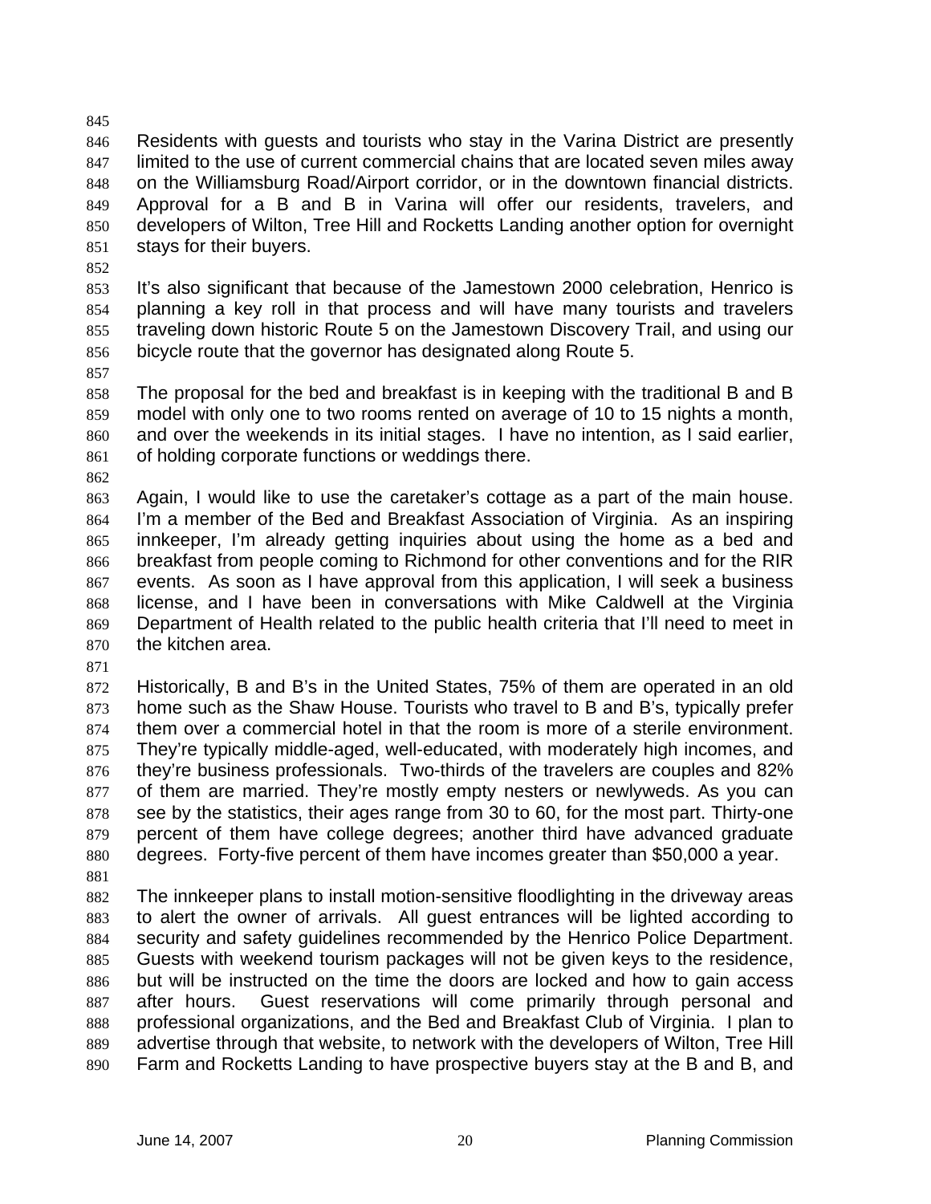Residents with guests and tourists who stay in the Varina District are presently limited to the use of current commercial chains that are located seven miles away on the Williamsburg Road/Airport corridor, or in the downtown financial districts. Approval for a B and B in Varina will offer our residents, travelers, and developers of Wilton, Tree Hill and Rocketts Landing another option for overnight stays for their buyers.

It's also significant that because of the Jamestown 2000 celebration, Henrico is planning a key roll in that process and will have many tourists and travelers traveling down historic Route 5 on the Jamestown Discovery Trail, and using our bicycle route that the governor has designated along Route 5.

The proposal for the bed and breakfast is in keeping with the traditional B and B model with only one to two rooms rented on average of 10 to 15 nights a month, and over the weekends in its initial stages. I have no intention, as I said earlier, of holding corporate functions or weddings there.

Again, I would like to use the caretaker's cottage as a part of the main house. I'm a member of the Bed and Breakfast Association of Virginia. As an inspiring innkeeper, I'm already getting inquiries about using the home as a bed and breakfast from people coming to Richmond for other conventions and for the RIR events. As soon as I have approval from this application, I will seek a business license, and I have been in conversations with Mike Caldwell at the Virginia Department of Health related to the public health criteria that I'll need to meet in the kitchen area.

Historically, B and B's in the United States, 75% of them are operated in an old home such as the Shaw House. Tourists who travel to B and B's, typically prefer them over a commercial hotel in that the room is more of a sterile environment. They're typically middle-aged, well-educated, with moderately high incomes, and they're business professionals. Two-thirds of the travelers are couples and 82% of them are married. They're mostly empty nesters or newlyweds. As you can see by the statistics, their ages range from 30 to 60, for the most part. Thirty-one percent of them have college degrees; another third have advanced graduate degrees. Forty-five percent of them have incomes greater than $50,000 a year.

The innkeeper plans to install motion-sensitive floodlighting in the driveway areas to alert the owner of arrivals. All guest entrances will be lighted according to security and safety guidelines recommended by the Henrico Police Department. Guests with weekend tourism packages will not be given keys to the residence, but will be instructed on the time the doors are locked and how to gain access after hours. Guest reservations will come primarily through personal and professional organizations, and the Bed and Breakfast Club of Virginia. I plan to advertise through that website, to network with the developers of Wilton, Tree Hill Farm and Rocketts Landing to have prospective buyers stay at the B and B, and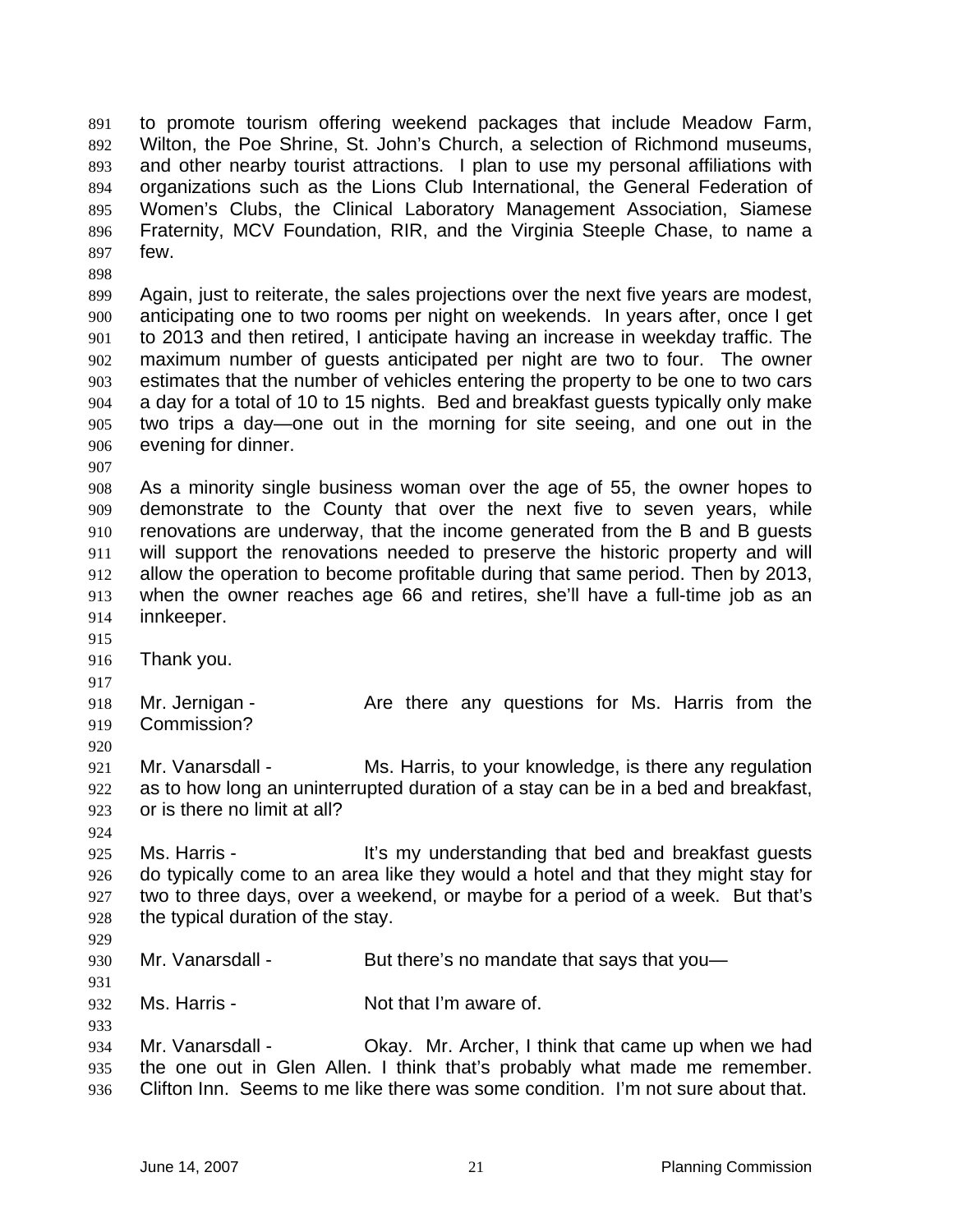to promote tourism offering weekend packages that include Meadow Farm, Wilton, the Poe Shrine, St. John's Church, a selection of Richmond museums, and other nearby tourist attractions. I plan to use my personal affiliations with organizations such as the Lions Club International, the General Federation of Women's Clubs, the Clinical Laboratory Management Association, Siamese Fraternity, MCV Foundation, RIR, and the Virginia Steeple Chase, to name a few.

Again, just to reiterate, the sales projections over the next five years are modest, anticipating one to two rooms per night on weekends. In years after, once I get to 2013 and then retired, I anticipate having an increase in weekday traffic. The maximum number of guests anticipated per night are two to four. The owner estimates that the number of vehicles entering the property to be one to two cars a day for a total of 10 to 15 nights. Bed and breakfast guests typically only make two trips a day—one out in the morning for site seeing, and one out in the evening for dinner.

As a minority single business woman over the age of 55, the owner hopes to demonstrate to the County that over the next five to seven years, while renovations are underway, that the income generated from the B and B guests will support the renovations needed to preserve the historic property and will allow the operation to become profitable during that same period. Then by 2013, when the owner reaches age 66 and retires, she'll have a full-time job as an innkeeper.

Thank you.

Mr. Jernigan - Are there any questions for Ms. Harris from the Commission?

Mr. Vanarsdall - Ms. Harris, to your knowledge, is there any regulation as to how long an uninterrupted duration of a stay can be in a bed and breakfast, or is there no limit at all?

Ms. Harris - It's my understanding that bed and breakfast guests do typically come to an area like they would a hotel and that they might stay for two to three days, over a weekend, or maybe for a period of a week. But that's the typical duration of the stay.

Mr. Vanarsdall - But there's no mandate that says that you—

Ms. Harris - Not that I'm aware of.

Mr. Vanarsdall - Okay. Mr. Archer, I think that came up when we had the one out in Glen Allen. I think that's probably what made me remember. Clifton Inn. Seems to me like there was some condition. I'm not sure about that.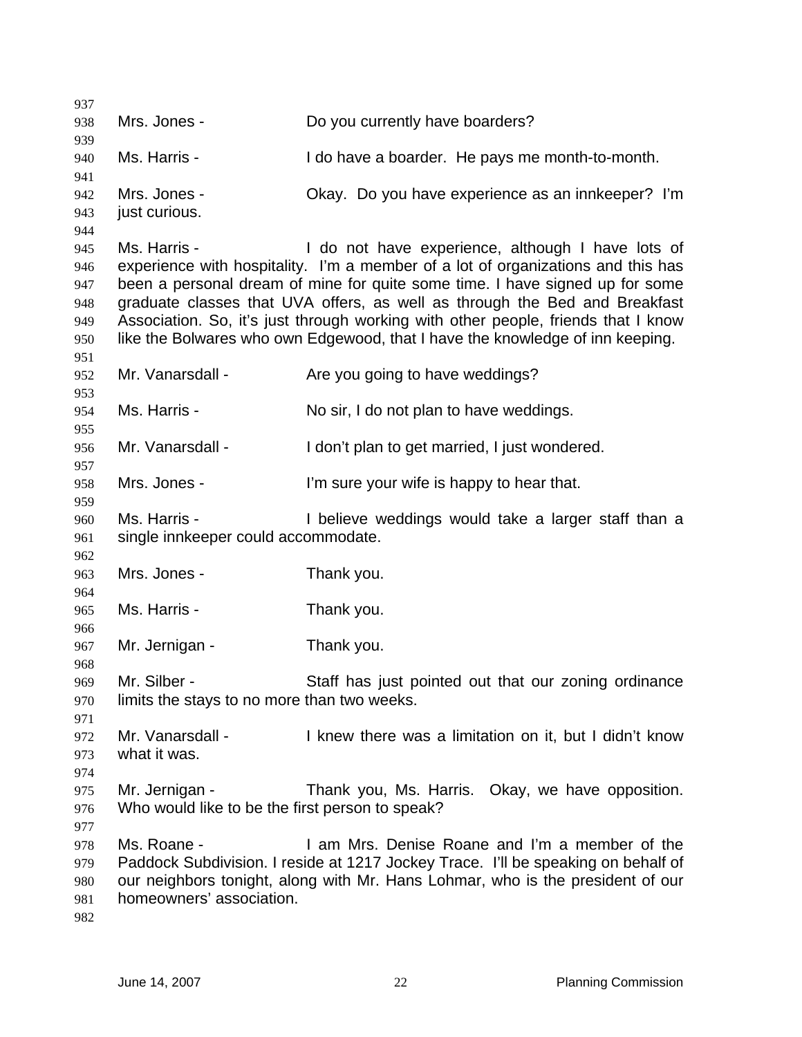Mrs. Jones - Do you currently have boarders?

Ms. Harris - I do have a boarder. He pays me month-to-month.

Mrs. Jones - Okay. Do you have experience as an innkeeper? I'm just curious.

Ms. Harris - I do not have experience, although I have lots of experience with hospitality. I'm a member of a lot of organizations and this has been a personal dream of mine for quite some time. I have signed up for some graduate classes that UVA offers, as well as through the Bed and Breakfast Association. So, it's just through working with other people, friends that I know like the Bolwares who own Edgewood, that I have the knowledge of inn keeping.

Mr. Vanarsdall - Are you going to have weddings?

Ms. Harris - No sir, I do not plan to have weddings.

Mr. Vanarsdall - I don't plan to get married, I just wondered.

Mrs. Jones - I'm sure your wife is happy to hear that.

Ms. Harris - I believe weddings would take a larger staff than a single innkeeper could accommodate.

Mrs. Jones - Thank you.

Ms. Harris - Thank you.

Mr. Jernigan - Thank you.

Mr. Silber - Staff has just pointed out that our zoning ordinance limits the stays to no more than two weeks.

Mr. Vanarsdall - I knew there was a limitation on it, but I didn't know what it was.

Mr. Jernigan - Thank you, Ms. Harris. Okay, we have opposition. Who would like to be the first person to speak?

Ms. Roane - I am Mrs. Denise Roane and I'm a member of the Paddock Subdivision. I reside at 1217 Jockey Trace. I'll be speaking on behalf of our neighbors tonight, along with Mr. Hans Lohmar, who is the president of our homeowners' association.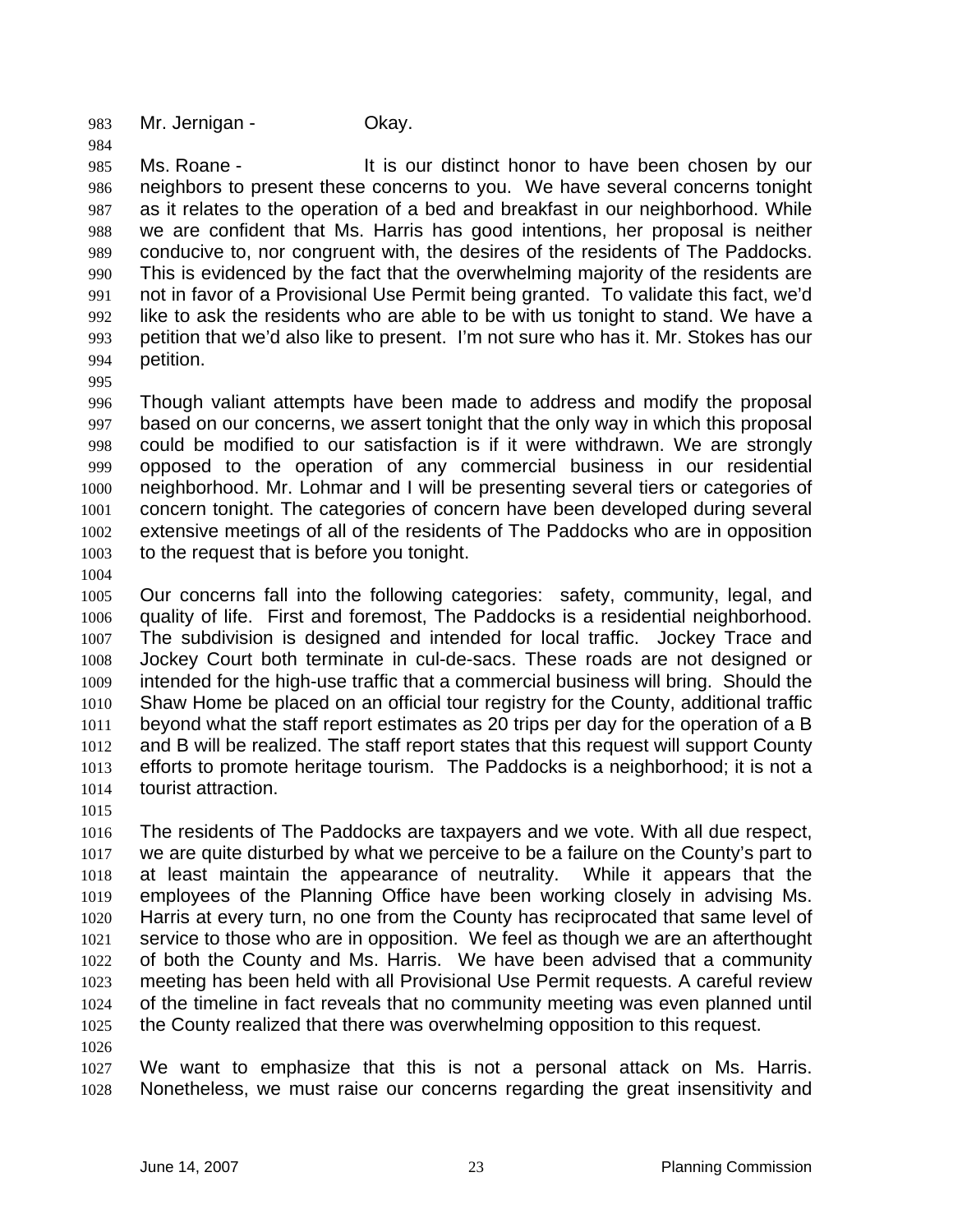Mr. Jernigan - Okay.

Ms. Roane - It is our distinct honor to have been chosen by our neighbors to present these concerns to you. We have several concerns tonight as it relates to the operation of a bed and breakfast in our neighborhood. While we are confident that Ms. Harris has good intentions, her proposal is neither conducive to, nor congruent with, the desires of the residents of The Paddocks. This is evidenced by the fact that the overwhelming majority of the residents are not in favor of a Provisional Use Permit being granted. To validate this fact, we'd like to ask the residents who are able to be with us tonight to stand. We have a petition that we'd also like to present. I'm not sure who has it. Mr. Stokes has our petition.

Though valiant attempts have been made to address and modify the proposal based on our concerns, we assert tonight that the only way in which this proposal could be modified to our satisfaction is if it were withdrawn. We are strongly opposed to the operation of any commercial business in our residential neighborhood. Mr. Lohmar and I will be presenting several tiers or categories of concern tonight. The categories of concern have been developed during several extensive meetings of all of the residents of The Paddocks who are in opposition to the request that is before you tonight.

Our concerns fall into the following categories: safety, community, legal, and quality of life. First and foremost, The Paddocks is a residential neighborhood. The subdivision is designed and intended for local traffic. Jockey Trace and Jockey Court both terminate in cul-de-sacs. These roads are not designed or intended for the high-use traffic that a commercial business will bring. Should the Shaw Home be placed on an official tour registry for the County, additional traffic beyond what the staff report estimates as 20 trips per day for the operation of a B and B will be realized. The staff report states that this request will support County efforts to promote heritage tourism. The Paddocks is a neighborhood; it is not a tourist attraction.

The residents of The Paddocks are taxpayers and we vote. With all due respect, we are quite disturbed by what we perceive to be a failure on the County's part to at least maintain the appearance of neutrality. While it appears that the employees of the Planning Office have been working closely in advising Ms. Harris at every turn, no one from the County has reciprocated that same level of service to those who are in opposition. We feel as though we are an afterthought of both the County and Ms. Harris. We have been advised that a community meeting has been held with all Provisional Use Permit requests. A careful review of the timeline in fact reveals that no community meeting was even planned until the County realized that there was overwhelming opposition to this request.

We want to emphasize that this is not a personal attack on Ms. Harris. Nonetheless, we must raise our concerns regarding the great insensitivity and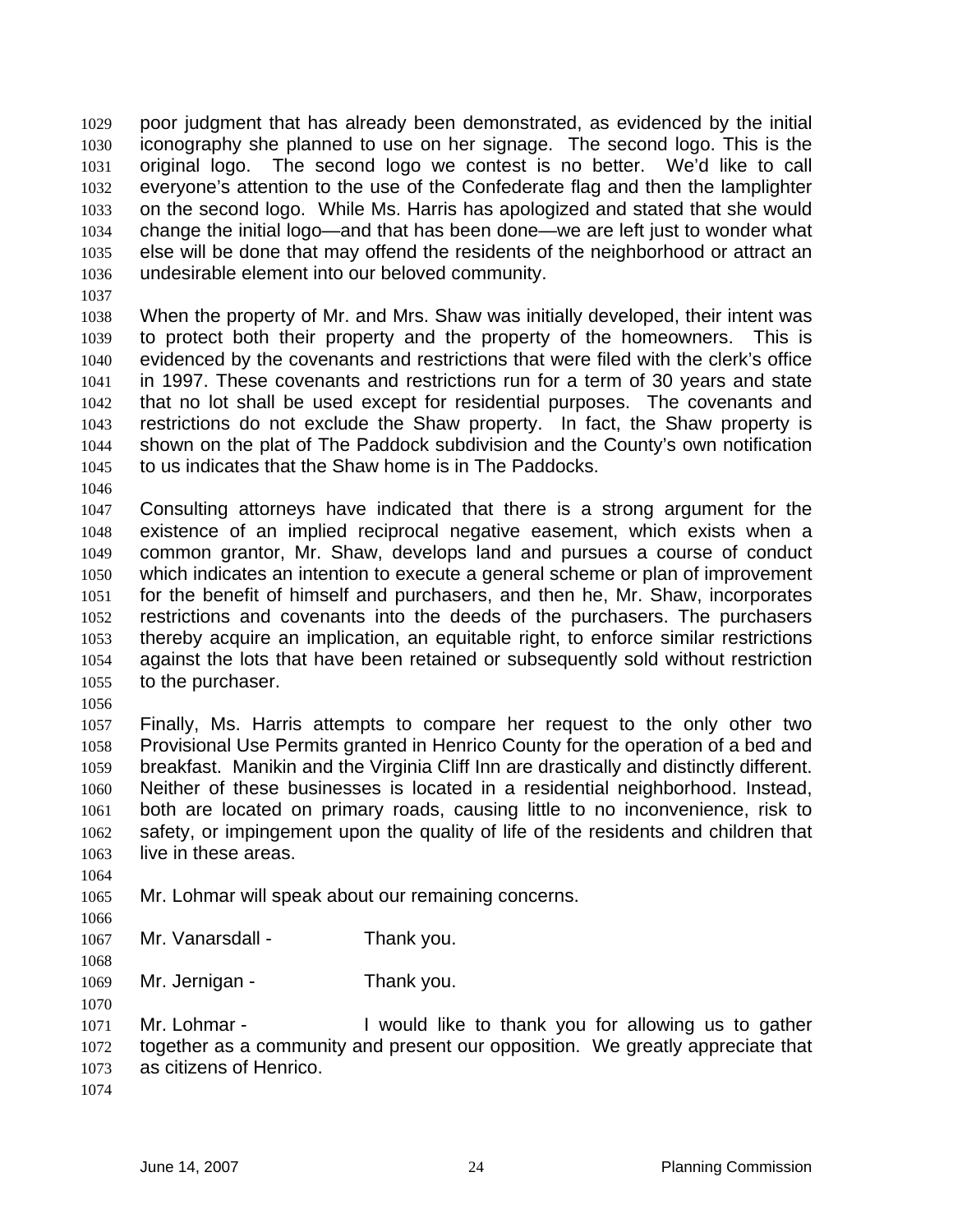poor judgment that has already been demonstrated, as evidenced by the initial iconography she planned to use on her signage. The second logo. This is the original logo. The second logo we contest is no better. We'd like to call everyone's attention to the use of the Confederate flag and then the lamplighter on the second logo. While Ms. Harris has apologized and stated that she would change the initial logo—and that has been done—we are left just to wonder what else will be done that may offend the residents of the neighborhood or attract an undesirable element into our beloved community.

When the property of Mr. and Mrs. Shaw was initially developed, their intent was to protect both their property and the property of the homeowners. This is evidenced by the covenants and restrictions that were filed with the clerk's office in 1997. These covenants and restrictions run for a term of 30 years and state that no lot shall be used except for residential purposes. The covenants and restrictions do not exclude the Shaw property. In fact, the Shaw property is shown on the plat of The Paddock subdivision and the County's own notification to us indicates that the Shaw home is in The Paddocks.

Consulting attorneys have indicated that there is a strong argument for the existence of an implied reciprocal negative easement, which exists when a common grantor, Mr. Shaw, develops land and pursues a course of conduct which indicates an intention to execute a general scheme or plan of improvement for the benefit of himself and purchasers, and then he, Mr. Shaw, incorporates restrictions and covenants into the deeds of the purchasers. The purchasers thereby acquire an implication, an equitable right, to enforce similar restrictions against the lots that have been retained or subsequently sold without restriction to the purchaser.

Finally, Ms. Harris attempts to compare her request to the only other two Provisional Use Permits granted in Henrico County for the operation of a bed and breakfast. Manikin and the Virginia Cliff Inn are drastically and distinctly different. Neither of these businesses is located in a residential neighborhood. Instead, both are located on primary roads, causing little to no inconvenience, risk to safety, or impingement upon the quality of life of the residents and children that live in these areas.

Mr. Lohmar will speak about our remaining concerns.

Mr. Vanarsdall - Thank you.

Mr. Jernigan - Thank you.

Mr. Lohmar - I would like to thank you for allowing us to gather together as a community and present our opposition. We greatly appreciate that as citizens of Henrico.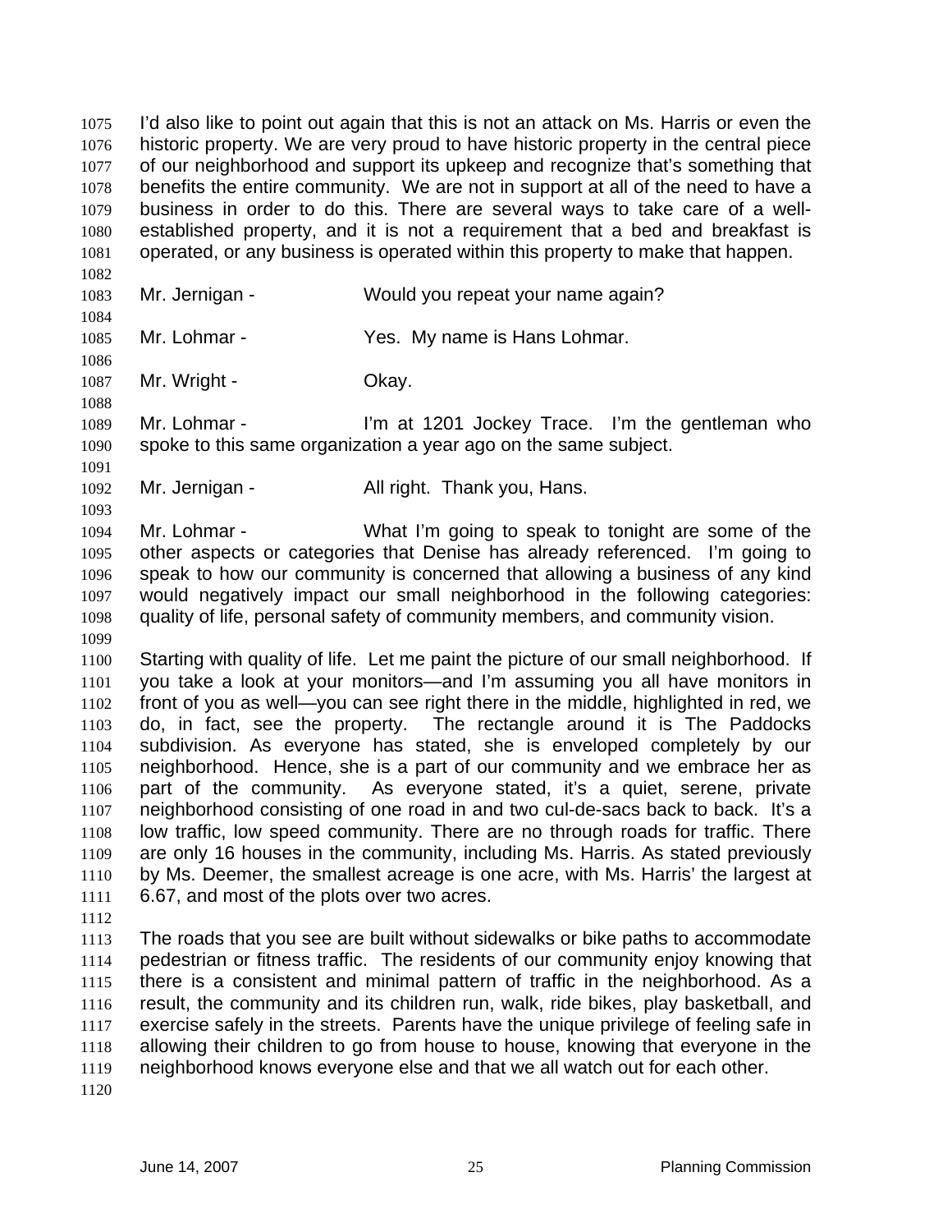I'd also like to point out again that this is not an attack on Ms. Harris or even the historic property. We are very proud to have historic property in the central piece of our neighborhood and support its upkeep and recognize that's something that benefits the entire community. We are not in support at all of the need to have a business in order to do this. There are several ways to take care of a well-established property, and it is not a requirement that a bed and breakfast is operated, or any business is operated within this property to make that happen.

Mr. Jernigan - Would you repeat your name again?

Mr. Lohmar - Yes. My name is Hans Lohmar.

Mr. Wright - Okay.

Mr. Lohmar - I'm at 1201 Jockey Trace. I'm the gentleman who spoke to this same organization a year ago on the same subject.

Mr. Jernigan - All right. Thank you, Hans.

Mr. Lohmar - What I'm going to speak to tonight are some of the other aspects or categories that Denise has already referenced. I'm going to speak to how our community is concerned that allowing a business of any kind would negatively impact our small neighborhood in the following categories: quality of life, personal safety of community members, and community vision.

Starting with quality of life. Let me paint the picture of our small neighborhood. If you take a look at your monitors—and I'm assuming you all have monitors in front of you as well—you can see right there in the middle, highlighted in red, we do, in fact, see the property. The rectangle around it is The Paddocks subdivision. As everyone has stated, she is enveloped completely by our neighborhood. Hence, she is a part of our community and we embrace her as part of the community. As everyone stated, it's a quiet, serene, private neighborhood consisting of one road in and two cul-de-sacs back to back. It's a low traffic, low speed community. There are no through roads for traffic. There are only 16 houses in the community, including Ms. Harris. As stated previously by Ms. Deemer, the smallest acreage is one acre, with Ms. Harris' the largest at 6.67, and most of the plots over two acres.

The roads that you see are built without sidewalks or bike paths to accommodate pedestrian or fitness traffic. The residents of our community enjoy knowing that there is a consistent and minimal pattern of traffic in the neighborhood. As a result, the community and its children run, walk, ride bikes, play basketball, and exercise safely in the streets. Parents have the unique privilege of feeling safe in allowing their children to go from house to house, knowing that everyone in the neighborhood knows everyone else and that we all watch out for each other.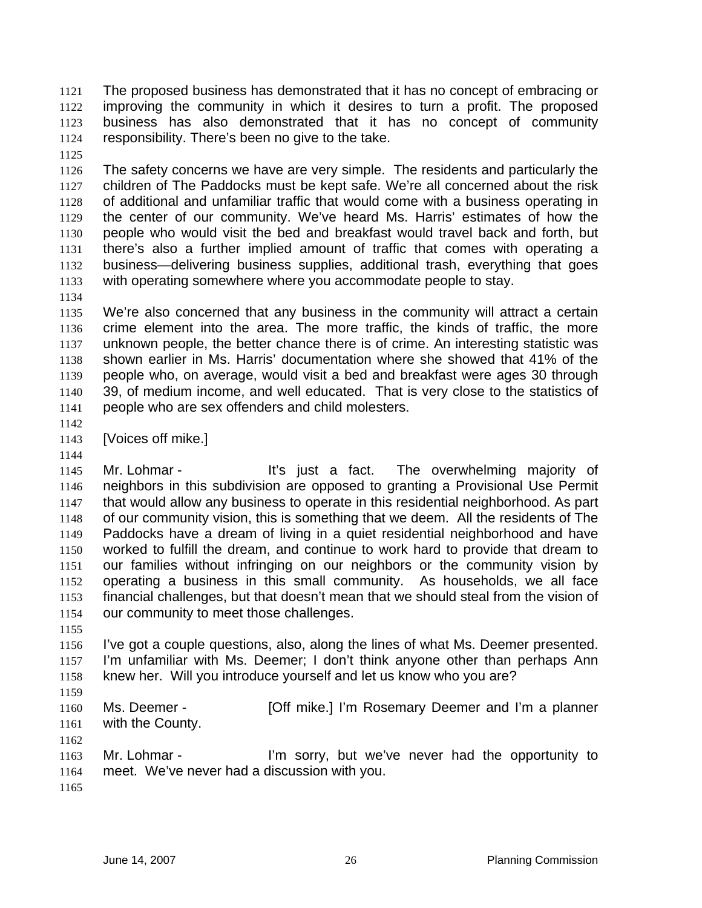The proposed business has demonstrated that it has no concept of embracing or improving the community in which it desires to turn a profit. The proposed business has also demonstrated that it has no concept of community responsibility. There's been no give to the take.

The safety concerns we have are very simple. The residents and particularly the children of The Paddocks must be kept safe. We're all concerned about the risk of additional and unfamiliar traffic that would come with a business operating in the center of our community. We've heard Ms. Harris' estimates of how the people who would visit the bed and breakfast would travel back and forth, but there's also a further implied amount of traffic that comes with operating a business—delivering business supplies, additional trash, everything that goes with operating somewhere where you accommodate people to stay.

We're also concerned that any business in the community will attract a certain crime element into the area. The more traffic, the kinds of traffic, the more unknown people, the better chance there is of crime. An interesting statistic was shown earlier in Ms. Harris' documentation where she showed that 41% of the people who, on average, would visit a bed and breakfast were ages 30 through 39, of medium income, and well educated. That is very close to the statistics of people who are sex offenders and child molesters.

[Voices off mike.]

Mr. Lohmar - It's just a fact. The overwhelming majority of neighbors in this subdivision are opposed to granting a Provisional Use Permit that would allow any business to operate in this residential neighborhood. As part of our community vision, this is something that we deem. All the residents of The Paddocks have a dream of living in a quiet residential neighborhood and have worked to fulfill the dream, and continue to work hard to provide that dream to our families without infringing on our neighbors or the community vision by operating a business in this small community. As households, we all face financial challenges, but that doesn't mean that we should steal from the vision of our community to meet those challenges.

I've got a couple questions, also, along the lines of what Ms. Deemer presented. I'm unfamiliar with Ms. Deemer; I don't think anyone other than perhaps Ann knew her. Will you introduce yourself and let us know who you are?

Ms. Deemer - [Off mike.] I'm Rosemary Deemer and I'm a planner with the County.

Mr. Lohmar - I'm sorry, but we've never had the opportunity to meet. We've never had a discussion with you.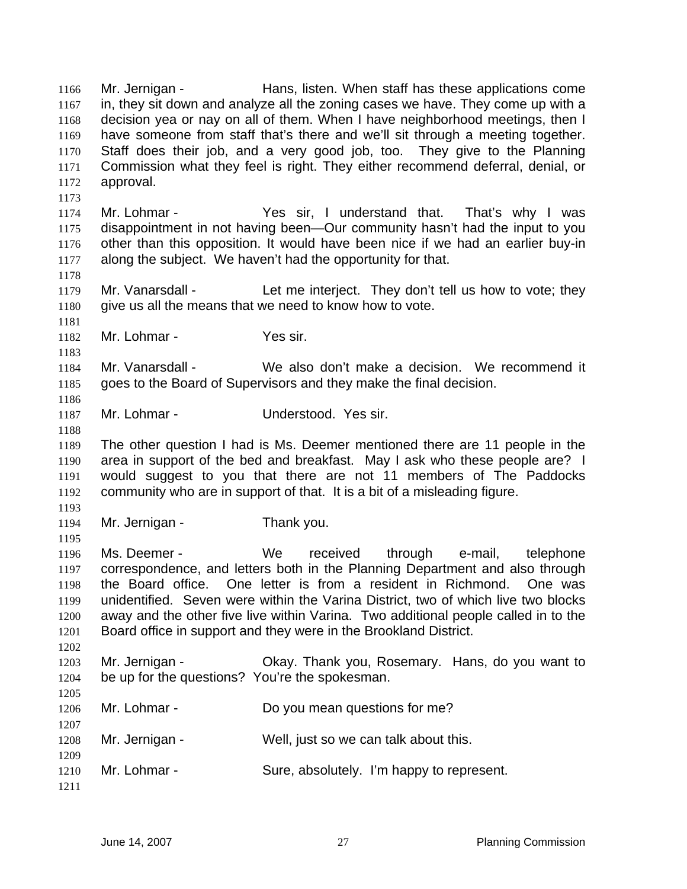Mr. Jernigan - Hans, listen. When staff has these applications come in, they sit down and analyze all the zoning cases we have. They come up with a decision yea or nay on all of them. When I have neighborhood meetings, then I have someone from staff that's there and we'll sit through a meeting together. Staff does their job, and a very good job, too. They give to the Planning Commission what they feel is right. They either recommend deferral, denial, or approval.

Mr. Lohmar - Yes sir, I understand that. That's why I was disappointment in not having been—Our community hasn't had the input to you other than this opposition. It would have been nice if we had an earlier buy-in along the subject. We haven't had the opportunity for that.

Mr. Vanarsdall - Let me interject. They don't tell us how to vote; they give us all the means that we need to know how to vote.

Mr. Lohmar - Yes sir.

Mr. Vanarsdall - We also don't make a decision. We recommend it goes to the Board of Supervisors and they make the final decision.

Mr. Lohmar - Understood. Yes sir.

The other question I had is Ms. Deemer mentioned there are 11 people in the area in support of the bed and breakfast. May I ask who these people are? I would suggest to you that there are not 11 members of The Paddocks community who are in support of that. It is a bit of a misleading figure.

Mr. Jernigan - Thank you.

Ms. Deemer - We received through e-mail, telephone correspondence, and letters both in the Planning Department and also through the Board office. One letter is from a resident in Richmond. One was unidentified. Seven were within the Varina District, two of which live two blocks away and the other five live within Varina. Two additional people called in to the Board office in support and they were in the Brookland District.

Mr. Jernigan - Okay. Thank you, Rosemary. Hans, do you want to be up for the questions? You're the spokesman.

Mr. Lohmar - Do you mean questions for me?

Mr. Jernigan - Well, just so we can talk about this.

Mr. Lohmar - Sure, absolutely. I'm happy to represent.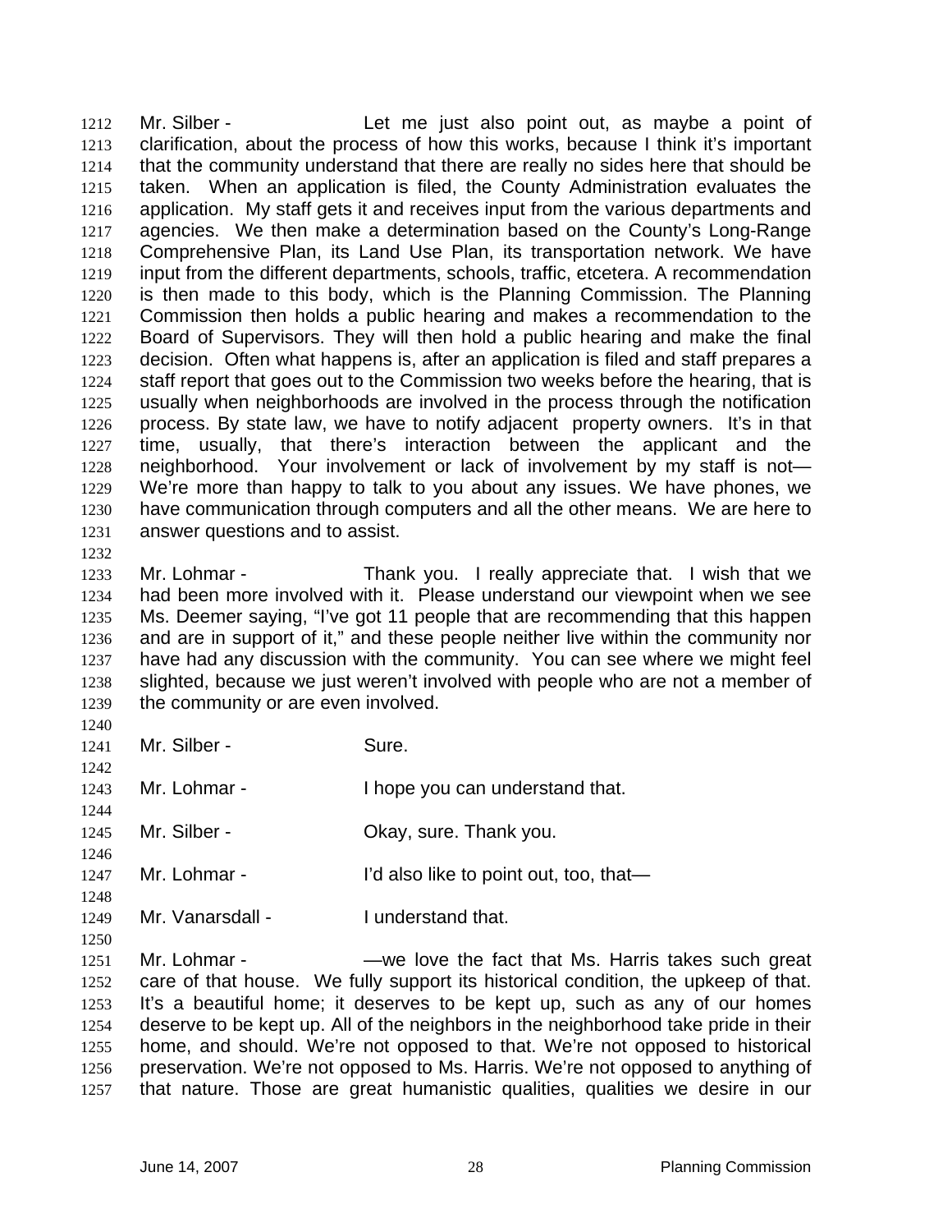Mr. Silber - Let me just also point out, as maybe a point of clarification, about the process of how this works, because I think it's important that the community understand that there are really no sides here that should be taken. When an application is filed, the County Administration evaluates the application. My staff gets it and receives input from the various departments and agencies. We then make a determination based on the County's Long-Range Comprehensive Plan, its Land Use Plan, its transportation network. We have input from the different departments, schools, traffic, etcetera. A recommendation is then made to this body, which is the Planning Commission. The Planning Commission then holds a public hearing and makes a recommendation to the Board of Supervisors. They will then hold a public hearing and make the final decision. Often what happens is, after an application is filed and staff prepares a staff report that goes out to the Commission two weeks before the hearing, that is usually when neighborhoods are involved in the process through the notification process. By state law, we have to notify adjacent property owners. It's in that time, usually, that there's interaction between the applicant and the neighborhood. Your involvement or lack of involvement by my staff is not— We're more than happy to talk to you about any issues. We have phones, we have communication through computers and all the other means. We are here to answer questions and to assist.

Mr. Lohmar - Thank you. I really appreciate that. I wish that we had been more involved with it. Please understand our viewpoint when we see Ms. Deemer saying, "I've got 11 people that are recommending that this happen and are in support of it," and these people neither live within the community nor have had any discussion with the community. You can see where we might feel slighted, because we just weren't involved with people who are not a member of the community or are even involved.

Mr. Silber - Sure.

Mr. Lohmar - I hope you can understand that.

Mr. Silber - Okay, sure. Thank you.

Mr. Lohmar - I'd also like to point out, too, that—

Mr. Vanarsdall - I understand that.

Mr. Lohmar - —we love the fact that Ms. Harris takes such great care of that house. We fully support its historical condition, the upkeep of that. It's a beautiful home; it deserves to be kept up, such as any of our homes deserve to be kept up. All of the neighbors in the neighborhood take pride in their home, and should. We're not opposed to that. We're not opposed to historical preservation. We're not opposed to Ms. Harris. We're not opposed to anything of that nature. Those are great humanistic qualities, qualities we desire in our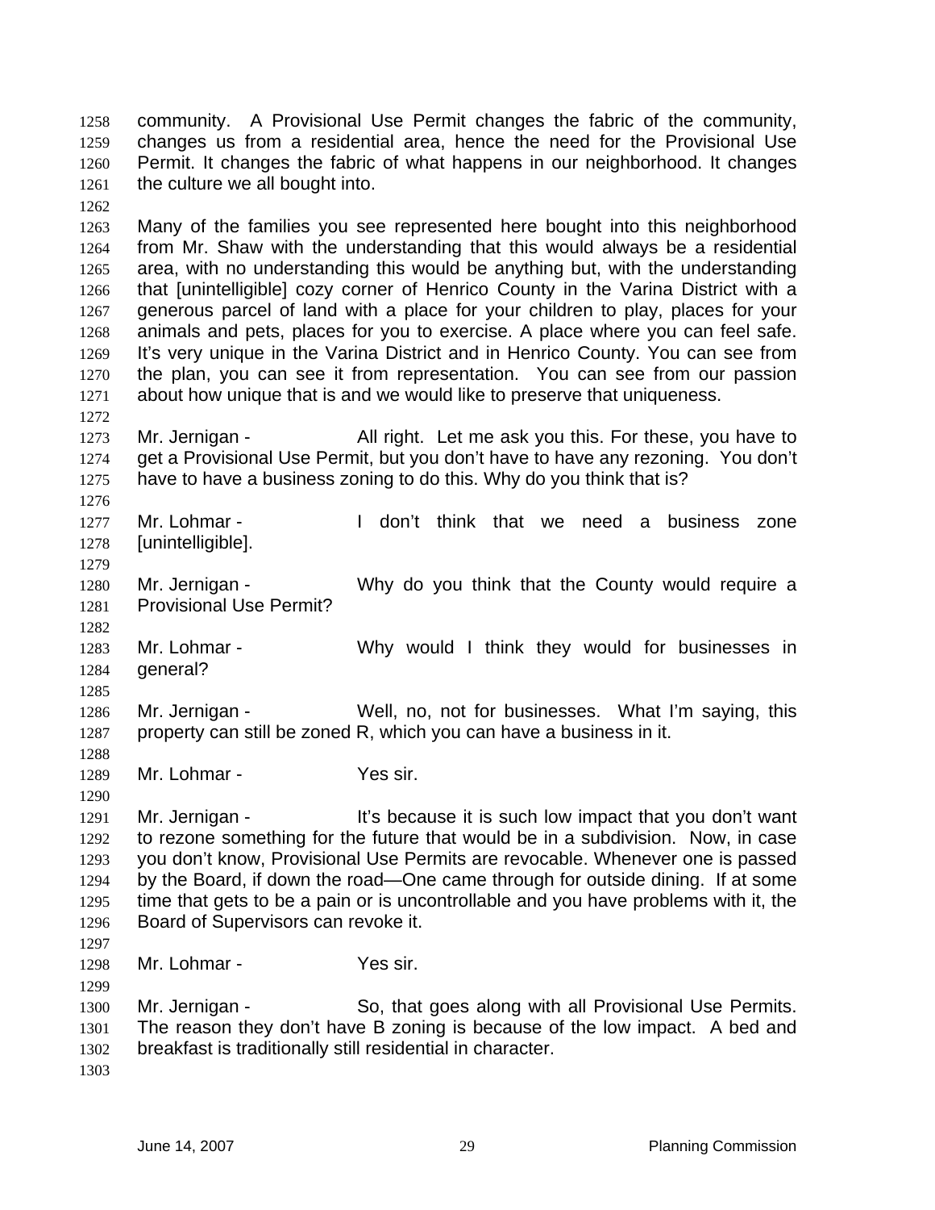community. A Provisional Use Permit changes the fabric of the community, changes us from a residential area, hence the need for the Provisional Use Permit. It changes the fabric of what happens in our neighborhood. It changes the culture we all bought into.

Many of the families you see represented here bought into this neighborhood from Mr. Shaw with the understanding that this would always be a residential area, with no understanding this would be anything but, with the understanding that [unintelligible] cozy corner of Henrico County in the Varina District with a generous parcel of land with a place for your children to play, places for your animals and pets, places for you to exercise. A place where you can feel safe. It's very unique in the Varina District and in Henrico County. You can see from the plan, you can see it from representation. You can see from our passion about how unique that is and we would like to preserve that uniqueness.

Mr. Jernigan - All right. Let me ask you this. For these, you have to get a Provisional Use Permit, but you don't have to have any rezoning. You don't have to have a business zoning to do this. Why do you think that is?

Mr. Lohmar - I don't think that we need a business zone [unintelligible].

Mr. Jernigan - Why do you think that the County would require a Provisional Use Permit?

Mr. Lohmar - Why would I think they would for businesses in general?

Mr. Jernigan - Well, no, not for businesses. What I'm saying, this property can still be zoned R, which you can have a business in it.

Mr. Lohmar - Yes sir.

Mr. Jernigan - It's because it is such low impact that you don't want to rezone something for the future that would be in a subdivision. Now, in case you don't know, Provisional Use Permits are revocable. Whenever one is passed by the Board, if down the road—One came through for outside dining. If at some time that gets to be a pain or is uncontrollable and you have problems with it, the Board of Supervisors can revoke it.

Mr. Lohmar - Yes sir.

Mr. Jernigan - So, that goes along with all Provisional Use Permits. The reason they don't have B zoning is because of the low impact. A bed and breakfast is traditionally still residential in character.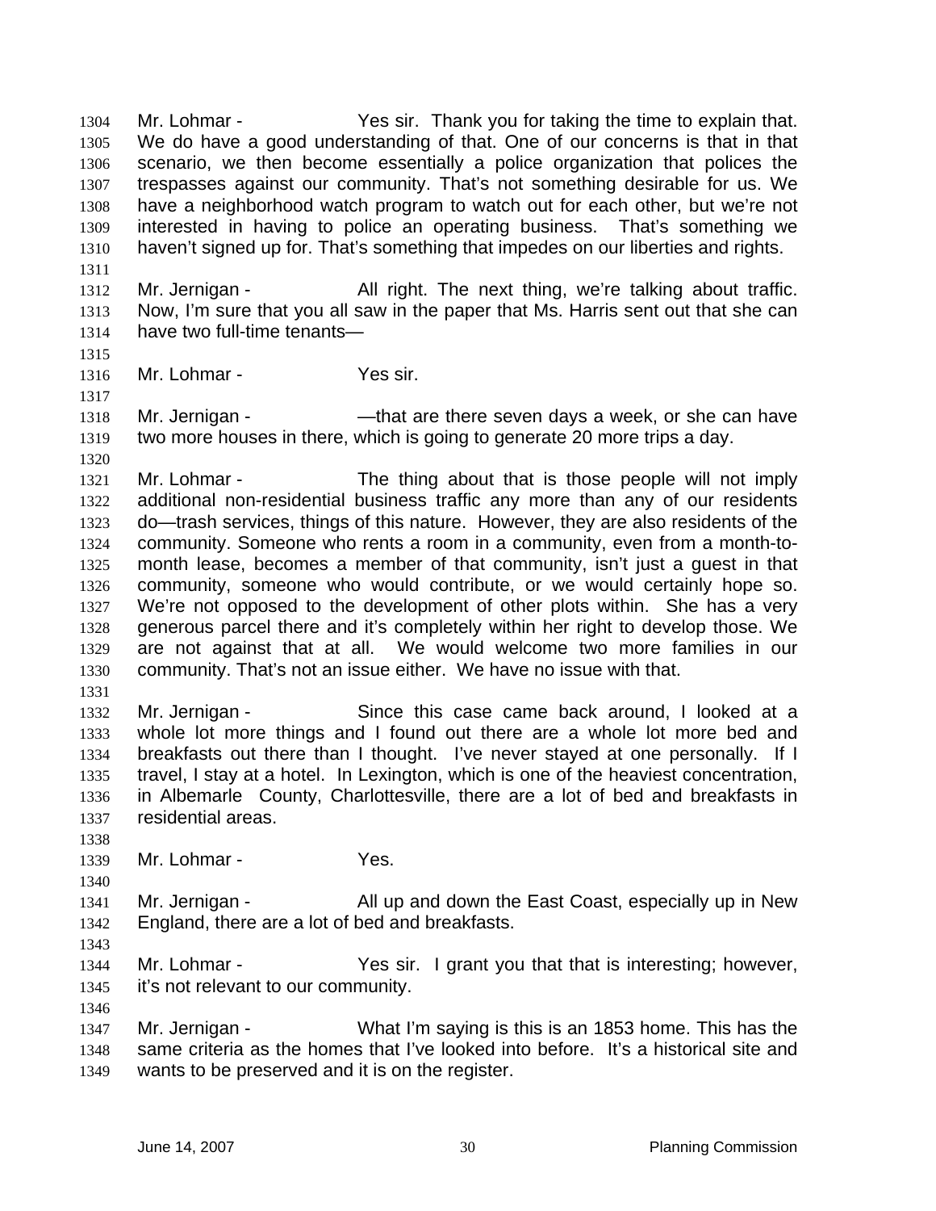Mr. Lohmar - Yes sir. Thank you for taking the time to explain that. We do have a good understanding of that. One of our concerns is that in that scenario, we then become essentially a police organization that polices the trespasses against our community. That's not something desirable for us. We have a neighborhood watch program to watch out for each other, but we're not interested in having to police an operating business. That's something we haven't signed up for. That's something that impedes on our liberties and rights.

Mr. Jernigan - All right. The next thing, we're talking about traffic. Now, I'm sure that you all saw in the paper that Ms. Harris sent out that she can have two full-time tenants—

Mr. Lohmar - Yes sir.

Mr. Jernigan - —that are there seven days a week, or she can have two more houses in there, which is going to generate 20 more trips a day.

Mr. Lohmar - The thing about that is those people will not imply additional non-residential business traffic any more than any of our residents do—trash services, things of this nature. However, they are also residents of the community. Someone who rents a room in a community, even from a month-to-month lease, becomes a member of that community, isn't just a guest in that community, someone who would contribute, or we would certainly hope so. We're not opposed to the development of other plots within. She has a very generous parcel there and it's completely within her right to develop those. We are not against that at all. We would welcome two more families in our community. That's not an issue either. We have no issue with that.

Mr. Jernigan - Since this case came back around, I looked at a whole lot more things and I found out there are a whole lot more bed and breakfasts out there than I thought. I've never stayed at one personally. If I travel, I stay at a hotel. In Lexington, which is one of the heaviest concentration, in Albemarle County, Charlottesville, there are a lot of bed and breakfasts in residential areas.

Mr. Lohmar - Yes.

Mr. Jernigan - All up and down the East Coast, especially up in New England, there are a lot of bed and breakfasts.

Mr. Lohmar - Yes sir. I grant you that that is interesting; however, it's not relevant to our community.

Mr. Jernigan - What I'm saying is this is an 1853 home. This has the same criteria as the homes that I've looked into before. It's a historical site and wants to be preserved and it is on the register.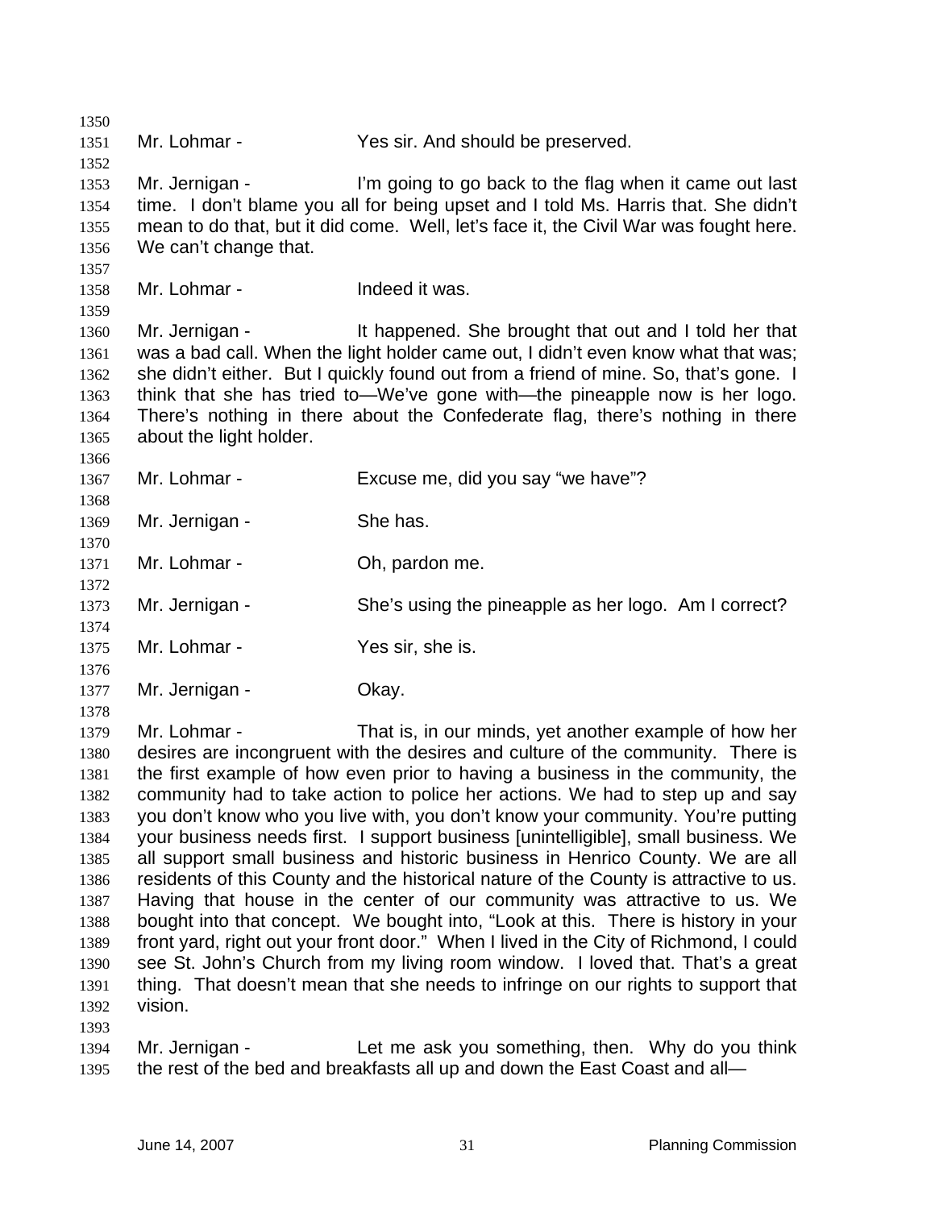Mr. Lohmar - Yes sir. And should be preserved.

Mr. Jernigan - I'm going to go back to the flag when it came out last time. I don't blame you all for being upset and I told Ms. Harris that. She didn't mean to do that, but it did come. Well, let's face it, the Civil War was fought here. We can't change that.

Mr. Lohmar - Indeed it was.

Mr. Jernigan - It happened. She brought that out and I told her that was a bad call. When the light holder came out, I didn't even know what that was; she didn't either. But I quickly found out from a friend of mine. So, that's gone. I think that she has tried to—We've gone with—the pineapple now is her logo. There's nothing in there about the Confederate flag, there's nothing in there about the light holder.

Mr. Lohmar - Excuse me, did you say "we have"?

Mr. Jernigan - She has.

Mr. Lohmar - Oh, pardon me.

Mr. Jernigan - She's using the pineapple as her logo. Am I correct?

Mr. Lohmar - Yes sir, she is.

Mr. Jernigan - Okay.

Mr. Lohmar - That is, in our minds, yet another example of how her desires are incongruent with the desires and culture of the community. There is the first example of how even prior to having a business in the community, the community had to take action to police her actions. We had to step up and say you don't know who you live with, you don't know your community. You're putting your business needs first. I support business [unintelligible], small business. We all support small business and historic business in Henrico County. We are all residents of this County and the historical nature of the County is attractive to us. Having that house in the center of our community was attractive to us. We bought into that concept. We bought into, "Look at this. There is history in your front yard, right out your front door." When I lived in the City of Richmond, I could see St. John's Church from my living room window. I loved that. That's a great thing. That doesn't mean that she needs to infringe on our rights to support that vision.

Mr. Jernigan - Let me ask you something, then. Why do you think the rest of the bed and breakfasts all up and down the East Coast and all—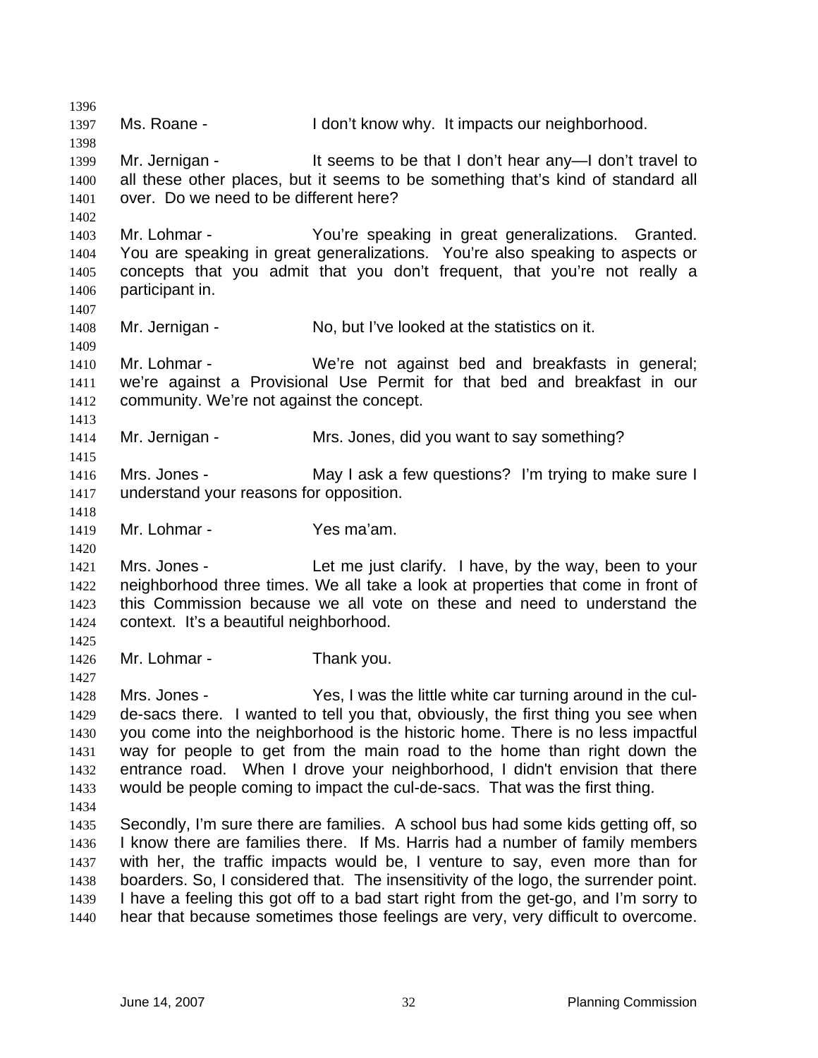Ms. Roane - I don't know why. It impacts our neighborhood.

Mr. Jernigan - It seems to be that I don't hear any—I don't travel to all these other places, but it seems to be something that's kind of standard all over. Do we need to be different here?

Mr. Lohmar - You're speaking in great generalizations. Granted. You are speaking in great generalizations. You're also speaking to aspects or concepts that you admit that you don't frequent, that you're not really a participant in.

Mr. Jernigan - No, but I've looked at the statistics on it.

Mr. Lohmar - We're not against bed and breakfasts in general; we're against a Provisional Use Permit for that bed and breakfast in our community. We're not against the concept.

Mr. Jernigan - Mrs. Jones, did you want to say something?

Mrs. Jones - May I ask a few questions? I'm trying to make sure I understand your reasons for opposition.

Mr. Lohmar - Yes ma'am.

Mrs. Jones - Let me just clarify. I have, by the way, been to your neighborhood three times. We all take a look at properties that come in front of this Commission because we all vote on these and need to understand the context. It's a beautiful neighborhood.

Mr. Lohmar - Thank you.

Mrs. Jones - Yes, I was the little white car turning around in the cul-de-sacs there. I wanted to tell you that, obviously, the first thing you see when you come into the neighborhood is the historic home. There is no less impactful way for people to get from the main road to the home than right down the entrance road. When I drove your neighborhood, I didn't envision that there would be people coming to impact the cul-de-sacs. That was the first thing.

Secondly, I'm sure there are families. A school bus had some kids getting off, so I know there are families there. If Ms. Harris had a number of family members with her, the traffic impacts would be, I venture to say, even more than for boarders. So, I considered that. The insensitivity of the logo, the surrender point. I have a feeling this got off to a bad start right from the get-go, and I'm sorry to hear that because sometimes those feelings are very, very difficult to overcome.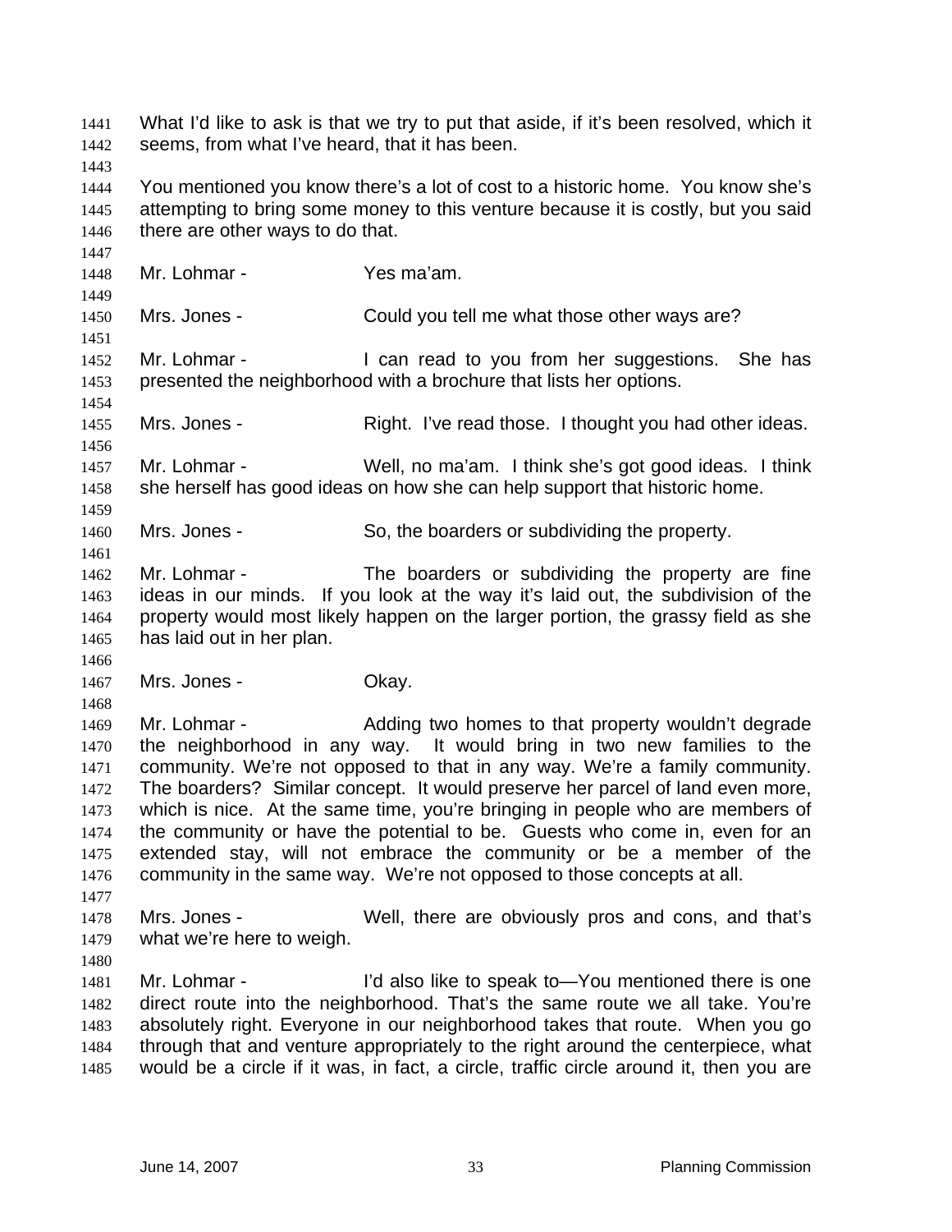What I'd like to ask is that we try to put that aside, if it's been resolved, which it seems, from what I've heard, that it has been.

You mentioned you know there's a lot of cost to a historic home. You know she's attempting to bring some money to this venture because it is costly, but you said there are other ways to do that.

Mr. Lohmar - Yes ma'am.

Mrs. Jones - Could you tell me what those other ways are?

Mr. Lohmar - I can read to you from her suggestions. She has presented the neighborhood with a brochure that lists her options.

Mrs. Jones - Right. I've read those. I thought you had other ideas.

Mr. Lohmar - Well, no ma'am. I think she's got good ideas. I think she herself has good ideas on how she can help support that historic home.

Mrs. Jones - So, the boarders or subdividing the property.

Mr. Lohmar - The boarders or subdividing the property are fine ideas in our minds. If you look at the way it's laid out, the subdivision of the property would most likely happen on the larger portion, the grassy field as she has laid out in her plan.

Mrs. Jones - Okay.

Mr. Lohmar - Adding two homes to that property wouldn't degrade the neighborhood in any way. It would bring in two new families to the community. We're not opposed to that in any way. We're a family community. The boarders? Similar concept. It would preserve her parcel of land even more, which is nice. At the same time, you're bringing in people who are members of the community or have the potential to be. Guests who come in, even for an extended stay, will not embrace the community or be a member of the community in the same way. We're not opposed to those concepts at all.

Mrs. Jones - Well, there are obviously pros and cons, and that's what we're here to weigh.

Mr. Lohmar - I'd also like to speak to—You mentioned there is one direct route into the neighborhood. That's the same route we all take. You're absolutely right. Everyone in our neighborhood takes that route. When you go through that and venture appropriately to the right around the centerpiece, what would be a circle if it was, in fact, a circle, traffic circle around it, then you are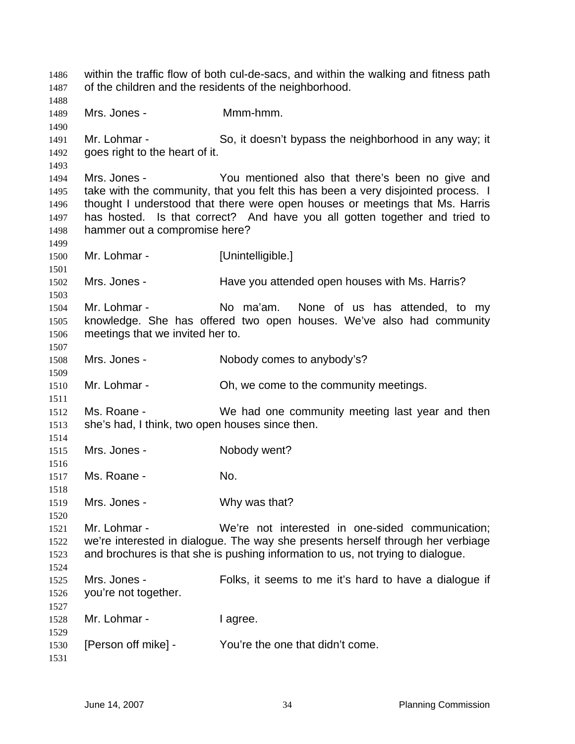within the traffic flow of both cul-de-sacs, and within the walking and fitness path of the children and the residents of the neighborhood.

Mrs. Jones - Mmm-hmm.

Mr. Lohmar - So, it doesn't bypass the neighborhood in any way; it goes right to the heart of it.

Mrs. Jones - You mentioned also that there's been no give and take with the community, that you felt this has been a very disjointed process. I thought I understood that there were open houses or meetings that Ms. Harris has hosted. Is that correct? And have you all gotten together and tried to hammer out a compromise here?

Mr. Lohmar - [Unintelligible.]

Mrs. Jones - Have you attended open houses with Ms. Harris?

Mr. Lohmar - No ma'am. None of us has attended, to my knowledge. She has offered two open houses. We've also had community meetings that we invited her to.

Mrs. Jones - Nobody comes to anybody's?

Mr. Lohmar - Oh, we come to the community meetings.

Ms. Roane - We had one community meeting last year and then she's had, I think, two open houses since then.

Mrs. Jones - Nobody went?

Ms. Roane - No.

Mrs. Jones - Why was that?

Mr. Lohmar - We're not interested in one-sided communication; we're interested in dialogue. The way she presents herself through her verbiage and brochures is that she is pushing information to us, not trying to dialogue.

Mrs. Jones - Folks, it seems to me it's hard to have a dialogue if you're not together.

Mr. Lohmar - I agree.

[Person off mike] - You're the one that didn't come.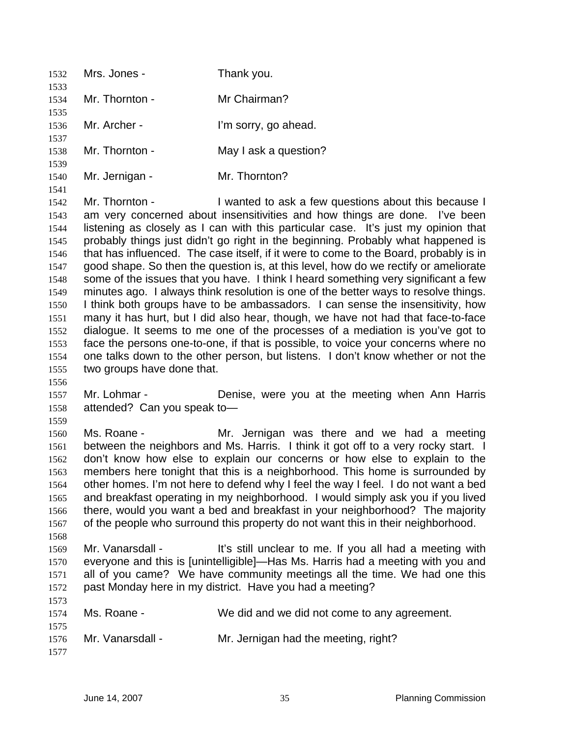Mrs. Jones - Thank you.

Mr. Thornton - Mr Chairman?

Mr. Archer - I'm sorry, go ahead.

Mr. Thornton - May I ask a question?

Mr. Jernigan - Mr. Thornton?

Mr. Thornton - I wanted to ask a few questions about this because I am very concerned about insensitivities and how things are done. I've been listening as closely as I can with this particular case. It's just my opinion that probably things just didn't go right in the beginning. Probably what happened is that has influenced. The case itself, if it were to come to the Board, probably is in good shape. So then the question is, at this level, how do we rectify or ameliorate some of the issues that you have. I think I heard something very significant a few minutes ago. I always think resolution is one of the better ways to resolve things. I think both groups have to be ambassadors. I can sense the insensitivity, how many it has hurt, but I did also hear, though, we have not had that face-to-face dialogue. It seems to me one of the processes of a mediation is you've got to face the persons one-to-one, if that is possible, to voice your concerns where no one talks down to the other person, but listens. I don't know whether or not the two groups have done that.

Mr. Lohmar - Denise, were you at the meeting when Ann Harris attended? Can you speak to—

Ms. Roane - Mr. Jernigan was there and we had a meeting between the neighbors and Ms. Harris. I think it got off to a very rocky start. I don't know how else to explain our concerns or how else to explain to the members here tonight that this is a neighborhood. This home is surrounded by other homes. I'm not here to defend why I feel the way I feel. I do not want a bed and breakfast operating in my neighborhood. I would simply ask you if you lived there, would you want a bed and breakfast in your neighborhood? The majority of the people who surround this property do not want this in their neighborhood.

Mr. Vanarsdall - It's still unclear to me. If you all had a meeting with everyone and this is [unintelligible]—Has Ms. Harris had a meeting with you and all of you came? We have community meetings all the time. We had one this past Monday here in my district. Have you had a meeting?

Ms. Roane - We did and we did not come to any agreement.

Mr. Vanarsdall - Mr. Jernigan had the meeting, right?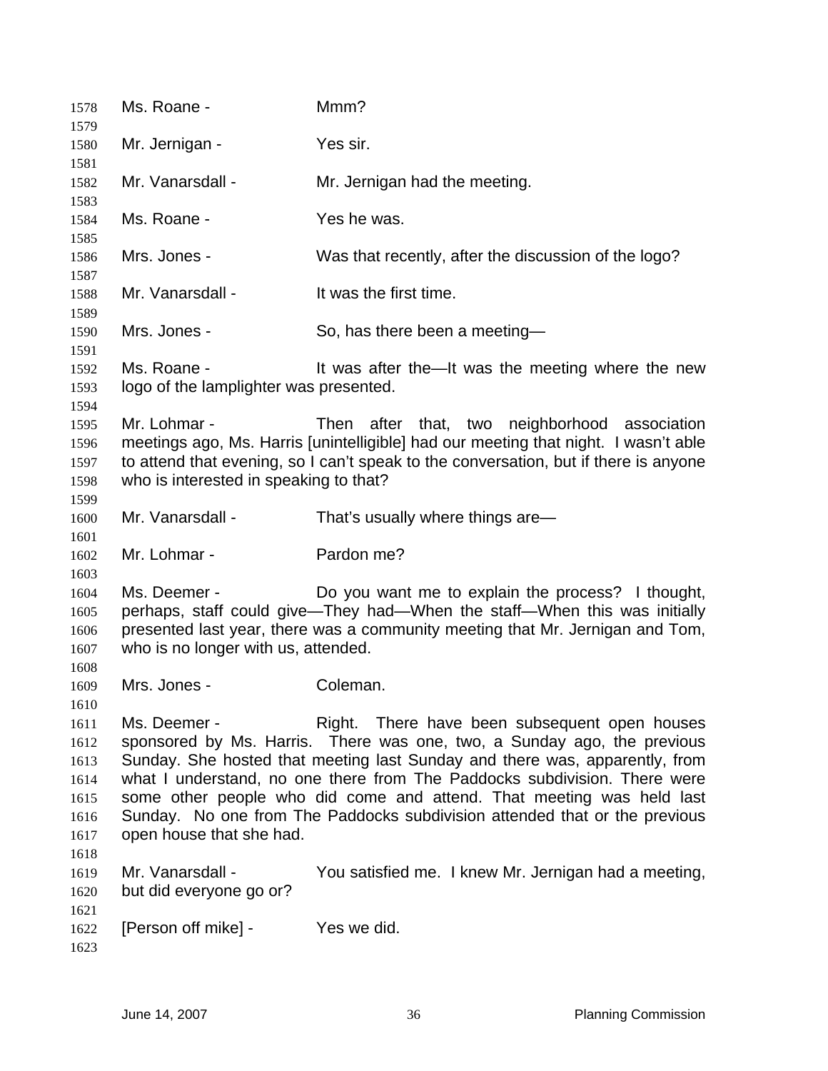Ms. Roane - Mmm?

Mr. Jernigan - Yes sir.

Mr. Vanarsdall - Mr. Jernigan had the meeting.

Ms. Roane - Yes he was.

Mrs. Jones - Was that recently, after the discussion of the logo?

Mr. Vanarsdall - It was the first time.

Mrs. Jones - So, has there been a meeting—

Ms. Roane - It was after the—It was the meeting where the new logo of the lamplighter was presented.

Mr. Lohmar - Then after that, two neighborhood association meetings ago, Ms. Harris [unintelligible] had our meeting that night. I wasn't able to attend that evening, so I can't speak to the conversation, but if there is anyone who is interested in speaking to that?

Mr. Vanarsdall - That's usually where things are—

Mr. Lohmar - Pardon me?

Ms. Deemer - Do you want me to explain the process? I thought, perhaps, staff could give—They had—When the staff—When this was initially presented last year, there was a community meeting that Mr. Jernigan and Tom, who is no longer with us, attended.

Mrs. Jones - Coleman.

Ms. Deemer - Right. There have been subsequent open houses sponsored by Ms. Harris. There was one, two, a Sunday ago, the previous Sunday. She hosted that meeting last Sunday and there was, apparently, from what I understand, no one there from The Paddocks subdivision. There were some other people who did come and attend. That meeting was held last Sunday. No one from The Paddocks subdivision attended that or the previous open house that she had.

Mr. Vanarsdall - You satisfied me. I knew Mr. Jernigan had a meeting, but did everyone go or?

[Person off mike] - Yes we did.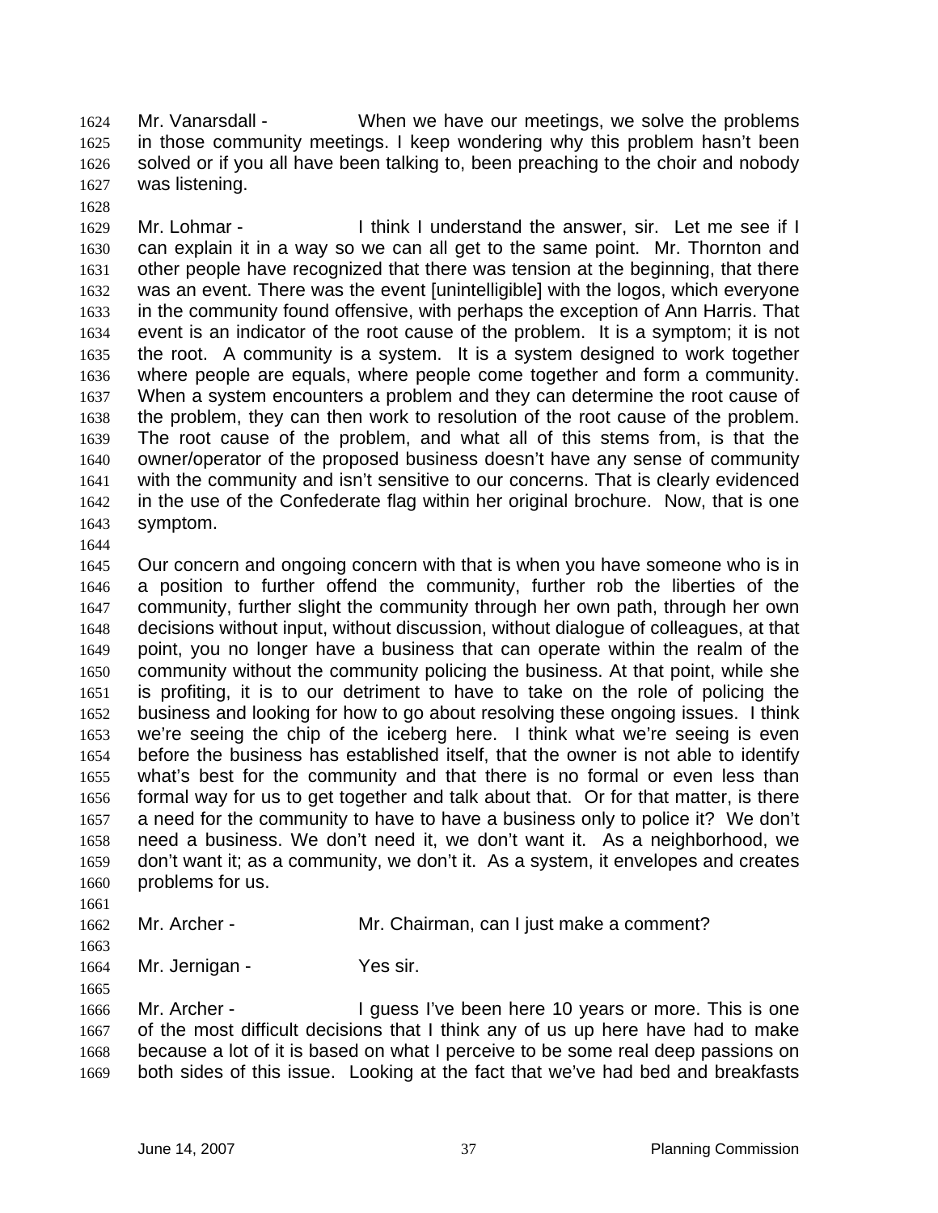Mr. Vanarsdall - When we have our meetings, we solve the problems in those community meetings. I keep wondering why this problem hasn't been solved or if you all have been talking to, been preaching to the choir and nobody was listening.

Mr. Lohmar - I think I understand the answer, sir. Let me see if I can explain it in a way so we can all get to the same point. Mr. Thornton and other people have recognized that there was tension at the beginning, that there was an event. There was the event [unintelligible] with the logos, which everyone in the community found offensive, with perhaps the exception of Ann Harris. That event is an indicator of the root cause of the problem. It is a symptom; it is not the root. A community is a system. It is a system designed to work together where people are equals, where people come together and form a community. When a system encounters a problem and they can determine the root cause of the problem, they can then work to resolution of the root cause of the problem. The root cause of the problem, and what all of this stems from, is that the owner/operator of the proposed business doesn't have any sense of community with the community and isn't sensitive to our concerns. That is clearly evidenced in the use of the Confederate flag within her original brochure. Now, that is one symptom.

Our concern and ongoing concern with that is when you have someone who is in a position to further offend the community, further rob the liberties of the community, further slight the community through her own path, through her own decisions without input, without discussion, without dialogue of colleagues, at that point, you no longer have a business that can operate within the realm of the community without the community policing the business. At that point, while she is profiting, it is to our detriment to have to take on the role of policing the business and looking for how to go about resolving these ongoing issues. I think we're seeing the chip of the iceberg here. I think what we're seeing is even before the business has established itself, that the owner is not able to identify what's best for the community and that there is no formal or even less than formal way for us to get together and talk about that. Or for that matter, is there a need for the community to have to have a business only to police it? We don't need a business. We don't need it, we don't want it. As a neighborhood, we don't want it; as a community, we don't it. As a system, it envelopes and creates problems for us.

Mr. Archer - Mr. Chairman, can I just make a comment?

Mr. Jernigan - Yes sir.

Mr. Archer - I guess I've been here 10 years or more. This is one of the most difficult decisions that I think any of us up here have had to make because a lot of it is based on what I perceive to be some real deep passions on both sides of this issue. Looking at the fact that we've had bed and breakfasts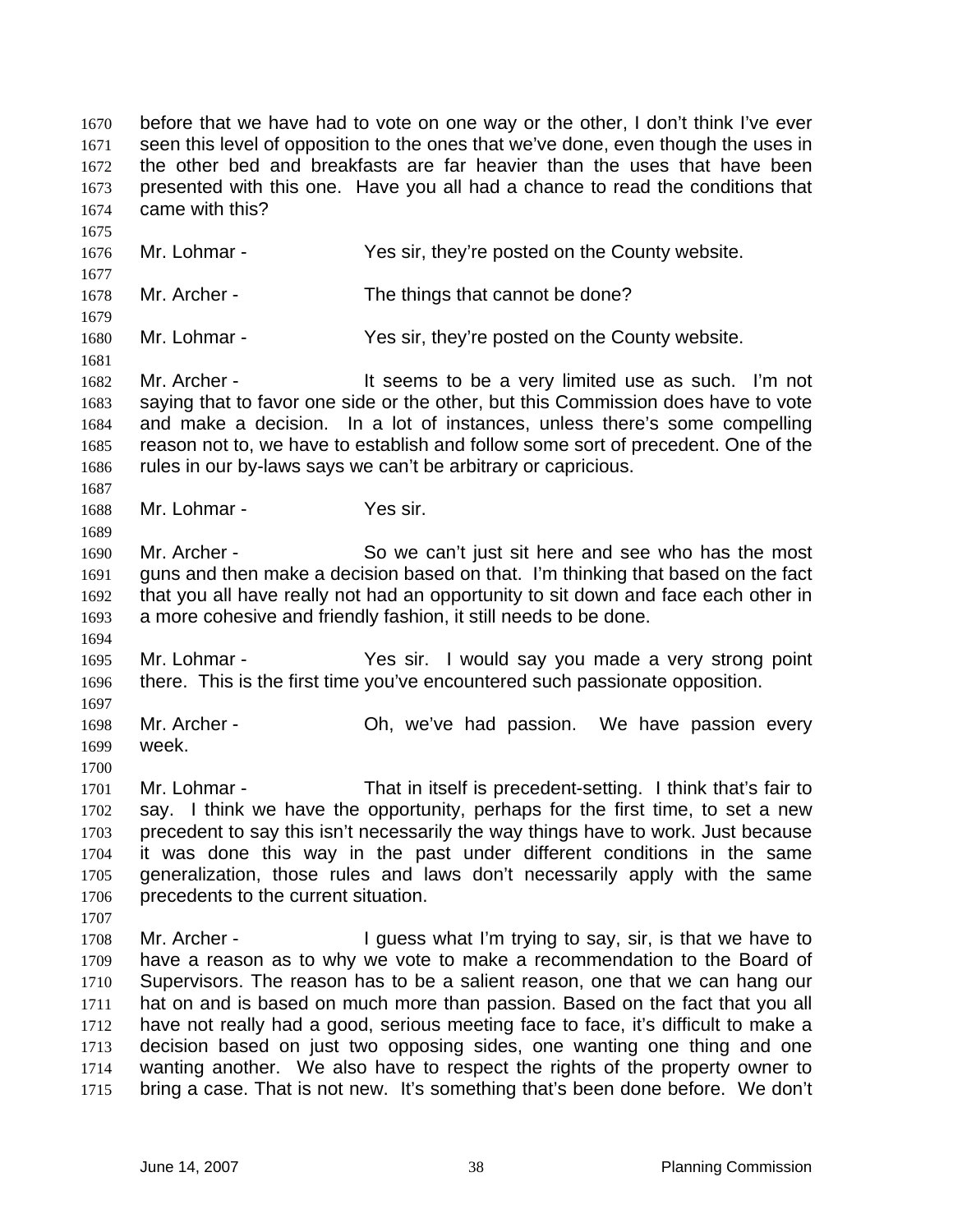before that we have had to vote on one way or the other, I don't think I've ever seen this level of opposition to the ones that we've done, even though the uses in the other bed and breakfasts are far heavier than the uses that have been presented with this one. Have you all had a chance to read the conditions that came with this?

Mr. Lohmar - Yes sir, they're posted on the County website.

Mr. Archer - The things that cannot be done?

Mr. Lohmar - Yes sir, they're posted on the County website.

Mr. Archer - It seems to be a very limited use as such. I'm not saying that to favor one side or the other, but this Commission does have to vote and make a decision. In a lot of instances, unless there's some compelling reason not to, we have to establish and follow some sort of precedent. One of the rules in our by-laws says we can't be arbitrary or capricious.

Mr. Lohmar - Yes sir.

Mr. Archer - So we can't just sit here and see who has the most guns and then make a decision based on that. I'm thinking that based on the fact that you all have really not had an opportunity to sit down and face each other in a more cohesive and friendly fashion, it still needs to be done.

Mr. Lohmar - Yes sir. I would say you made a very strong point there. This is the first time you've encountered such passionate opposition.

Mr. Archer - Oh, we've had passion. We have passion every week.

Mr. Lohmar - That in itself is precedent-setting. I think that's fair to say. I think we have the opportunity, perhaps for the first time, to set a new precedent to say this isn't necessarily the way things have to work. Just because it was done this way in the past under different conditions in the same generalization, those rules and laws don't necessarily apply with the same precedents to the current situation.

Mr. Archer - I guess what I'm trying to say, sir, is that we have to have a reason as to why we vote to make a recommendation to the Board of Supervisors. The reason has to be a salient reason, one that we can hang our hat on and is based on much more than passion. Based on the fact that you all have not really had a good, serious meeting face to face, it's difficult to make a decision based on just two opposing sides, one wanting one thing and one wanting another. We also have to respect the rights of the property owner to bring a case. That is not new. It's something that's been done before. We don't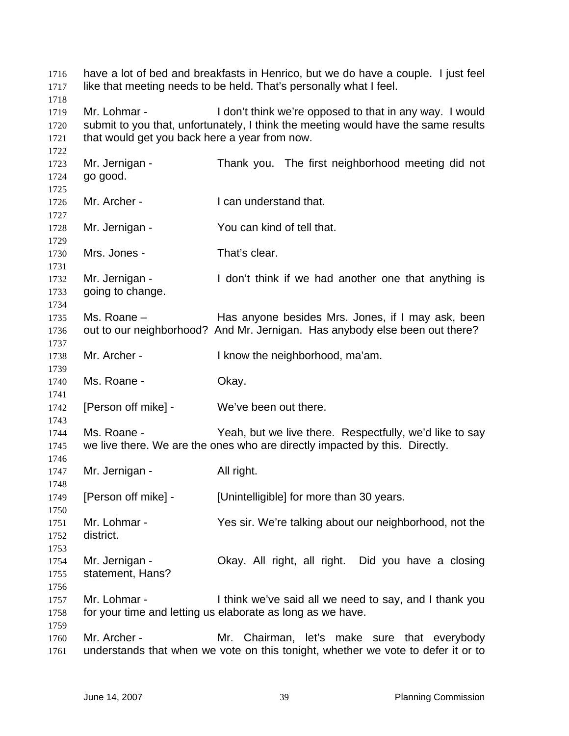have a lot of bed and breakfasts in Henrico, but we do have a couple. I just feel like that meeting needs to be held. That's personally what I feel.

Mr. Lohmar - I don't think we're opposed to that in any way. I would submit to you that, unfortunately, I think the meeting would have the same results that would get you back here a year from now.

Mr. Jernigan - Thank you. The first neighborhood meeting did not go good.

Mr. Archer - I can understand that.

Mr. Jernigan - You can kind of tell that.

Mrs. Jones - That's clear.

Mr. Jernigan - I don't think if we had another one that anything is going to change.

Ms. Roane – Has anyone besides Mrs. Jones, if I may ask, been out to our neighborhood? And Mr. Jernigan. Has anybody else been out there?

Mr. Archer - I know the neighborhood, ma'am.

Ms. Roane - Okay.

[Person off mike] - We've been out there.

Ms. Roane - Yeah, but we live there. Respectfully, we'd like to say we live there. We are the ones who are directly impacted by this. Directly.

Mr. Jernigan - All right.

[Person off mike] - [Unintelligible] for more than 30 years.

Mr. Lohmar - Yes sir. We're talking about our neighborhood, not the district.

Mr. Jernigan - Okay. All right, all right. Did you have a closing statement, Hans?

Mr. Lohmar - I think we've said all we need to say, and I thank you for your time and letting us elaborate as long as we have.

Mr. Archer - Mr. Chairman, let's make sure that everybody understands that when we vote on this tonight, whether we vote to defer it or to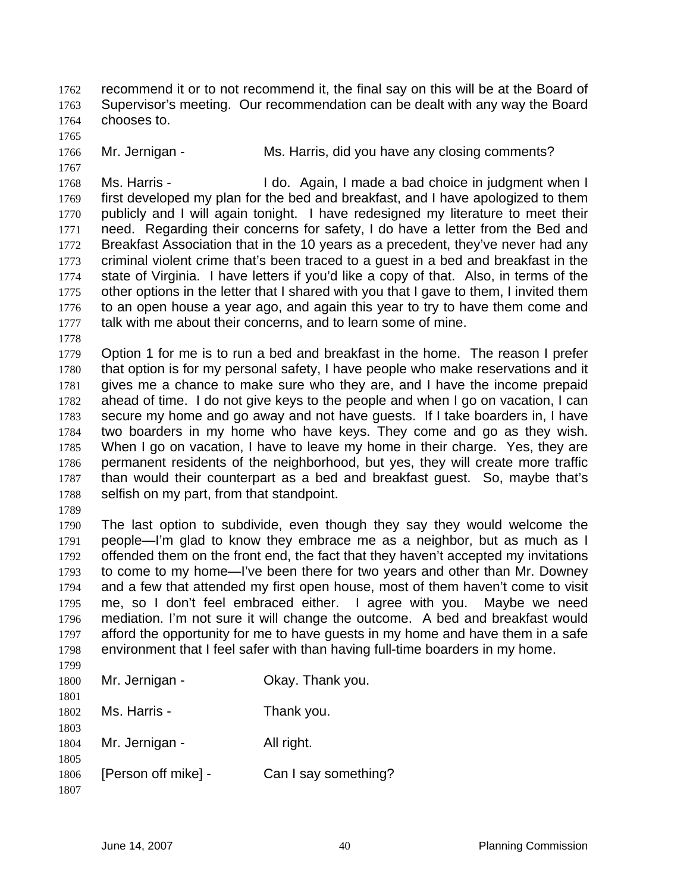recommend it or to not recommend it, the final say on this will be at the Board of Supervisor's meeting. Our recommendation can be dealt with any way the Board chooses to.

Mr. Jernigan - Ms. Harris, did you have any closing comments?

Ms. Harris - I do. Again, I made a bad choice in judgment when I first developed my plan for the bed and breakfast, and I have apologized to them publicly and I will again tonight. I have redesigned my literature to meet their need. Regarding their concerns for safety, I do have a letter from the Bed and Breakfast Association that in the 10 years as a precedent, they've never had any criminal violent crime that's been traced to a guest in a bed and breakfast in the state of Virginia. I have letters if you'd like a copy of that. Also, in terms of the other options in the letter that I shared with you that I gave to them, I invited them to an open house a year ago, and again this year to try to have them come and talk with me about their concerns, and to learn some of mine.

Option 1 for me is to run a bed and breakfast in the home. The reason I prefer that option is for my personal safety, I have people who make reservations and it gives me a chance to make sure who they are, and I have the income prepaid ahead of time. I do not give keys to the people and when I go on vacation, I can secure my home and go away and not have guests. If I take boarders in, I have two boarders in my home who have keys. They come and go as they wish. When I go on vacation, I have to leave my home in their charge. Yes, they are permanent residents of the neighborhood, but yes, they will create more traffic than would their counterpart as a bed and breakfast guest. So, maybe that's selfish on my part, from that standpoint.

The last option to subdivide, even though they say they would welcome the people—I'm glad to know they embrace me as a neighbor, but as much as I offended them on the front end, the fact that they haven't accepted my invitations to come to my home—I've been there for two years and other than Mr. Downey and a few that attended my first open house, most of them haven't come to visit me, so I don't feel embraced either. I agree with you. Maybe we need mediation. I'm not sure it will change the outcome. A bed and breakfast would afford the opportunity for me to have guests in my home and have them in a safe environment that I feel safer with than having full-time boarders in my home.

Mr. Jernigan - Okay. Thank you.

Ms. Harris - Thank you.

Mr. Jernigan - All right.

[Person off mike] - Can I say something?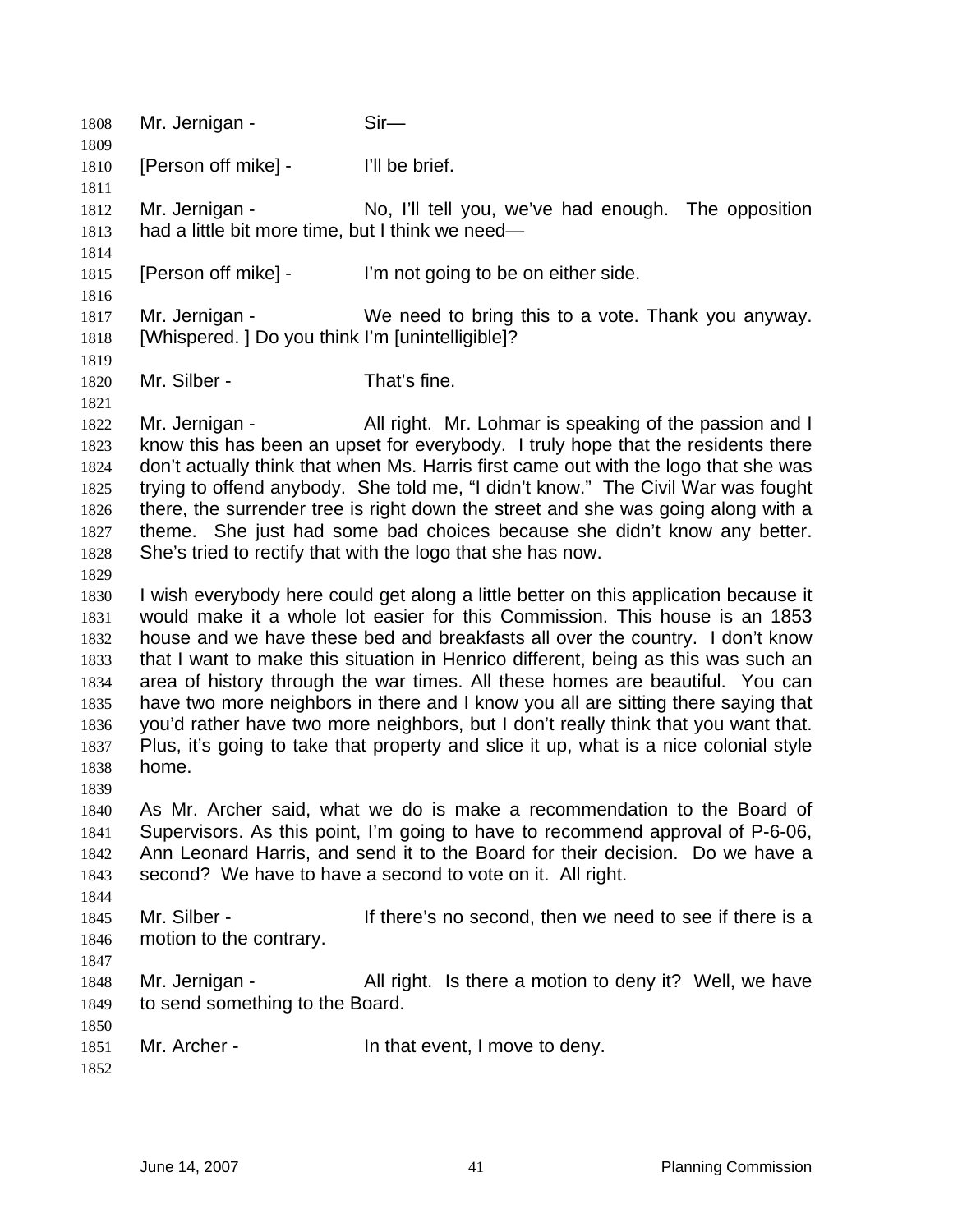Mr. Jernigan - Sir—

[Person off mike] - I'll be brief.

Mr. Jernigan - No, I'll tell you, we've had enough. The opposition had a little bit more time, but I think we need—

[Person off mike] - I'm not going to be on either side.

Mr. Jernigan - We need to bring this to a vote. Thank you anyway. [Whispered. ] Do you think I'm [unintelligible]?

Mr. Silber - That's fine.

Mr. Jernigan - All right. Mr. Lohmar is speaking of the passion and I know this has been an upset for everybody. I truly hope that the residents there don't actually think that when Ms. Harris first came out with the logo that she was trying to offend anybody. She told me, "I didn't know." The Civil War was fought there, the surrender tree is right down the street and she was going along with a theme. She just had some bad choices because she didn't know any better. She's tried to rectify that with the logo that she has now.

I wish everybody here could get along a little better on this application because it would make it a whole lot easier for this Commission. This house is an 1853 house and we have these bed and breakfasts all over the country. I don't know that I want to make this situation in Henrico different, being as this was such an area of history through the war times. All these homes are beautiful. You can have two more neighbors in there and I know you all are sitting there saying that you'd rather have two more neighbors, but I don't really think that you want that. Plus, it's going to take that property and slice it up, what is a nice colonial style home.

As Mr. Archer said, what we do is make a recommendation to the Board of Supervisors. As this point, I'm going to have to recommend approval of P-6-06, Ann Leonard Harris, and send it to the Board for their decision. Do we have a second? We have to have a second to vote on it. All right.

Mr. Silber - If there's no second, then we need to see if there is a motion to the contrary.

Mr. Jernigan - All right. Is there a motion to deny it? Well, we have to send something to the Board.

Mr. Archer - In that event, I move to deny.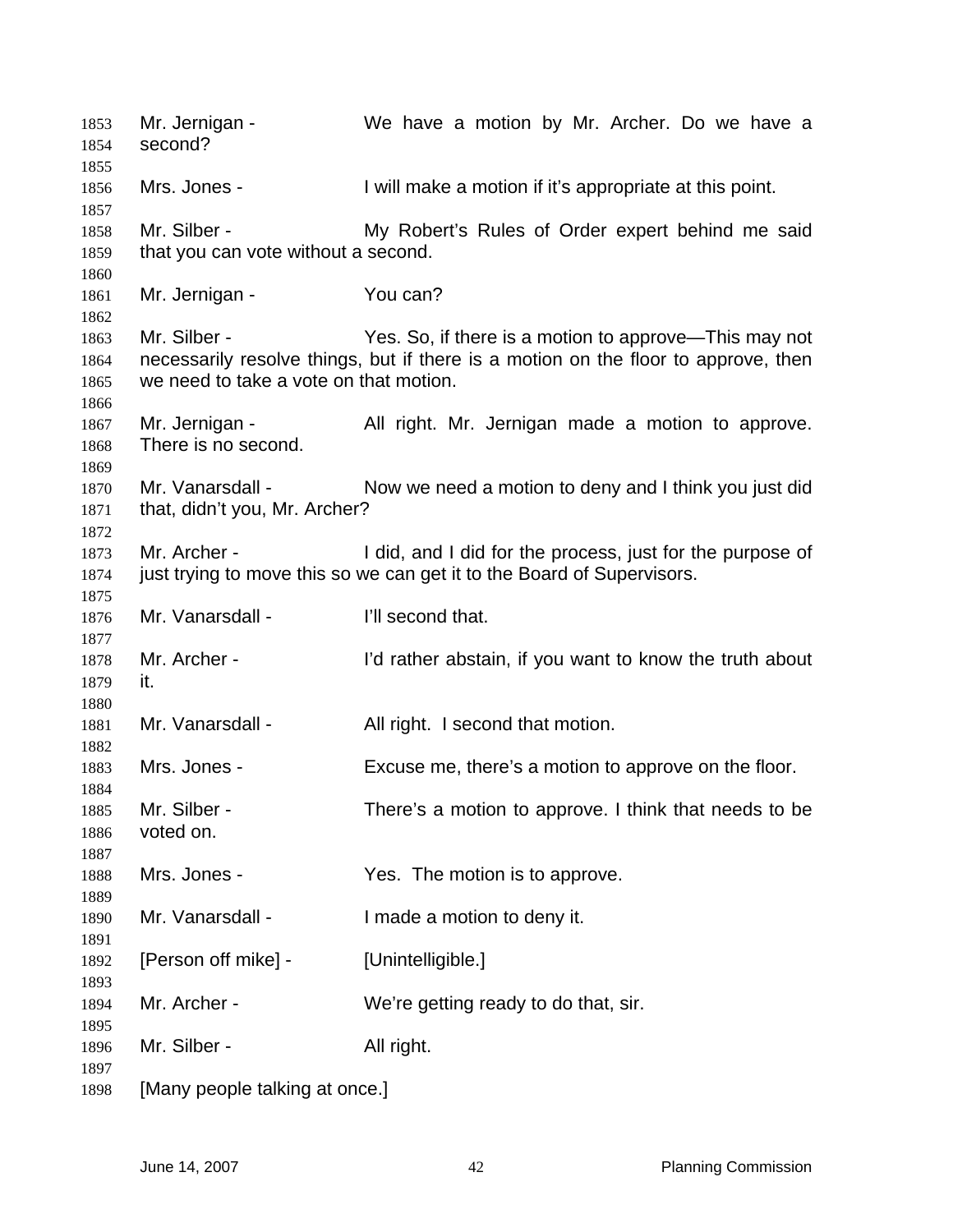Mr. Jernigan - We have a motion by Mr. Archer. Do we have a second?

Mrs. Jones - I will make a motion if it's appropriate at this point.

Mr. Silber - My Robert's Rules of Order expert behind me said that you can vote without a second.

Mr. Jernigan - You can?

Mr. Silber - Yes. So, if there is a motion to approve—This may not necessarily resolve things, but if there is a motion on the floor to approve, then we need to take a vote on that motion.

Mr. Jernigan - All right. Mr. Jernigan made a motion to approve. There is no second.

Mr. Vanarsdall - Now we need a motion to deny and I think you just did that, didn't you, Mr. Archer?

Mr. Archer - I did, and I did for the process, just for the purpose of just trying to move this so we can get it to the Board of Supervisors.

Mr. Vanarsdall - I'll second that.

Mr. Archer - I'd rather abstain, if you want to know the truth about it.

Mr. Vanarsdall - All right. I second that motion.

Mrs. Jones - Excuse me, there's a motion to approve on the floor.

Mr. Silber - There's a motion to approve. I think that needs to be voted on.

Mrs. Jones - Yes. The motion is to approve.

Mr. Vanarsdall - I made a motion to deny it.

[Person off mike] - [Unintelligible.]

Mr. Archer - We're getting ready to do that, sir.

Mr. Silber - All right.

[Many people talking at once.]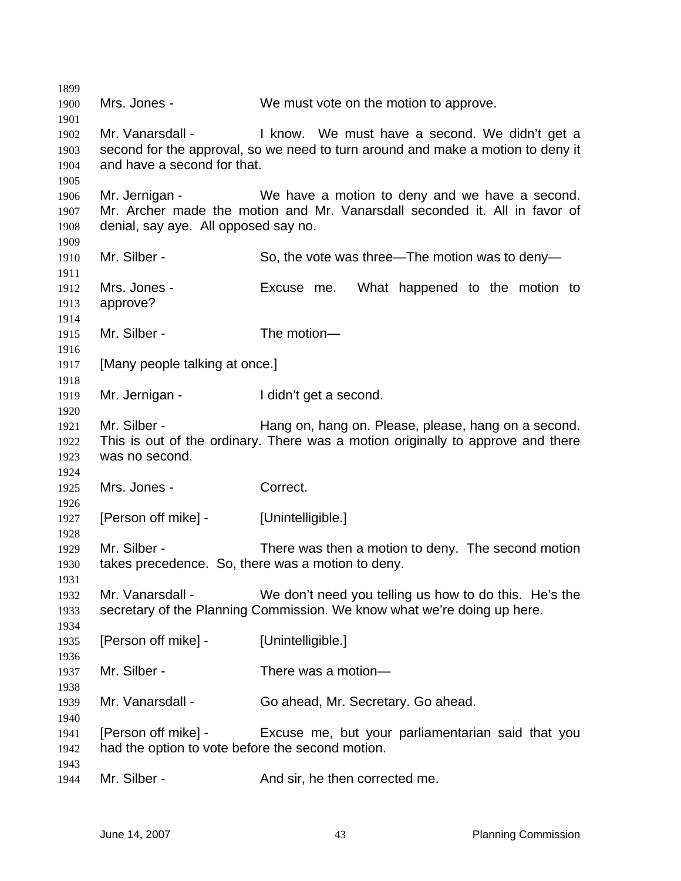Mrs. Jones - We must vote on the motion to approve.

Mr. Vanarsdall - I know. We must have a second. We didn't get a second for the approval, so we need to turn around and make a motion to deny it and have a second for that.

Mr. Jernigan - We have a motion to deny and we have a second. Mr. Archer made the motion and Mr. Vanarsdall seconded it. All in favor of denial, say aye. All opposed say no.

Mr. Silber - So, the vote was three—The motion was to deny—

Mrs. Jones - Excuse me. What happened to the motion to approve?

Mr. Silber - The motion—

[Many people talking at once.]

Mr. Jernigan - I didn't get a second.

Mr. Silber - Hang on, hang on. Please, please, hang on a second. This is out of the ordinary. There was a motion originally to approve and there was no second.

Mrs. Jones - Correct.

[Person off mike] - [Unintelligible.]

Mr. Silber - There was then a motion to deny. The second motion takes precedence. So, there was a motion to deny.

Mr. Vanarsdall - We don't need you telling us how to do this. He's the secretary of the Planning Commission. We know what we're doing up here.

[Person off mike] - [Unintelligible.]

Mr. Silber - There was a motion—

Mr. Vanarsdall - Go ahead, Mr. Secretary. Go ahead.

[Person off mike] - Excuse me, but your parliamentarian said that you had the option to vote before the second motion.

Mr. Silber - And sir, he then corrected me.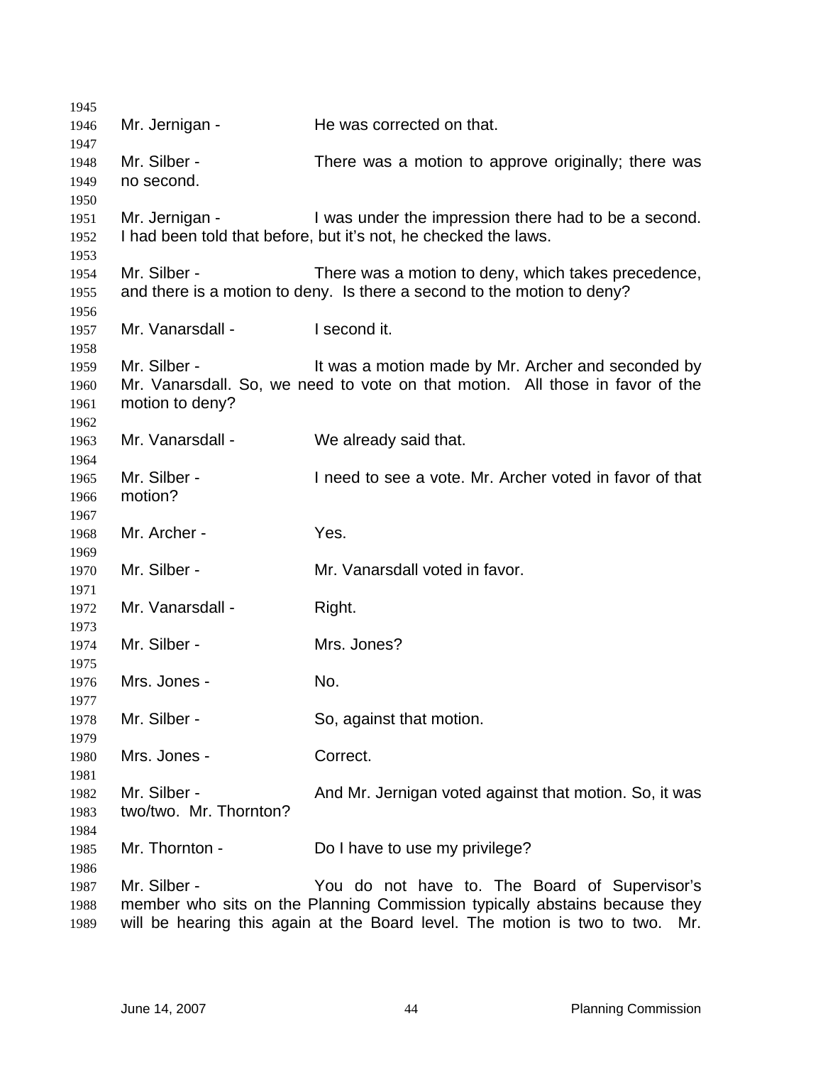Mr. Jernigan - He was corrected on that.

Mr. Silber - There was a motion to approve originally; there was no second.

Mr. Jernigan - I was under the impression there had to be a second. I had been told that before, but it's not, he checked the laws.

Mr. Silber - There was a motion to deny, which takes precedence, and there is a motion to deny. Is there a second to the motion to deny?

Mr. Vanarsdall - I second it.

Mr. Silber - It was a motion made by Mr. Archer and seconded by Mr. Vanarsdall. So, we need to vote on that motion. All those in favor of the motion to deny?

Mr. Vanarsdall - We already said that.

Mr. Silber - I need to see a vote. Mr. Archer voted in favor of that motion?

Mr. Archer - Yes.

Mr. Silber - Mr. Vanarsdall voted in favor.

Mr. Vanarsdall - Right.

Mr. Silber - Mrs. Jones?

Mrs. Jones - No.

Mr. Silber - So, against that motion.

Mrs. Jones - Correct.

Mr. Silber - And Mr. Jernigan voted against that motion. So, it was two/two. Mr. Thornton?

Mr. Thornton - Do I have to use my privilege?

Mr. Silber - You do not have to. The Board of Supervisor's member who sits on the Planning Commission typically abstains because they will be hearing this again at the Board level. The motion is two to two. Mr.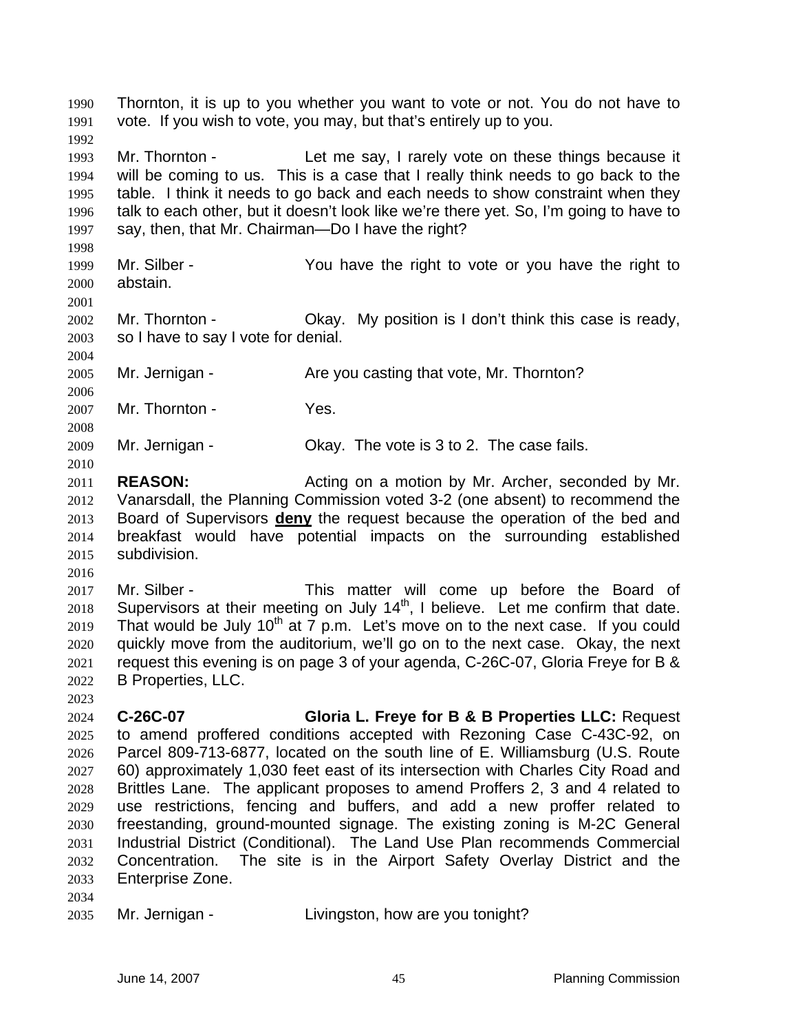Thornton, it is up to you whether you want to vote or not. You do not have to vote. If you wish to vote, you may, but that's entirely up to you.

Mr. Thornton - Let me say, I rarely vote on these things because it will be coming to us. This is a case that I really think needs to go back to the table. I think it needs to go back and each needs to show constraint when they talk to each other, but it doesn't look like we're there yet. So, I'm going to have to say, then, that Mr. Chairman—Do I have the right?

Mr. Silber - You have the right to vote or you have the right to abstain.

Mr. Thornton - Okay. My position is I don't think this case is ready, so I have to say I vote for denial.

Mr. Jernigan - Are you casting that vote, Mr. Thornton?

Mr. Thornton - Yes.

Mr. Jernigan - Okay. The vote is 3 to 2. The case fails.

**REASON:** Acting on a motion by Mr. Archer, seconded by Mr. Vanarsdall, the Planning Commission voted 3-2 (one absent) to recommend the Board of Supervisors **deny** the request because the operation of the bed and breakfast would have potential impacts on the surrounding established subdivision.

Mr. Silber - This matter will come up before the Board of Supervisors at their meeting on July 14th, I believe. Let me confirm that date. That would be July 10th at 7 p.m. Let's move on to the next case. If you could quickly move from the auditorium, we'll go on to the next case. Okay, the next request this evening is on page 3 of your agenda, C-26C-07, Gloria Freye for B & B Properties, LLC.

**C-26C-07** **Gloria L. Freye for B & B Properties LLC:** Request to amend proffered conditions accepted with Rezoning Case C-43C-92, on Parcel 809-713-6877, located on the south line of E. Williamsburg (U.S. Route 60) approximately 1,030 feet east of its intersection with Charles City Road and Brittles Lane. The applicant proposes to amend Proffers 2, 3 and 4 related to use restrictions, fencing and buffers, and add a new proffer related to freestanding, ground-mounted signage. The existing zoning is M-2C General Industrial District (Conditional). The Land Use Plan recommends Commercial Concentration. The site is in the Airport Safety Overlay District and the Enterprise Zone.

Mr. Jernigan - Livingston, how are you tonight?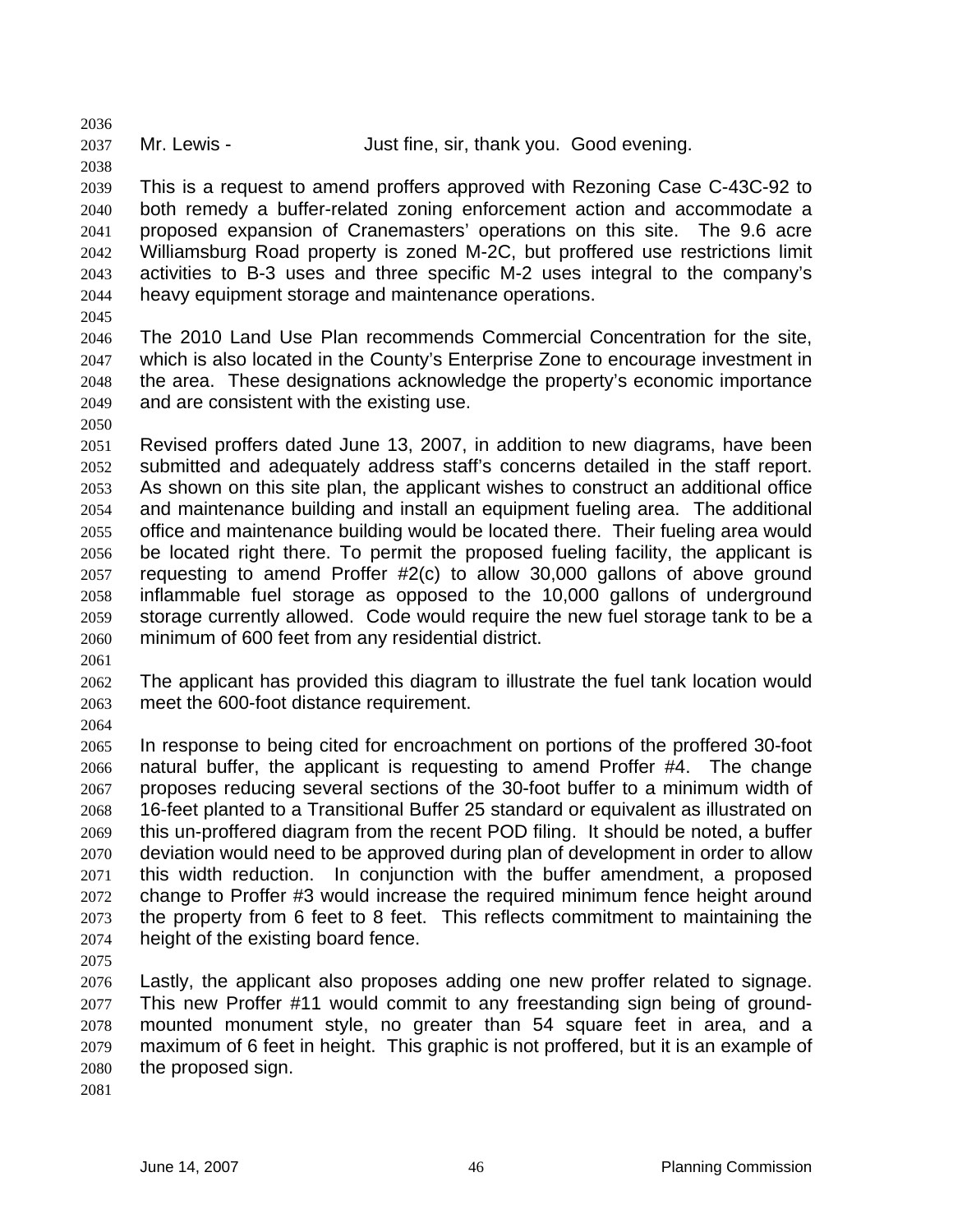Mr. Lewis - Just fine, sir, thank you. Good evening.

This is a request to amend proffers approved with Rezoning Case C-43C-92 to both remedy a buffer-related zoning enforcement action and accommodate a proposed expansion of Cranemasters' operations on this site. The 9.6 acre Williamsburg Road property is zoned M-2C, but proffered use restrictions limit activities to B-3 uses and three specific M-2 uses integral to the company's heavy equipment storage and maintenance operations.

The 2010 Land Use Plan recommends Commercial Concentration for the site, which is also located in the County's Enterprise Zone to encourage investment in the area. These designations acknowledge the property's economic importance and are consistent with the existing use.

Revised proffers dated June 13, 2007, in addition to new diagrams, have been submitted and adequately address staff's concerns detailed in the staff report. As shown on this site plan, the applicant wishes to construct an additional office and maintenance building and install an equipment fueling area. The additional office and maintenance building would be located there. Their fueling area would be located right there. To permit the proposed fueling facility, the applicant is requesting to amend Proffer #2(c) to allow 30,000 gallons of above ground inflammable fuel storage as opposed to the 10,000 gallons of underground storage currently allowed. Code would require the new fuel storage tank to be a minimum of 600 feet from any residential district.

The applicant has provided this diagram to illustrate the fuel tank location would meet the 600-foot distance requirement.

In response to being cited for encroachment on portions of the proffered 30-foot natural buffer, the applicant is requesting to amend Proffer #4. The change proposes reducing several sections of the 30-foot buffer to a minimum width of 16-feet planted to a Transitional Buffer 25 standard or equivalent as illustrated on this un-proffered diagram from the recent POD filing. It should be noted, a buffer deviation would need to be approved during plan of development in order to allow this width reduction. In conjunction with the buffer amendment, a proposed change to Proffer #3 would increase the required minimum fence height around the property from 6 feet to 8 feet. This reflects commitment to maintaining the height of the existing board fence.

Lastly, the applicant also proposes adding one new proffer related to signage. This new Proffer #11 would commit to any freestanding sign being of ground-mounted monument style, no greater than 54 square feet in area, and a maximum of 6 feet in height. This graphic is not proffered, but it is an example of the proposed sign.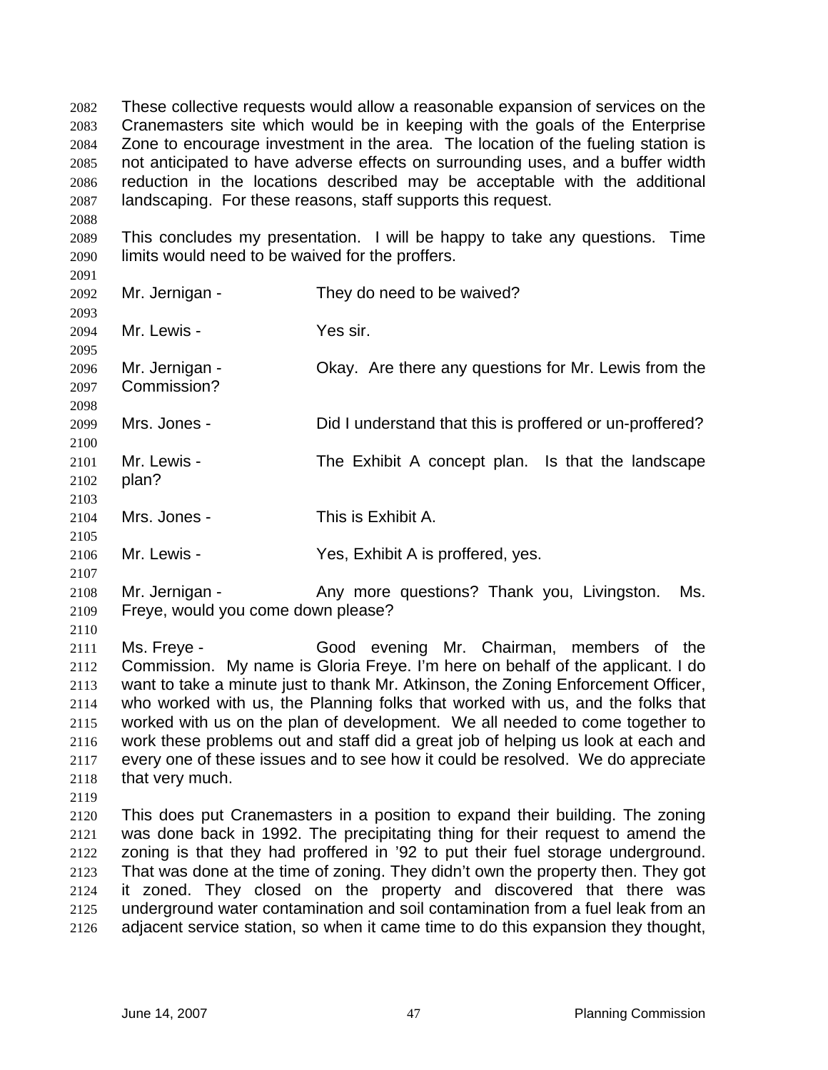These collective requests would allow a reasonable expansion of services on the Cranemasters site which would be in keeping with the goals of the Enterprise Zone to encourage investment in the area. The location of the fueling station is not anticipated to have adverse effects on surrounding uses, and a buffer width reduction in the locations described may be acceptable with the additional landscaping. For these reasons, staff supports this request.

This concludes my presentation. I will be happy to take any questions. Time limits would need to be waived for the proffers.

Mr. Jernigan - They do need to be waived?

Mr. Lewis - Yes sir.

Mr. Jernigan - Okay. Are there any questions for Mr. Lewis from the Commission?

Mrs. Jones - Did I understand that this is proffered or un-proffered?

Mr. Lewis - The Exhibit A concept plan. Is that the landscape plan?

Mrs. Jones - This is Exhibit A.

Mr. Lewis - Yes, Exhibit A is proffered, yes.

Mr. Jernigan - Any more questions? Thank you, Livingston. Ms. Freye, would you come down please?

Ms. Freye - Good evening Mr. Chairman, members of the Commission. My name is Gloria Freye. I'm here on behalf of the applicant. I do want to take a minute just to thank Mr. Atkinson, the Zoning Enforcement Officer, who worked with us, the Planning folks that worked with us, and the folks that worked with us on the plan of development. We all needed to come together to work these problems out and staff did a great job of helping us look at each and every one of these issues and to see how it could be resolved. We do appreciate that very much.

This does put Cranemasters in a position to expand their building. The zoning was done back in 1992. The precipitating thing for their request to amend the zoning is that they had proffered in '92 to put their fuel storage underground. That was done at the time of zoning. They didn't own the property then. They got it zoned. They closed on the property and discovered that there was underground water contamination and soil contamination from a fuel leak from an adjacent service station, so when it came time to do this expansion they thought,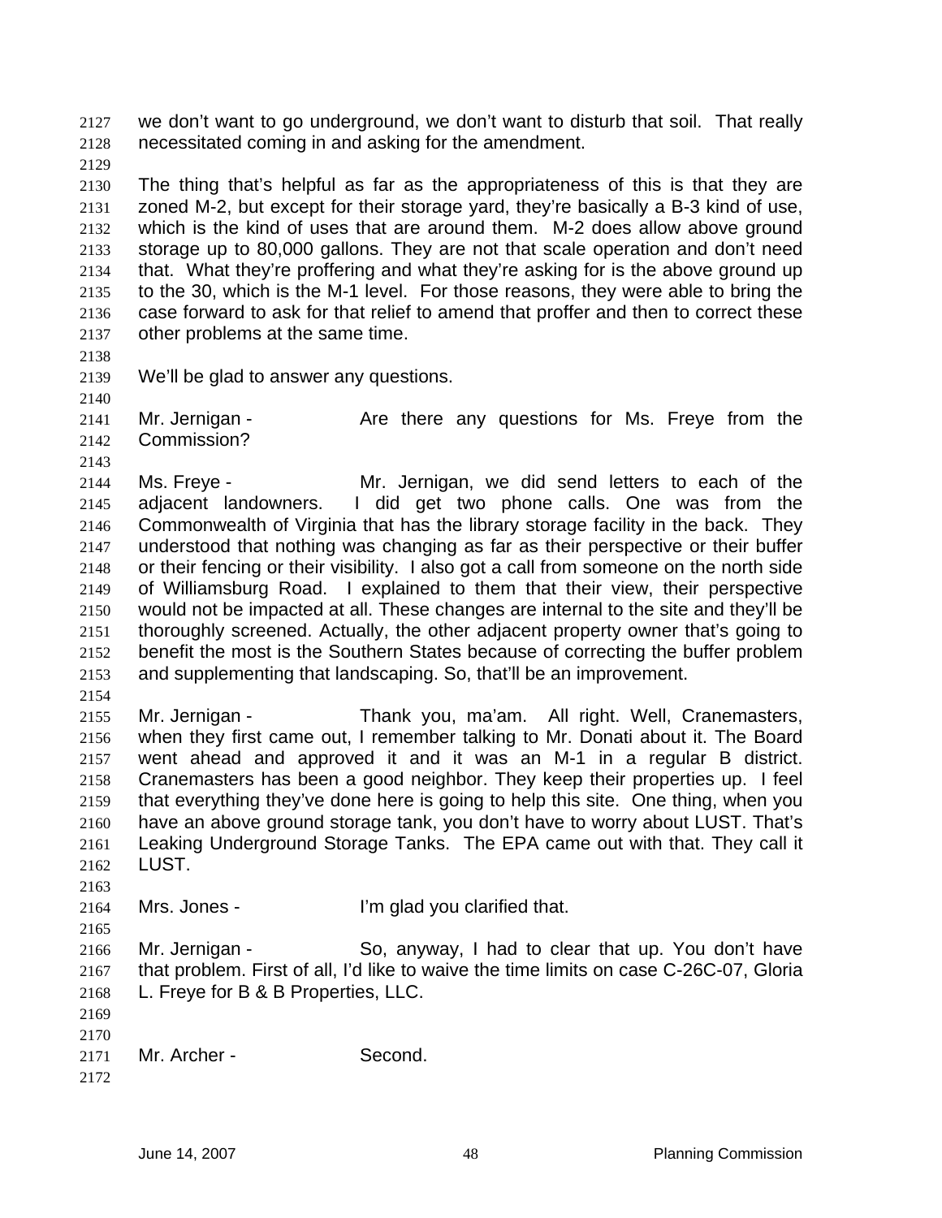we don't want to go underground, we don't want to disturb that soil. That really necessitated coming in and asking for the amendment.

The thing that's helpful as far as the appropriateness of this is that they are zoned M-2, but except for their storage yard, they're basically a B-3 kind of use, which is the kind of uses that are around them. M-2 does allow above ground storage up to 80,000 gallons. They are not that scale operation and don't need that. What they're proffering and what they're asking for is the above ground up to the 30, which is the M-1 level. For those reasons, they were able to bring the case forward to ask for that relief to amend that proffer and then to correct these other problems at the same time.

We'll be glad to answer any questions.

Mr. Jernigan - Are there any questions for Ms. Freye from the Commission?

Ms. Freye - Mr. Jernigan, we did send letters to each of the adjacent landowners. I did get two phone calls. One was from the Commonwealth of Virginia that has the library storage facility in the back. They understood that nothing was changing as far as their perspective or their buffer or their fencing or their visibility. I also got a call from someone on the north side of Williamsburg Road. I explained to them that their view, their perspective would not be impacted at all. These changes are internal to the site and they'll be thoroughly screened. Actually, the other adjacent property owner that's going to benefit the most is the Southern States because of correcting the buffer problem and supplementing that landscaping. So, that'll be an improvement.

Mr. Jernigan - Thank you, ma'am. All right. Well, Cranemasters, when they first came out, I remember talking to Mr. Donati about it. The Board went ahead and approved it and it was an M-1 in a regular B district. Cranemasters has been a good neighbor. They keep their properties up. I feel that everything they've done here is going to help this site. One thing, when you have an above ground storage tank, you don't have to worry about LUST. That's Leaking Underground Storage Tanks. The EPA came out with that. They call it LUST.

Mrs. Jones - I'm glad you clarified that.

Mr. Jernigan - So, anyway, I had to clear that up. You don't have that problem. First of all, I'd like to waive the time limits on case C-26C-07, Gloria L. Freye for B & B Properties, LLC.

Mr. Archer - Second.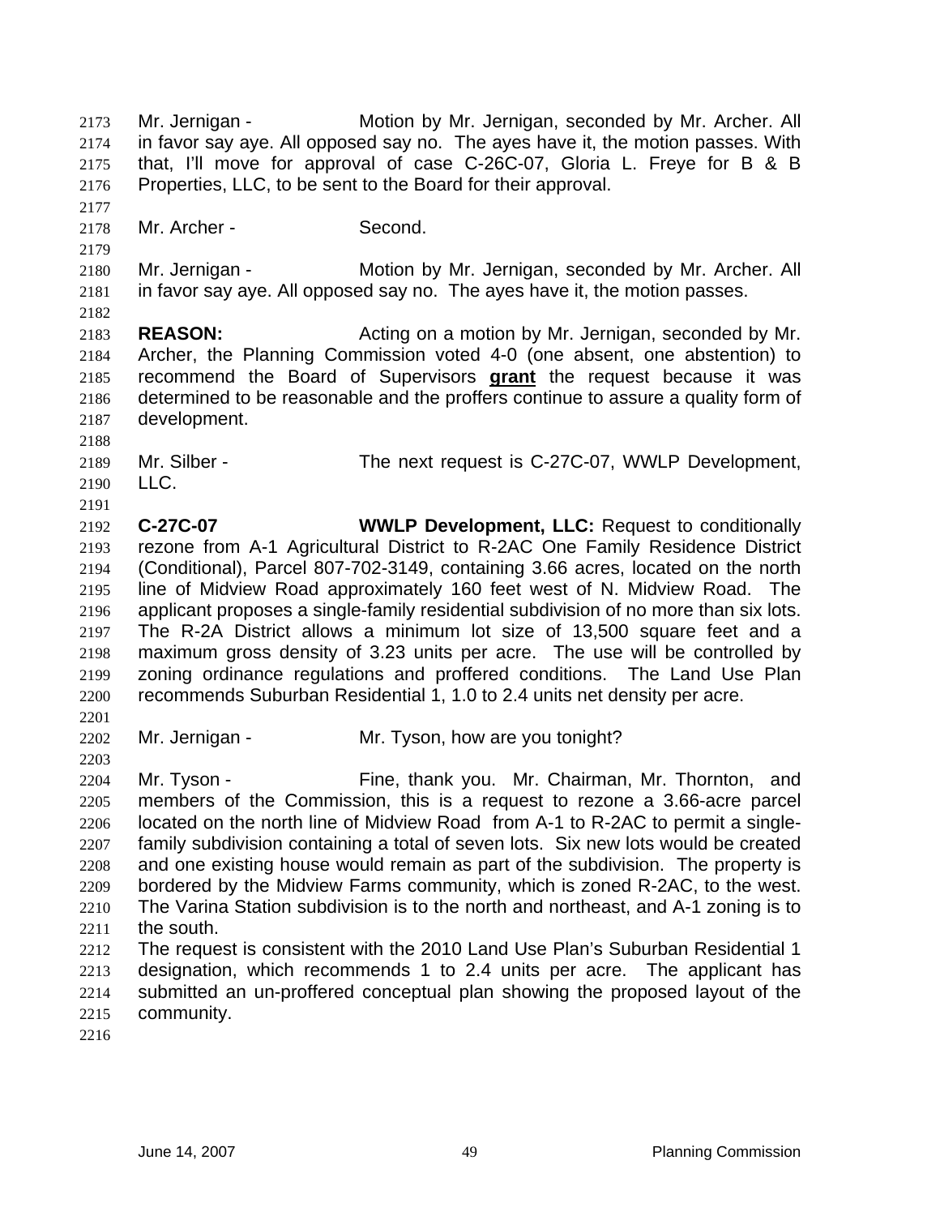Mr. Jernigan - Motion by Mr. Jernigan, seconded by Mr. Archer. All in favor say aye. All opposed say no. The ayes have it, the motion passes. With that, I'll move for approval of case C-26C-07, Gloria L. Freye for B & B Properties, LLC, to be sent to the Board for their approval.

Mr. Archer - Second.

Mr. Jernigan - Motion by Mr. Jernigan, seconded by Mr. Archer. All in favor say aye. All opposed say no. The ayes have it, the motion passes.

**REASON:** Acting on a motion by Mr. Jernigan, seconded by Mr. Archer, the Planning Commission voted 4-0 (one absent, one abstention) to recommend the Board of Supervisors **grant** the request because it was determined to be reasonable and the proffers continue to assure a quality form of development.

Mr. Silber - The next request is C-27C-07, WWLP Development, LLC.

**C-27C-07** **WWLP Development, LLC:** Request to conditionally rezone from A-1 Agricultural District to R-2AC One Family Residence District (Conditional), Parcel 807-702-3149, containing 3.66 acres, located on the north line of Midview Road approximately 160 feet west of N. Midview Road. The applicant proposes a single-family residential subdivision of no more than six lots. The R-2A District allows a minimum lot size of 13,500 square feet and a maximum gross density of 3.23 units per acre. The use will be controlled by zoning ordinance regulations and proffered conditions. The Land Use Plan recommends Suburban Residential 1, 1.0 to 2.4 units net density per acre.

Mr. Jernigan - Mr. Tyson, how are you tonight?

Mr. Tyson - Fine, thank you. Mr. Chairman, Mr. Thornton, and members of the Commission, this is a request to rezone a 3.66-acre parcel located on the north line of Midview Road from A-1 to R-2AC to permit a single-family subdivision containing a total of seven lots. Six new lots would be created and one existing house would remain as part of the subdivision. The property is bordered by the Midview Farms community, which is zoned R-2AC, to the west. The Varina Station subdivision is to the north and northeast, and A-1 zoning is to the south.
The request is consistent with the 2010 Land Use Plan's Suburban Residential 1 designation, which recommends 1 to 2.4 units per acre. The applicant has submitted an un-proffered conceptual plan showing the proposed layout of the community.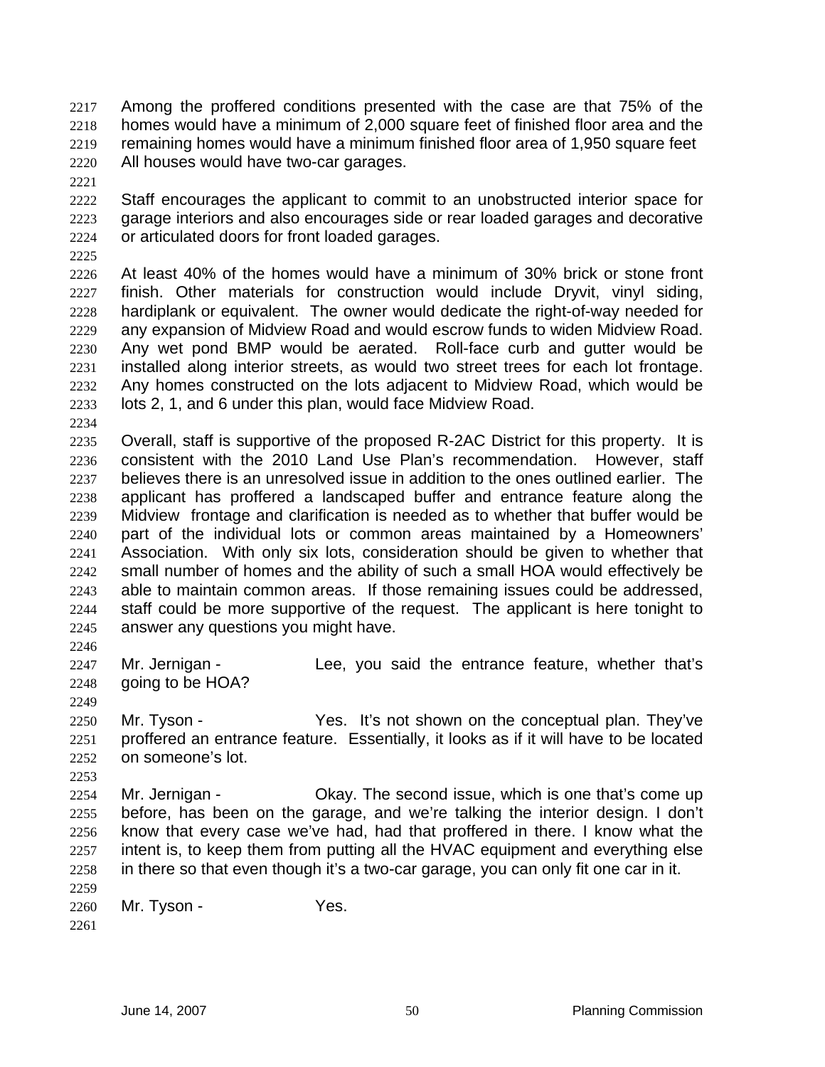Among the proffered conditions presented with the case are that 75% of the homes would have a minimum of 2,000 square feet of finished floor area and the remaining homes would have a minimum finished floor area of 1,950 square feet All houses would have two-car garages.

Staff encourages the applicant to commit to an unobstructed interior space for garage interiors and also encourages side or rear loaded garages and decorative or articulated doors for front loaded garages.

At least 40% of the homes would have a minimum of 30% brick or stone front finish. Other materials for construction would include Dryvit, vinyl siding, hardiplank or equivalent. The owner would dedicate the right-of-way needed for any expansion of Midview Road and would escrow funds to widen Midview Road. Any wet pond BMP would be aerated. Roll-face curb and gutter would be installed along interior streets, as would two street trees for each lot frontage. Any homes constructed on the lots adjacent to Midview Road, which would be lots 2, 1, and 6 under this plan, would face Midview Road.

Overall, staff is supportive of the proposed R-2AC District for this property. It is consistent with the 2010 Land Use Plan's recommendation. However, staff believes there is an unresolved issue in addition to the ones outlined earlier. The applicant has proffered a landscaped buffer and entrance feature along the Midview frontage and clarification is needed as to whether that buffer would be part of the individual lots or common areas maintained by a Homeowners' Association. With only six lots, consideration should be given to whether that small number of homes and the ability of such a small HOA would effectively be able to maintain common areas. If those remaining issues could be addressed, staff could be more supportive of the request. The applicant is here tonight to answer any questions you might have.

Mr. Jernigan - Lee, you said the entrance feature, whether that's going to be HOA?

Mr. Tyson - Yes. It's not shown on the conceptual plan. They've proffered an entrance feature. Essentially, it looks as if it will have to be located on someone's lot.

Mr. Jernigan - Okay. The second issue, which is one that's come up before, has been on the garage, and we're talking the interior design. I don't know that every case we've had, had that proffered in there. I know what the intent is, to keep them from putting all the HVAC equipment and everything else in there so that even though it's a two-car garage, you can only fit one car in it.

Mr. Tyson - Yes.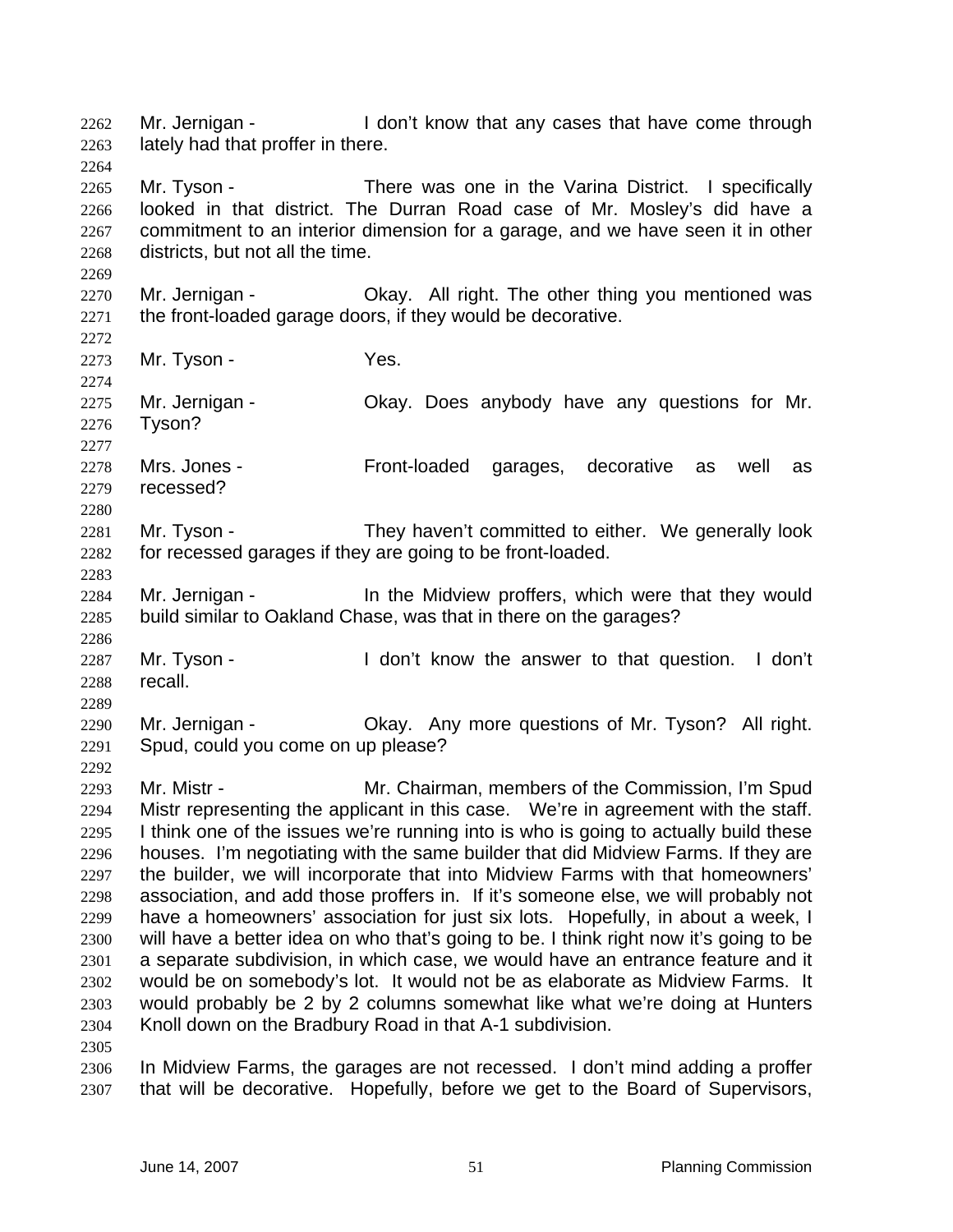Mr. Jernigan - I don't know that any cases that have come through lately had that proffer in there.

Mr. Tyson - There was one in the Varina District. I specifically looked in that district. The Durran Road case of Mr. Mosley's did have a commitment to an interior dimension for a garage, and we have seen it in other districts, but not all the time.

Mr. Jernigan - Okay. All right. The other thing you mentioned was the front-loaded garage doors, if they would be decorative.

Mr. Tyson - Yes.

Mr. Jernigan - Okay. Does anybody have any questions for Mr. Tyson?

Mrs. Jones - Front-loaded garages, decorative as well as recessed?

Mr. Tyson - They haven't committed to either. We generally look for recessed garages if they are going to be front-loaded.

Mr. Jernigan - In the Midview proffers, which were that they would build similar to Oakland Chase, was that in there on the garages?

Mr. Tyson - I don't know the answer to that question. I don't recall.

Mr. Jernigan - Okay. Any more questions of Mr. Tyson? All right. Spud, could you come on up please?

Mr. Mistr - Mr. Chairman, members of the Commission, I'm Spud Mistr representing the applicant in this case. We're in agreement with the staff. I think one of the issues we're running into is who is going to actually build these houses. I'm negotiating with the same builder that did Midview Farms. If they are the builder, we will incorporate that into Midview Farms with that homeowners' association, and add those proffers in. If it's someone else, we will probably not have a homeowners' association for just six lots. Hopefully, in about a week, I will have a better idea on who that's going to be. I think right now it's going to be a separate subdivision, in which case, we would have an entrance feature and it would be on somebody's lot. It would not be as elaborate as Midview Farms. It would probably be 2 by 2 columns somewhat like what we're doing at Hunters Knoll down on the Bradbury Road in that A-1 subdivision.

In Midview Farms, the garages are not recessed. I don't mind adding a proffer that will be decorative. Hopefully, before we get to the Board of Supervisors,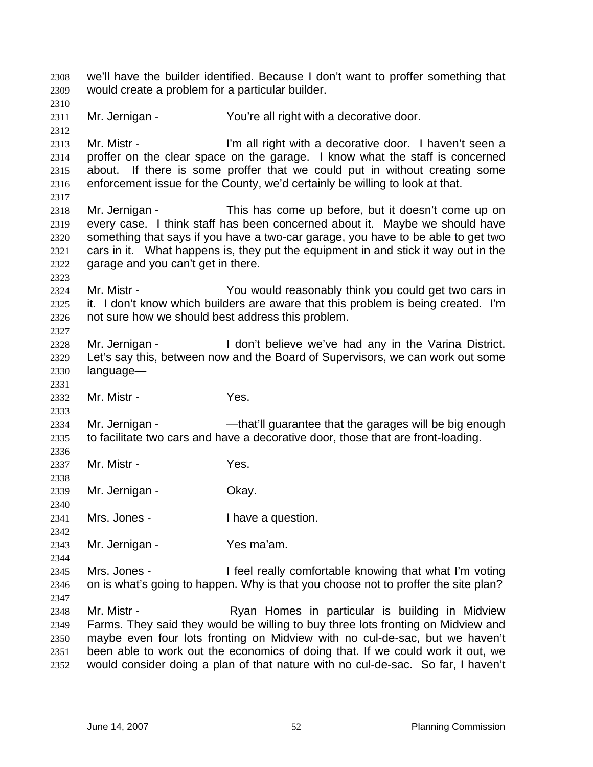we'll have the builder identified. Because I don't want to proffer something that would create a problem for a particular builder.

Mr. Jernigan - You're all right with a decorative door.

Mr. Mistr - I'm all right with a decorative door. I haven't seen a proffer on the clear space on the garage. I know what the staff is concerned about. If there is some proffer that we could put in without creating some enforcement issue for the County, we'd certainly be willing to look at that.

Mr. Jernigan - This has come up before, but it doesn't come up on every case. I think staff has been concerned about it. Maybe we should have something that says if you have a two-car garage, you have to be able to get two cars in it. What happens is, they put the equipment in and stick it way out in the garage and you can't get in there.

Mr. Mistr - You would reasonably think you could get two cars in it. I don't know which builders are aware that this problem is being created. I'm not sure how we should best address this problem.

Mr. Jernigan - I don't believe we've had any in the Varina District. Let's say this, between now and the Board of Supervisors, we can work out some language—

Mr. Mistr - Yes.

Mr. Jernigan - —that'll guarantee that the garages will be big enough to facilitate two cars and have a decorative door, those that are front-loading.

Mr. Mistr - Yes.

Mr. Jernigan - Okay.

Mrs. Jones - I have a question.

Mr. Jernigan - Yes ma'am.

Mrs. Jones - I feel really comfortable knowing that what I'm voting on is what's going to happen. Why is that you choose not to proffer the site plan?

Mr. Mistr - Ryan Homes in particular is building in Midview Farms. They said they would be willing to buy three lots fronting on Midview and maybe even four lots fronting on Midview with no cul-de-sac, but we haven't been able to work out the economics of doing that. If we could work it out, we would consider doing a plan of that nature with no cul-de-sac. So far, I haven't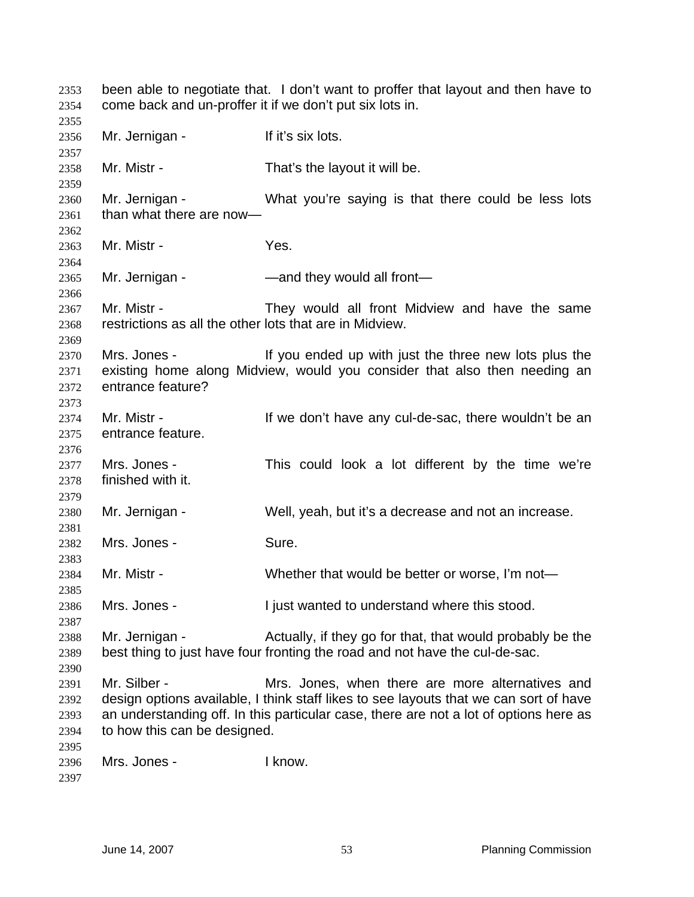been able to negotiate that. I don't want to proffer that layout and then have to come back and un-proffer it if we don't put six lots in.

Mr. Jernigan - If it's six lots.

Mr. Mistr - That's the layout it will be.

Mr. Jernigan - What you're saying is that there could be less lots than what there are now—

Mr. Mistr - Yes.

Mr. Jernigan - —and they would all front—

Mr. Mistr - They would all front Midview and have the same restrictions as all the other lots that are in Midview.

Mrs. Jones - If you ended up with just the three new lots plus the existing home along Midview, would you consider that also then needing an entrance feature?

Mr. Mistr - If we don't have any cul-de-sac, there wouldn't be an entrance feature.

Mrs. Jones - This could look a lot different by the time we're finished with it.

Mr. Jernigan - Well, yeah, but it's a decrease and not an increase.

Mrs. Jones - Sure.

Mr. Mistr - Whether that would be better or worse, I'm not—

Mrs. Jones - I just wanted to understand where this stood.

Mr. Jernigan - Actually, if they go for that, that would probably be the best thing to just have four fronting the road and not have the cul-de-sac.

Mr. Silber - Mrs. Jones, when there are more alternatives and design options available, I think staff likes to see layouts that we can sort of have an understanding off. In this particular case, there are not a lot of options here as to how this can be designed.

Mrs. Jones - I know.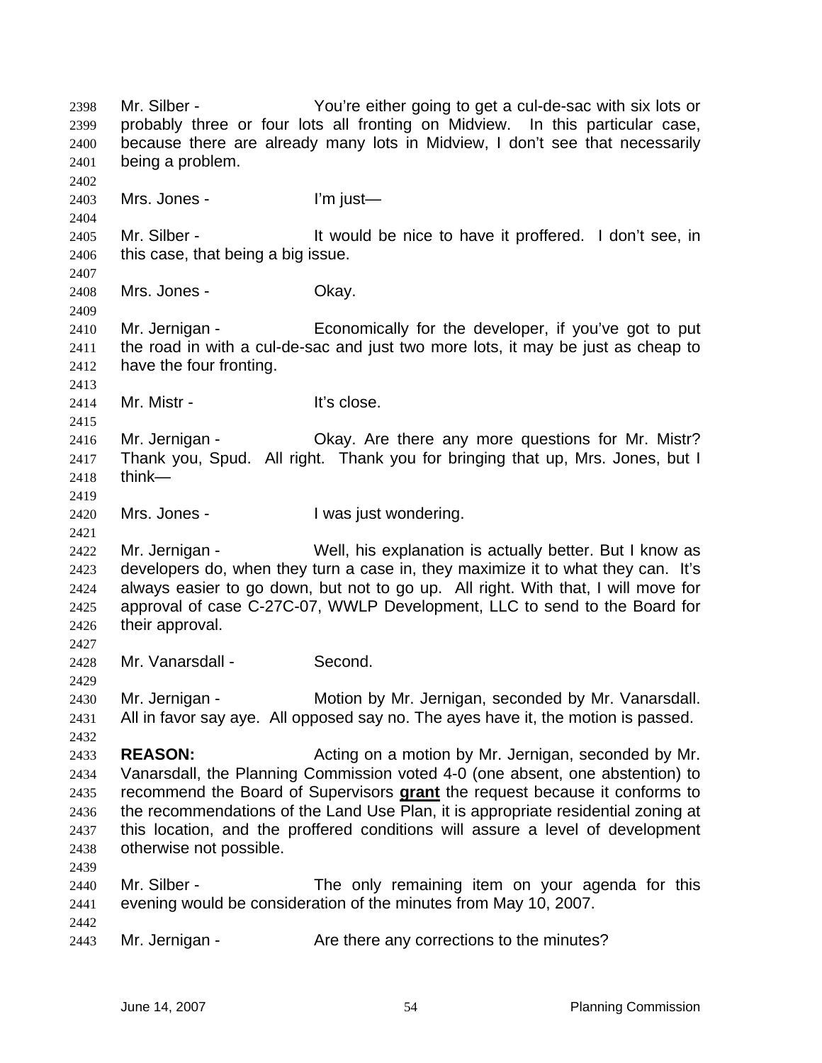Mr. Silber - You're either going to get a cul-de-sac with six lots or probably three or four lots all fronting on Midview. In this particular case, because there are already many lots in Midview, I don't see that necessarily being a problem.

Mrs. Jones - I'm just—

Mr. Silber - It would be nice to have it proffered. I don't see, in this case, that being a big issue.

Mrs. Jones - Okay.

Mr. Jernigan - Economically for the developer, if you've got to put the road in with a cul-de-sac and just two more lots, it may be just as cheap to have the four fronting.

Mr. Mistr - It's close.

Mr. Jernigan - Okay. Are there any more questions for Mr. Mistr? Thank you, Spud. All right. Thank you for bringing that up, Mrs. Jones, but I think—

Mrs. Jones - I was just wondering.

Mr. Jernigan - Well, his explanation is actually better. But I know as developers do, when they turn a case in, they maximize it to what they can. It's always easier to go down, but not to go up. All right. With that, I will move for approval of case C-27C-07, WWLP Development, LLC to send to the Board for their approval.

Mr. Vanarsdall - Second.

Mr. Jernigan - Motion by Mr. Jernigan, seconded by Mr. Vanarsdall. All in favor say aye. All opposed say no. The ayes have it, the motion is passed.

**REASON:** Acting on a motion by Mr. Jernigan, seconded by Mr. Vanarsdall, the Planning Commission voted 4-0 (one absent, one abstention) to recommend the Board of Supervisors **grant** the request because it conforms to the recommendations of the Land Use Plan, it is appropriate residential zoning at this location, and the proffered conditions will assure a level of development otherwise not possible.

Mr. Silber - The only remaining item on your agenda for this evening would be consideration of the minutes from May 10, 2007.

Mr. Jernigan - Are there any corrections to the minutes?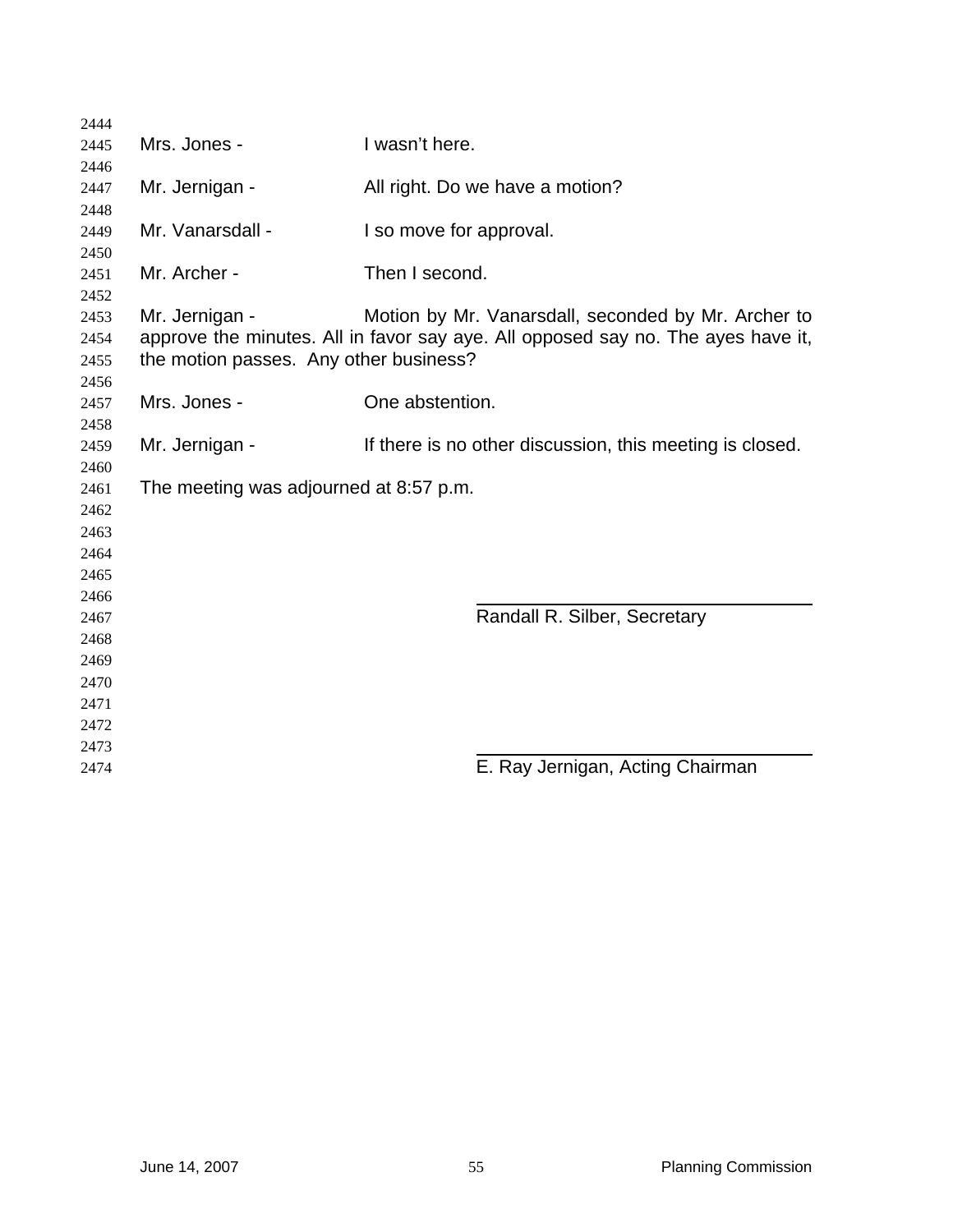Mrs. Jones - I wasn't here.

Mr. Jernigan - All right. Do we have a motion?

Mr. Vanarsdall - I so move for approval.

Mr. Archer - Then I second.

Mr. Jernigan - Motion by Mr. Vanarsdall, seconded by Mr. Archer to approve the minutes. All in favor say aye. All opposed say no. The ayes have it, the motion passes. Any other business?

Mrs. Jones - One abstention.

Mr. Jernigan - If there is no other discussion, this meeting is closed.

The meeting was adjourned at 8:57 p.m.

\_\_\_\_\_\_\_\_\_\_\_\_\_\_\_\_\_\_\_\_\_\_\_\_\_\_\_\_\_\_\_\_

Randall R. Silber, Secretary

\_\_\_\_\_\_\_\_\_\_\_\_\_\_\_\_\_\_\_\_\_\_\_\_\_\_\_\_\_\_\_\_

E. Ray Jernigan, Acting Chairman